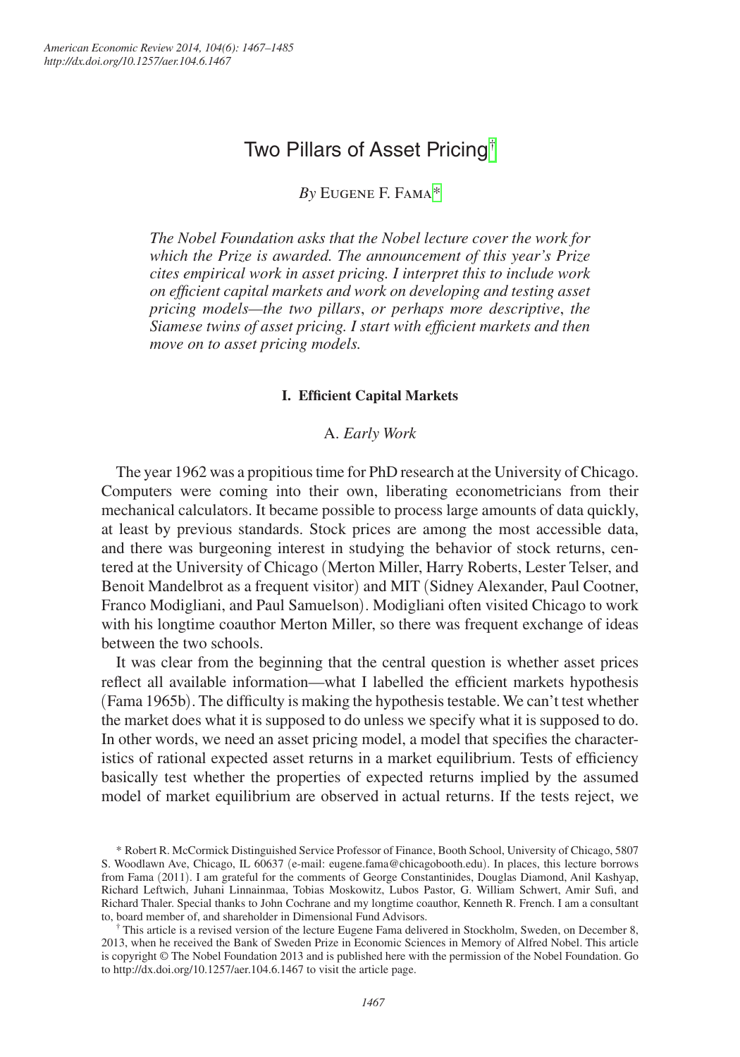# Two Pillars of Asset Pricing[†]

*By* Eugene F. Fama[*]

*The Nobel Foundation asks that the Nobel lecture cover the work for which the Prize is awarded. The announcement of this year's Prize cites empirical work in asset pricing. I interpret this to include work on efficient capital markets and work on developing and testing asset pricing models—the two pillars, or perhaps more descriptive, the Siamese twins of asset pricing. I start with efficient markets and then move on to asset pricing models.*

## I. Efficient Capital Markets

### A. *Early Work*

The year 1962 was a propitious time for PhD research at the University of Chicago. Computers were coming into their own, liberating econometricians from their mechanical calculators. It became possible to process large amounts of data quickly, at least by previous standards. Stock prices are among the most accessible data, and there was burgeoning interest in studying the behavior of stock returns, centered at the University of Chicago (Merton Miller, Harry Roberts, Lester Telser, and Benoit Mandelbrot as a frequent visitor) and MIT (Sidney Alexander, Paul Cootner, Franco Modigliani, and Paul Samuelson). Modigliani often visited Chicago to work with his longtime coauthor Merton Miller, so there was frequent exchange of ideas between the two schools.

It was clear from the beginning that the central question is whether asset prices reflect all available information—what I labelled the efficient markets hypothesis (Fama 1965b). The difficulty is making the hypothesis testable. We can't test whether the market does what it is supposed to do unless we specify what it is supposed to do. In other words, we need an asset pricing model, a model that specifies the characteristics of rational expected asset returns in a market equilibrium. Tests of efficiency basically test whether the properties of expected returns implied by the assumed model of market equilibrium are observed in actual returns. If the tests reject, we

---

[*] Robert R. McCormick Distinguished Service Professor of Finance, Booth School, University of Chicago, 5807 S. Woodlawn Ave, Chicago, IL 60637 (e-mail: eugene.fama@chicagobooth.edu). In places, this lecture borrows from Fama (2011). I am grateful for the comments of George Constantinides, Douglas Diamond, Anil Kashyap, Richard Leftwich, Juhani Linnainmaa, Tobias Moskowitz, Lubos Pastor, G. William Schwert, Amir Sufi, and Richard Thaler. Special thanks to John Cochrane and my longtime coauthor, Kenneth R. French. I am a consultant to, board member of, and shareholder in Dimensional Fund Advisors.

[†] This article is a revised version of the lecture Eugene Fama delivered in Stockholm, Sweden, on December 8, 2013, when he received the Bank of Sweden Prize in Economic Sciences in Memory of Alfred Nobel. This article is copyright © The Nobel Foundation 2013 and is published here with the permission of the Nobel Foundation. Go to http://dx.doi.org/10.1257/aer.104.6.1467 to visit the article page.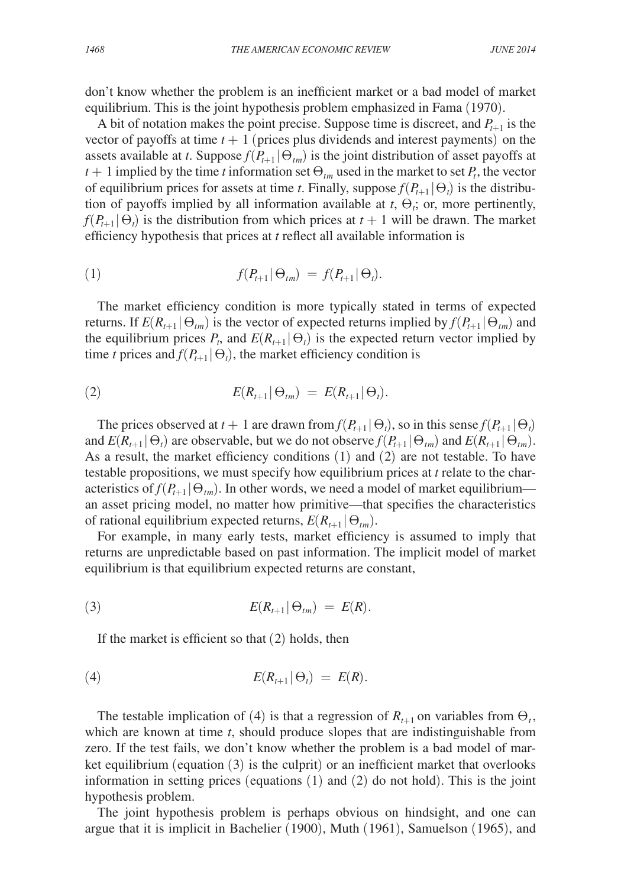don't know whether the problem is an inefficient market or a bad model of market equilibrium. This is the joint hypothesis problem emphasized in Fama (1970).

A bit of notation makes the point precise. Suppose time is discreet, and $P_{t+1}$ is the vector of payoffs at time $t+1$ (prices plus dividends and interest payments) on the assets available at $t$. Suppose $f(P_{t+1} | \Theta_{tm})$ is the joint distribution of asset payoffs at $t+1$ implied by the time $t$ information set $\Theta_{tm}$ used in the market to set $P_t$, the vector of equilibrium prices for assets at time $t$. Finally, suppose $f(P_{t+1} | \Theta_t)$ is the distribution of payoffs implied by all information available at $t$, $\Theta_t$; or, more pertinently, $f(P_{t+1} | \Theta_t)$ is the distribution from which prices at $t+1$ will be drawn. The market efficiency hypothesis that prices at $t$ reflect all available information is

$$(1) \qquad f(P_{t+1} | \Theta_{tm}) = f(P_{t+1} | \Theta_t).$$

The market efficiency condition is more typically stated in terms of expected returns. If $E(R_{t+1} | \Theta_{tm})$ is the vector of expected returns implied by $f(P_{t+1} | \Theta_{tm})$ and the equilibrium prices $P_t$, and $E(R_{t+1} | \Theta_t)$ is the expected return vector implied by time $t$ prices and $f(P_{t+1} | \Theta_t)$, the market efficiency condition is

$$(2) \qquad E(R_{t+1} | \Theta_{tm}) = E(R_{t+1} | \Theta_t).$$

The prices observed at $t+1$ are drawn from $f(P_{t+1} | \Theta_t)$, so in this sense $f(P_{t+1} | \Theta_t)$ and $E(R_{t+1} | \Theta_t)$ are observable, but we do not observe $f(P_{t+1} | \Theta_{tm})$ and $E(R_{t+1} | \Theta_{tm})$. As a result, the market efficiency conditions (1) and (2) are not testable. To have testable propositions, we must specify how equilibrium prices at $t$ relate to the characteristics of $f(P_{t+1} | \Theta_{tm})$. In other words, we need a model of market equilibrium—an asset pricing model, no matter how primitive—that specifies the characteristics of rational equilibrium expected returns, $E(R_{t+1} | \Theta_{tm})$.

For example, in many early tests, market efficiency is assumed to imply that returns are unpredictable based on past information. The implicit model of market equilibrium is that equilibrium expected returns are constant,

$$(3) \qquad E(R_{t+1} | \Theta_{tm}) = E(R).$$

If the market is efficient so that (2) holds, then

$$(4) \qquad E(R_{t+1} | \Theta_t) = E(R).$$

The testable implication of (4) is that a regression of $R_{t+1}$ on variables from $\Theta_t$, which are known at time $t$, should produce slopes that are indistinguishable from zero. If the test fails, we don't know whether the problem is a bad model of market equilibrium (equation (3) is the culprit) or an inefficient market that overlooks information in setting prices (equations (1) and (2) do not hold). This is the joint hypothesis problem.

The joint hypothesis problem is perhaps obvious on hindsight, and one can argue that it is implicit in Bachelier (1900), Muth (1961), Samuelson (1965), and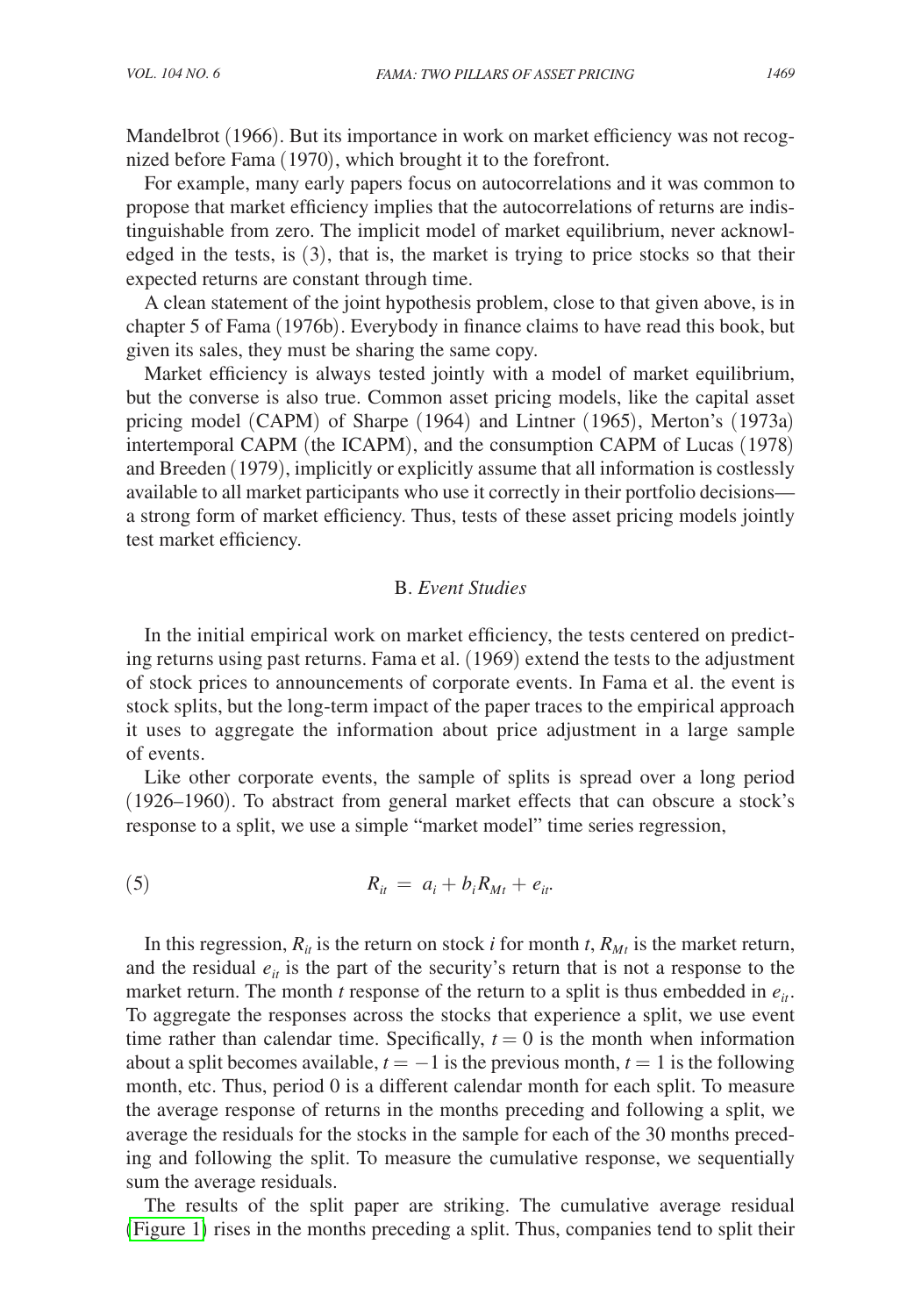Mandelbrot (1966). But its importance in work on market efficiency was not recognized before Fama (1970), which brought it to the forefront.

For example, many early papers focus on autocorrelations and it was common to propose that market efficiency implies that the autocorrelations of returns are indistinguishable from zero. The implicit model of market equilibrium, never acknowledged in the tests, is (3), that is, the market is trying to price stocks so that their expected returns are constant through time.

A clean statement of the joint hypothesis problem, close to that given above, is in chapter 5 of Fama (1976b). Everybody in finance claims to have read this book, but given its sales, they must be sharing the same copy.

Market efficiency is always tested jointly with a model of market equilibrium, but the converse is also true. Common asset pricing models, like the capital asset pricing model (CAPM) of Sharpe (1964) and Lintner (1965), Merton's (1973a) intertemporal CAPM (the ICAPM), and the consumption CAPM of Lucas (1978) and Breeden (1979), implicitly or explicitly assume that all information is costlessly available to all market participants who use it correctly in their portfolio decisions—a strong form of market efficiency. Thus, tests of these asset pricing models jointly test market efficiency.

### B. *Event Studies*

In the initial empirical work on market efficiency, the tests centered on predicting returns using past returns. Fama et al. (1969) extend the tests to the adjustment of stock prices to announcements of corporate events. In Fama et al. the event is stock splits, but the long-term impact of the paper traces to the empirical approach it uses to aggregate the information about price adjustment in a large sample of events.

Like other corporate events, the sample of splits is spread over a long period (1926–1960). To abstract from general market effects that can obscure a stock's response to a split, we use a simple "market model" time series regression,

$$R_{it} = a_i + b_i R_{Mt} + e_{it}. \tag{5}$$

In this regression, $R_{it}$ is the return on stock $i$ for month $t$, $R_{Mt}$ is the market return, and the residual $e_{it}$ is the part of the security's return that is not a response to the market return. The month $t$ response of the return to a split is thus embedded in $e_{it}$. To aggregate the responses across the stocks that experience a split, we use event time rather than calendar time. Specifically, $t = 0$ is the month when information about a split becomes available, $t = -1$ is the previous month, $t = 1$ is the following month, etc. Thus, period 0 is a different calendar month for each split. To measure the average response of returns in the months preceding and following a split, we average the residuals for the stocks in the sample for each of the 30 months preceding and following the split. To measure the cumulative response, we sequentially sum the average residuals.

The results of the split paper are striking. The cumulative average residual (Figure 1) rises in the months preceding a split. Thus, companies tend to split their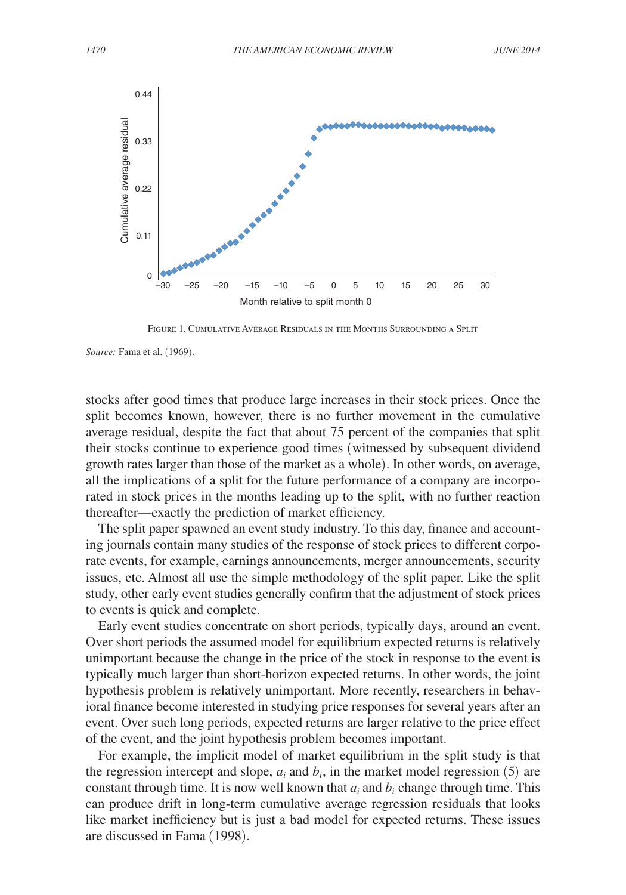Figure 1. Cumulative Average Residuals in the Months Surrounding a Split

*Source:* Fama et al. (1969).

stocks after good times that produce large increases in their stock prices. Once the split becomes known, however, there is no further movement in the cumulative average residual, despite the fact that about 75 percent of the companies that split their stocks continue to experience good times (witnessed by subsequent dividend growth rates larger than those of the market as a whole). In other words, on average, all the implications of a split for the future performance of a company are incorporated in stock prices in the months leading up to the split, with no further reaction thereafter—exactly the prediction of market efficiency.

The split paper spawned an event study industry. To this day, finance and accounting journals contain many studies of the response of stock prices to different corporate events, for example, earnings announcements, merger announcements, security issues, etc. Almost all use the simple methodology of the split paper. Like the split study, other early event studies generally confirm that the adjustment of stock prices to events is quick and complete.

Early event studies concentrate on short periods, typically days, around an event. Over short periods the assumed model for equilibrium expected returns is relatively unimportant because the change in the price of the stock in response to the event is typically much larger than short-horizon expected returns. In other words, the joint hypothesis problem is relatively unimportant. More recently, researchers in behavioral finance become interested in studying price responses for several years after an event. Over such long periods, expected returns are larger relative to the price effect of the event, and the joint hypothesis problem becomes important.

For example, the implicit model of market equilibrium in the split study is that the regression intercept and slope, $a_i$ and $b_i$, in the market model regression (5) are constant through time. It is now well known that $a_i$ and $b_i$ change through time. This can produce drift in long-term cumulative average regression residuals that looks like market inefficiency but is just a bad model for expected returns. These issues are discussed in Fama (1998).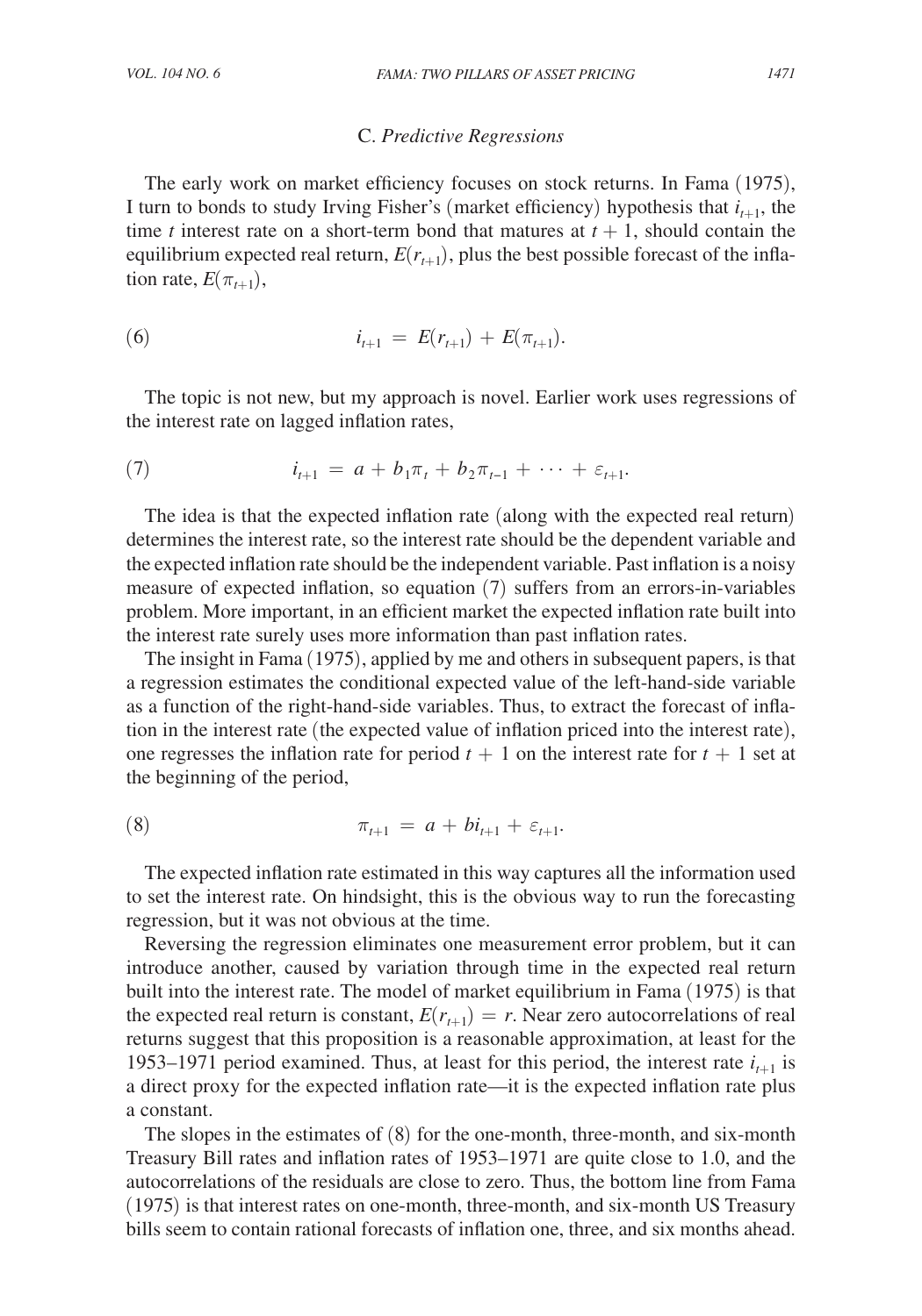### C. *Predictive Regressions*

The early work on market efficiency focuses on stock returns. In Fama (1975), I turn to bonds to study Irving Fisher's (market efficiency) hypothesis that $i_{t+1}$, the time $t$ interest rate on a short-term bond that matures at $t + 1$, should contain the equilibrium expected real return, $E(r_{t+1})$, plus the best possible forecast of the inflation rate, $E(\pi_{t+1})$,

$$i_{t+1} = E(r_{t+1}) + E(\pi_{t+1}). \tag{6}$$

The topic is not new, but my approach is novel. Earlier work uses regressions of the interest rate on lagged inflation rates,

$$i_{t+1} = a + b_1\pi_t + b_2\pi_{t-1} + \cdots + \varepsilon_{t+1}. \tag{7}$$

The idea is that the expected inflation rate (along with the expected real return) determines the interest rate, so the interest rate should be the dependent variable and the expected inflation rate should be the independent variable. Past inflation is a noisy measure of expected inflation, so equation (7) suffers from an errors-in-variables problem. More important, in an efficient market the expected inflation rate built into the interest rate surely uses more information than past inflation rates.

The insight in Fama (1975), applied by me and others in subsequent papers, is that a regression estimates the conditional expected value of the left-hand-side variable as a function of the right-hand-side variables. Thus, to extract the forecast of inflation in the interest rate (the expected value of inflation priced into the interest rate), one regresses the inflation rate for period $t + 1$ on the interest rate for $t + 1$ set at the beginning of the period,

$$\pi_{t+1} = a + bi_{t+1} + \varepsilon_{t+1}. \tag{8}$$

The expected inflation rate estimated in this way captures all the information used to set the interest rate. On hindsight, this is the obvious way to run the forecasting regression, but it was not obvious at the time.

Reversing the regression eliminates one measurement error problem, but it can introduce another, caused by variation through time in the expected real return built into the interest rate. The model of market equilibrium in Fama (1975) is that the expected real return is constant, $E(r_{t+1}) = r$. Near zero autocorrelations of real returns suggest that this proposition is a reasonable approximation, at least for the 1953–1971 period examined. Thus, at least for this period, the interest rate $i_{t+1}$ is a direct proxy for the expected inflation rate—it is the expected inflation rate plus a constant.

The slopes in the estimates of (8) for the one-month, three-month, and six-month Treasury Bill rates and inflation rates of 1953–1971 are quite close to 1.0, and the autocorrelations of the residuals are close to zero. Thus, the bottom line from Fama (1975) is that interest rates on one-month, three-month, and six-month US Treasury bills seem to contain rational forecasts of inflation one, three, and six months ahead.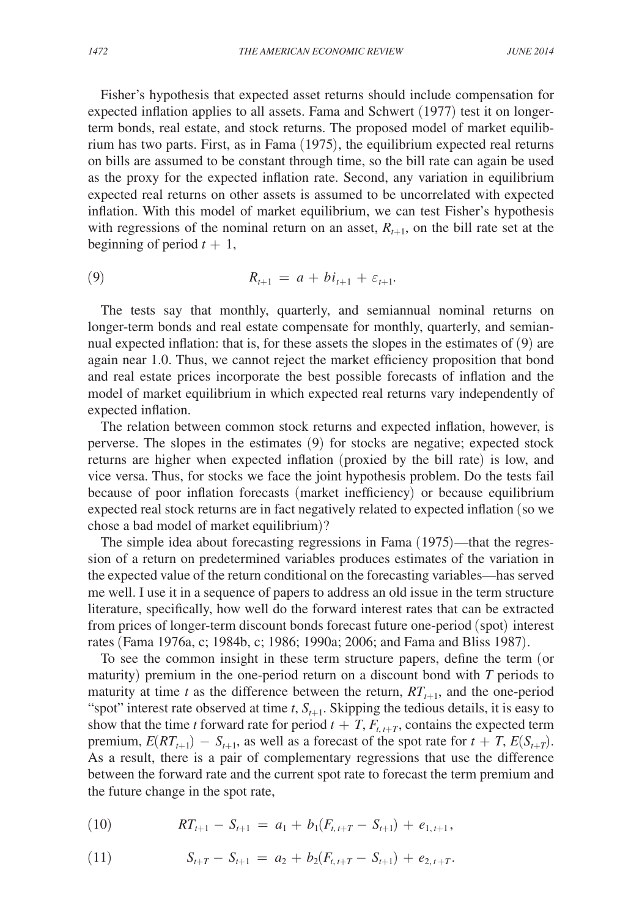Fisher's hypothesis that expected asset returns should include compensation for expected inflation applies to all assets. Fama and Schwert (1977) test it on longer-term bonds, real estate, and stock returns. The proposed model of market equilibrium has two parts. First, as in Fama (1975), the equilibrium expected real returns on bills are assumed to be constant through time, so the bill rate can again be used as the proxy for the expected inflation rate. Second, any variation in equilibrium expected real returns on other assets is assumed to be uncorrelated with expected inflation. With this model of market equilibrium, we can test Fisher's hypothesis with regressions of the nominal return on an asset, $R_{t+1}$, on the bill rate set at the beginning of period $t + 1$,

$$R_{t+1} = a + bi_{t+1} + \varepsilon_{t+1}. \tag{9}$$

The tests say that monthly, quarterly, and semiannual nominal returns on longer-term bonds and real estate compensate for monthly, quarterly, and semiannual expected inflation: that is, for these assets the slopes in the estimates of (9) are again near 1.0. Thus, we cannot reject the market efficiency proposition that bond and real estate prices incorporate the best possible forecasts of inflation and the model of market equilibrium in which expected real returns vary independently of expected inflation.

The relation between common stock returns and expected inflation, however, is perverse. The slopes in the estimates (9) for stocks are negative; expected stock returns are higher when expected inflation (proxied by the bill rate) is low, and vice versa. Thus, for stocks we face the joint hypothesis problem. Do the tests fail because of poor inflation forecasts (market inefficiency) or because equilibrium expected real stock returns are in fact negatively related to expected inflation (so we chose a bad model of market equilibrium)?

The simple idea about forecasting regressions in Fama (1975)—that the regression of a return on predetermined variables produces estimates of the variation in the expected value of the return conditional on the forecasting variables—has served me well. I use it in a sequence of papers to address an old issue in the term structure literature, specifically, how well do the forward interest rates that can be extracted from prices of longer-term discount bonds forecast future one-period (spot) interest rates (Fama 1976a, c; 1984b, c; 1986; 1990a; 2006; and Fama and Bliss 1987).

To see the common insight in these term structure papers, define the term (or maturity) premium in the one-period return on a discount bond with $T$ periods to maturity at time $t$ as the difference between the return, $RT_{t+1}$, and the one-period "spot" interest rate observed at time $t$, $S_{t+1}$. Skipping the tedious details, it is easy to show that the time $t$ forward rate for period $t + T$, $F_{t,t+T}$, contains the expected term premium, $E(RT_{t+1}) - S_{t+1}$, as well as a forecast of the spot rate for $t + T$, $E(S_{t+T})$. As a result, there is a pair of complementary regressions that use the difference between the forward rate and the current spot rate to forecast the term premium and the future change in the spot rate,

$$RT_{t+1} - S_{t+1} = a_1 + b_1(F_{t,t+T} - S_{t+1}) + e_{1,t+1}, \tag{10}$$

$$S_{t+T} - S_{t+1} = a_2 + b_2(F_{t,t+T} - S_{t+1}) + e_{2,t+T}. \tag{11}$$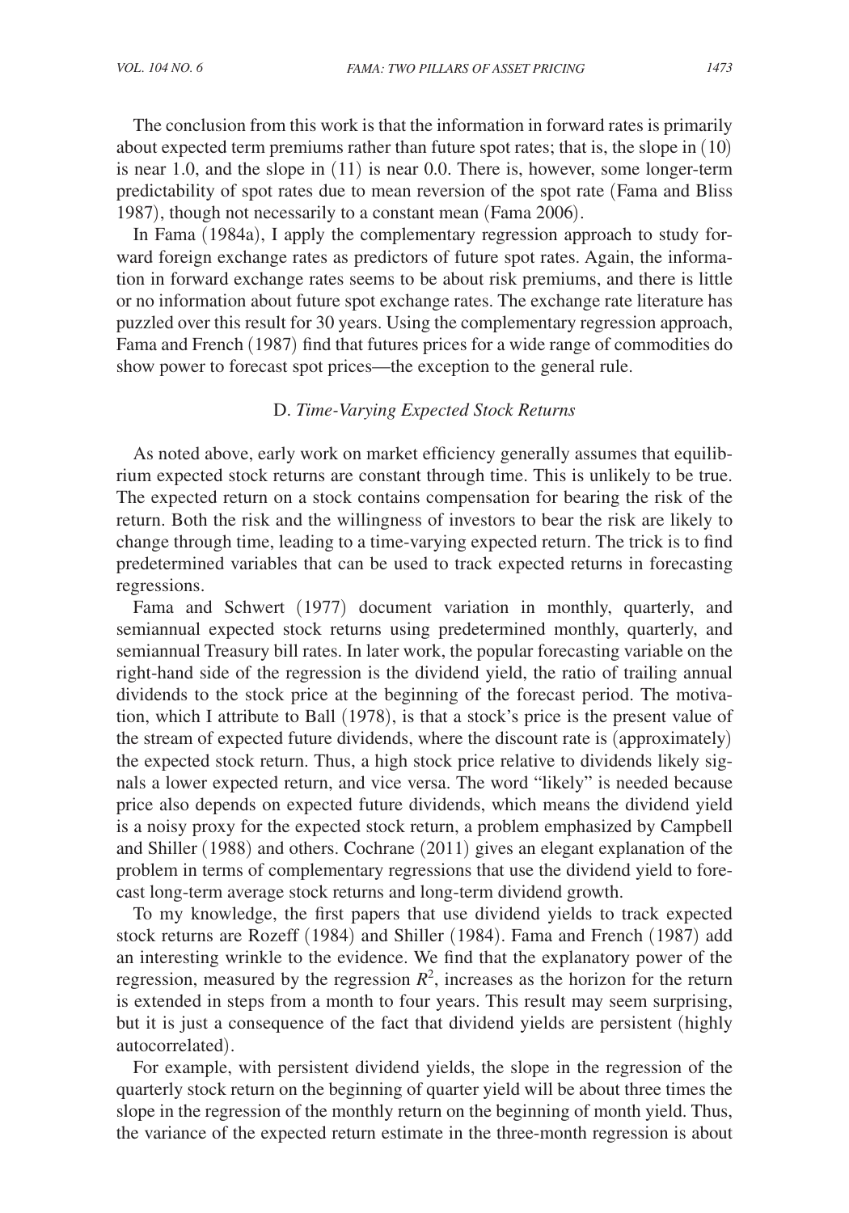The conclusion from this work is that the information in forward rates is primarily about expected term premiums rather than future spot rates; that is, the slope in (10) is near 1.0, and the slope in (11) is near 0.0. There is, however, some longer-term predictability of spot rates due to mean reversion of the spot rate (Fama and Bliss 1987), though not necessarily to a constant mean (Fama 2006).

In Fama (1984a), I apply the complementary regression approach to study forward foreign exchange rates as predictors of future spot rates. Again, the information in forward exchange rates seems to be about risk premiums, and there is little or no information about future spot exchange rates. The exchange rate literature has puzzled over this result for 30 years. Using the complementary regression approach, Fama and French (1987) find that futures prices for a wide range of commodities do show power to forecast spot prices—the exception to the general rule.

### D. *Time-Varying Expected Stock Returns*

As noted above, early work on market efficiency generally assumes that equilibrium expected stock returns are constant through time. This is unlikely to be true. The expected return on a stock contains compensation for bearing the risk of the return. Both the risk and the willingness of investors to bear the risk are likely to change through time, leading to a time-varying expected return. The trick is to find predetermined variables that can be used to track expected returns in forecasting regressions.

Fama and Schwert (1977) document variation in monthly, quarterly, and semiannual expected stock returns using predetermined monthly, quarterly, and semiannual Treasury bill rates. In later work, the popular forecasting variable on the right-hand side of the regression is the dividend yield, the ratio of trailing annual dividends to the stock price at the beginning of the forecast period. The motivation, which I attribute to Ball (1978), is that a stock's price is the present value of the stream of expected future dividends, where the discount rate is (approximately) the expected stock return. Thus, a high stock price relative to dividends likely signals a lower expected return, and vice versa. The word "likely" is needed because price also depends on expected future dividends, which means the dividend yield is a noisy proxy for the expected stock return, a problem emphasized by Campbell and Shiller (1988) and others. Cochrane (2011) gives an elegant explanation of the problem in terms of complementary regressions that use the dividend yield to forecast long-term average stock returns and long-term dividend growth.

To my knowledge, the first papers that use dividend yields to track expected stock returns are Rozeff (1984) and Shiller (1984). Fama and French (1987) add an interesting wrinkle to the evidence. We find that the explanatory power of the regression, measured by the regression $R^2$, increases as the horizon for the return is extended in steps from a month to four years. This result may seem surprising, but it is just a consequence of the fact that dividend yields are persistent (highly autocorrelated).

For example, with persistent dividend yields, the slope in the regression of the quarterly stock return on the beginning of quarter yield will be about three times the slope in the regression of the monthly return on the beginning of month yield. Thus, the variance of the expected return estimate in the three-month regression is about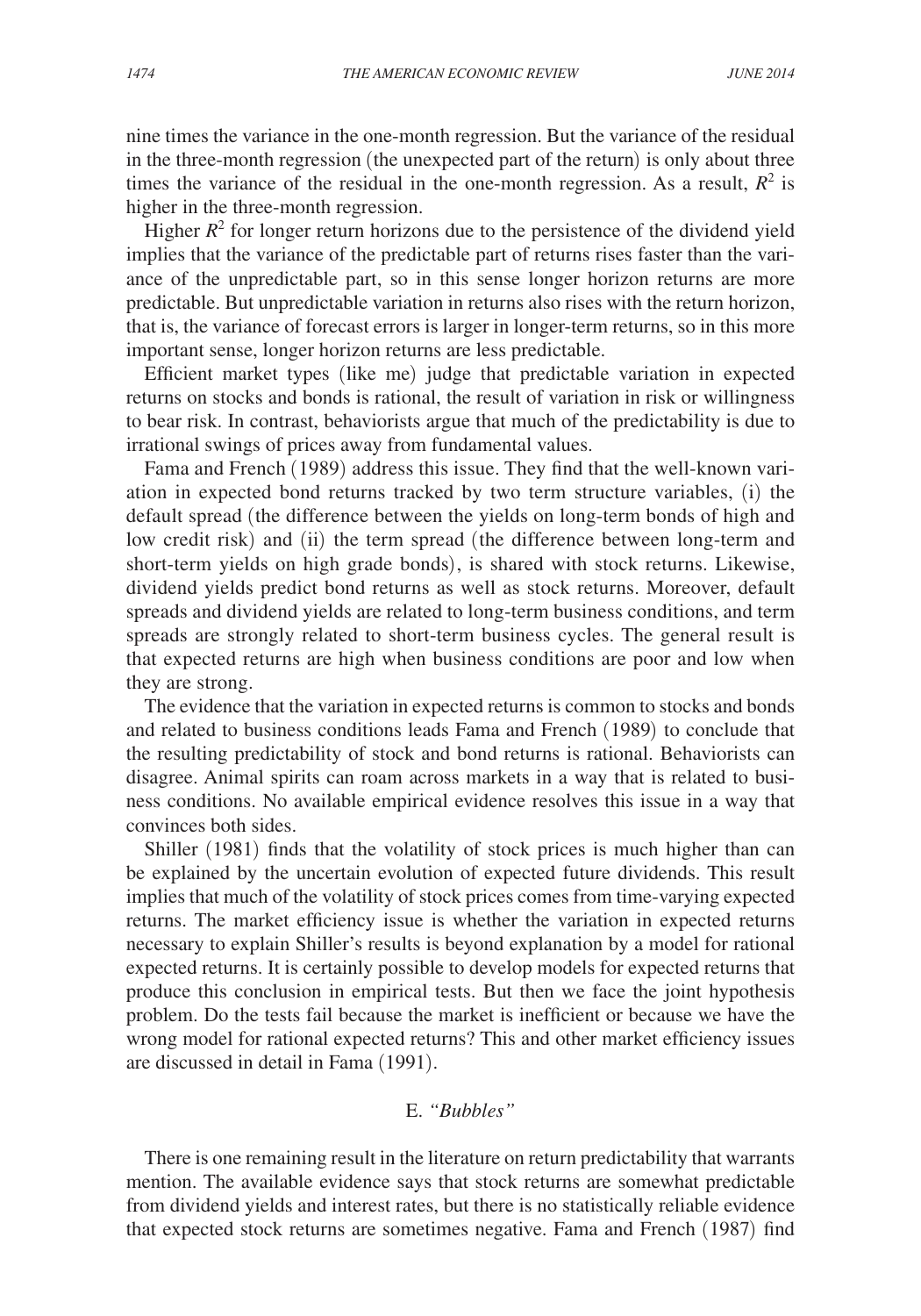nine times the variance in the one-month regression. But the variance of the residual in the three-month regression (the unexpected part of the return) is only about three times the variance of the residual in the one-month regression. As a result, $R^2$ is higher in the three-month regression.

Higher $R^2$ for longer return horizons due to the persistence of the dividend yield implies that the variance of the predictable part of returns rises faster than the variance of the unpredictable part, so in this sense longer horizon returns are more predictable. But unpredictable variation in returns also rises with the return horizon, that is, the variance of forecast errors is larger in longer-term returns, so in this more important sense, longer horizon returns are less predictable.

Efficient market types (like me) judge that predictable variation in expected returns on stocks and bonds is rational, the result of variation in risk or willingness to bear risk. In contrast, behaviorists argue that much of the predictability is due to irrational swings of prices away from fundamental values.

Fama and French (1989) address this issue. They find that the well-known variation in expected bond returns tracked by two term structure variables, (i) the default spread (the difference between the yields on long-term bonds of high and low credit risk) and (ii) the term spread (the difference between long-term and short-term yields on high grade bonds), is shared with stock returns. Likewise, dividend yields predict bond returns as well as stock returns. Moreover, default spreads and dividend yields are related to long-term business conditions, and term spreads are strongly related to short-term business cycles. The general result is that expected returns are high when business conditions are poor and low when they are strong.

The evidence that the variation in expected returns is common to stocks and bonds and related to business conditions leads Fama and French (1989) to conclude that the resulting predictability of stock and bond returns is rational. Behaviorists can disagree. Animal spirits can roam across markets in a way that is related to business conditions. No available empirical evidence resolves this issue in a way that convinces both sides.

Shiller (1981) finds that the volatility of stock prices is much higher than can be explained by the uncertain evolution of expected future dividends. This result implies that much of the volatility of stock prices comes from time-varying expected returns. The market efficiency issue is whether the variation in expected returns necessary to explain Shiller's results is beyond explanation by a model for rational expected returns. It is certainly possible to develop models for expected returns that produce this conclusion in empirical tests. But then we face the joint hypothesis problem. Do the tests fail because the market is inefficient or because we have the wrong model for rational expected returns? This and other market efficiency issues are discussed in detail in Fama (1991).

### E. *"Bubbles"*

There is one remaining result in the literature on return predictability that warrants mention. The available evidence says that stock returns are somewhat predictable from dividend yields and interest rates, but there is no statistically reliable evidence that expected stock returns are sometimes negative. Fama and French (1987) find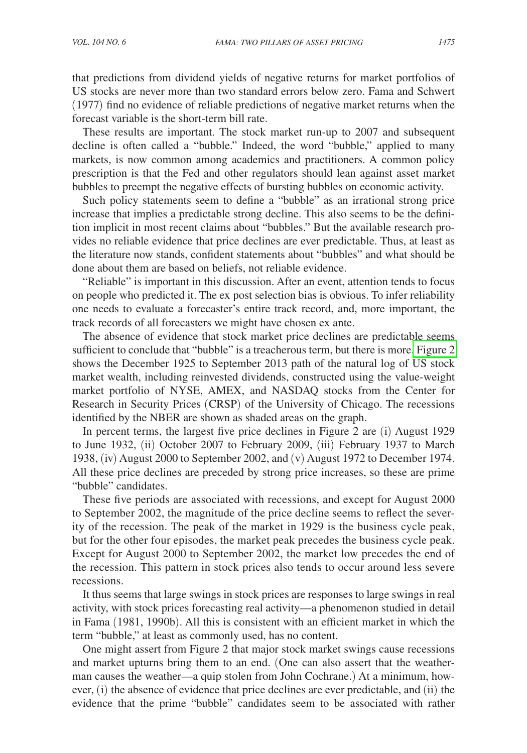that predictions from dividend yields of negative returns for market portfolios of US stocks are never more than two standard errors below zero. Fama and Schwert (1977) find no evidence of reliable predictions of negative market returns when the forecast variable is the short-term bill rate.

These results are important. The stock market run-up to 2007 and subsequent decline is often called a "bubble." Indeed, the word "bubble," applied to many markets, is now common among academics and practitioners. A common policy prescription is that the Fed and other regulators should lean against asset market bubbles to preempt the negative effects of bursting bubbles on economic activity.

Such policy statements seem to define a "bubble" as an irrational strong price increase that implies a predictable strong decline. This also seems to be the definition implicit in most recent claims about "bubbles." But the available research provides no reliable evidence that price declines are ever predictable. Thus, at least as the literature now stands, confident statements about "bubbles" and what should be done about them are based on beliefs, not reliable evidence.

"Reliable" is important in this discussion. After an event, attention tends to focus on people who predicted it. The ex post selection bias is obvious. To infer reliability one needs to evaluate a forecaster's entire track record, and, more important, the track records of all forecasters we might have chosen ex ante.

The absence of evidence that stock market price declines are predictable seems sufficient to conclude that "bubble" is a treacherous term, but there is more. Figure 2 shows the December 1925 to September 2013 path of the natural log of US stock market wealth, including reinvested dividends, constructed using the value-weight market portfolio of NYSE, AMEX, and NASDAQ stocks from the Center for Research in Security Prices (CRSP) of the University of Chicago. The recessions identified by the NBER are shown as shaded areas on the graph.

In percent terms, the largest five price declines in Figure 2 are (i) August 1929 to June 1932, (ii) October 2007 to February 2009, (iii) February 1937 to March 1938, (iv) August 2000 to September 2002, and (v) August 1972 to December 1974. All these price declines are preceded by strong price increases, so these are prime "bubble" candidates.

These five periods are associated with recessions, and except for August 2000 to September 2002, the magnitude of the price decline seems to reflect the severity of the recession. The peak of the market in 1929 is the business cycle peak, but for the other four episodes, the market peak precedes the business cycle peak. Except for August 2000 to September 2002, the market low precedes the end of the recession. This pattern in stock prices also tends to occur around less severe recessions.

It thus seems that large swings in stock prices are responses to large swings in real activity, with stock prices forecasting real activity—a phenomenon studied in detail in Fama (1981, 1990b). All this is consistent with an efficient market in which the term "bubble," at least as commonly used, has no content.

One might assert from Figure 2 that major stock market swings cause recessions and market upturns bring them to an end. (One can also assert that the weatherman causes the weather—a quip stolen from John Cochrane.) At a minimum, however, (i) the absence of evidence that price declines are ever predictable, and (ii) the evidence that the prime "bubble" candidates seem to be associated with rather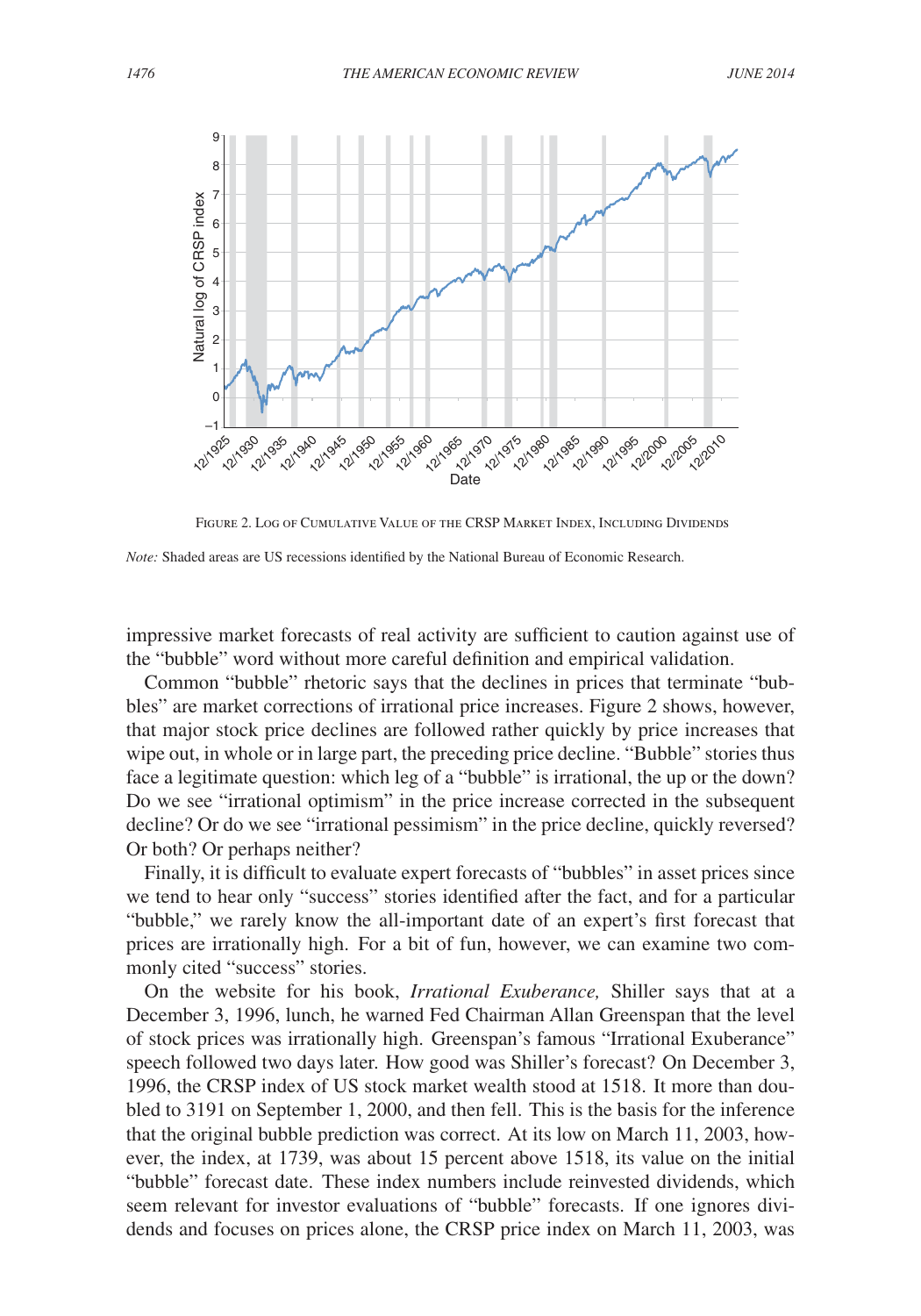Figure 2. Log of Cumulative Value of the CRSP Market Index, Including Dividends

*Note:* Shaded areas are US recessions identified by the National Bureau of Economic Research.

impressive market forecasts of real activity are sufficient to caution against use of the "bubble" word without more careful definition and empirical validation.

Common "bubble" rhetoric says that the declines in prices that terminate "bubbles" are market corrections of irrational price increases. Figure 2 shows, however, that major stock price declines are followed rather quickly by price increases that wipe out, in whole or in large part, the preceding price decline. "Bubble" stories thus face a legitimate question: which leg of a "bubble" is irrational, the up or the down? Do we see "irrational optimism" in the price increase corrected in the subsequent decline? Or do we see "irrational pessimism" in the price decline, quickly reversed? Or both? Or perhaps neither?

Finally, it is difficult to evaluate expert forecasts of "bubbles" in asset prices since we tend to hear only "success" stories identified after the fact, and for a particular "bubble," we rarely know the all-important date of an expert's first forecast that prices are irrationally high. For a bit of fun, however, we can examine two commonly cited "success" stories.

On the website for his book, *Irrational Exuberance,* Shiller says that at a December 3, 1996, lunch, he warned Fed Chairman Allan Greenspan that the level of stock prices was irrationally high. Greenspan's famous "Irrational Exuberance" speech followed two days later. How good was Shiller's forecast? On December 3, 1996, the CRSP index of US stock market wealth stood at 1518. It more than doubled to 3191 on September 1, 2000, and then fell. This is the basis for the inference that the original bubble prediction was correct. At its low on March 11, 2003, however, the index, at 1739, was about 15 percent above 1518, its value on the initial "bubble" forecast date. These index numbers include reinvested dividends, which seem relevant for investor evaluations of "bubble" forecasts. If one ignores dividends and focuses on prices alone, the CRSP price index on March 11, 2003, was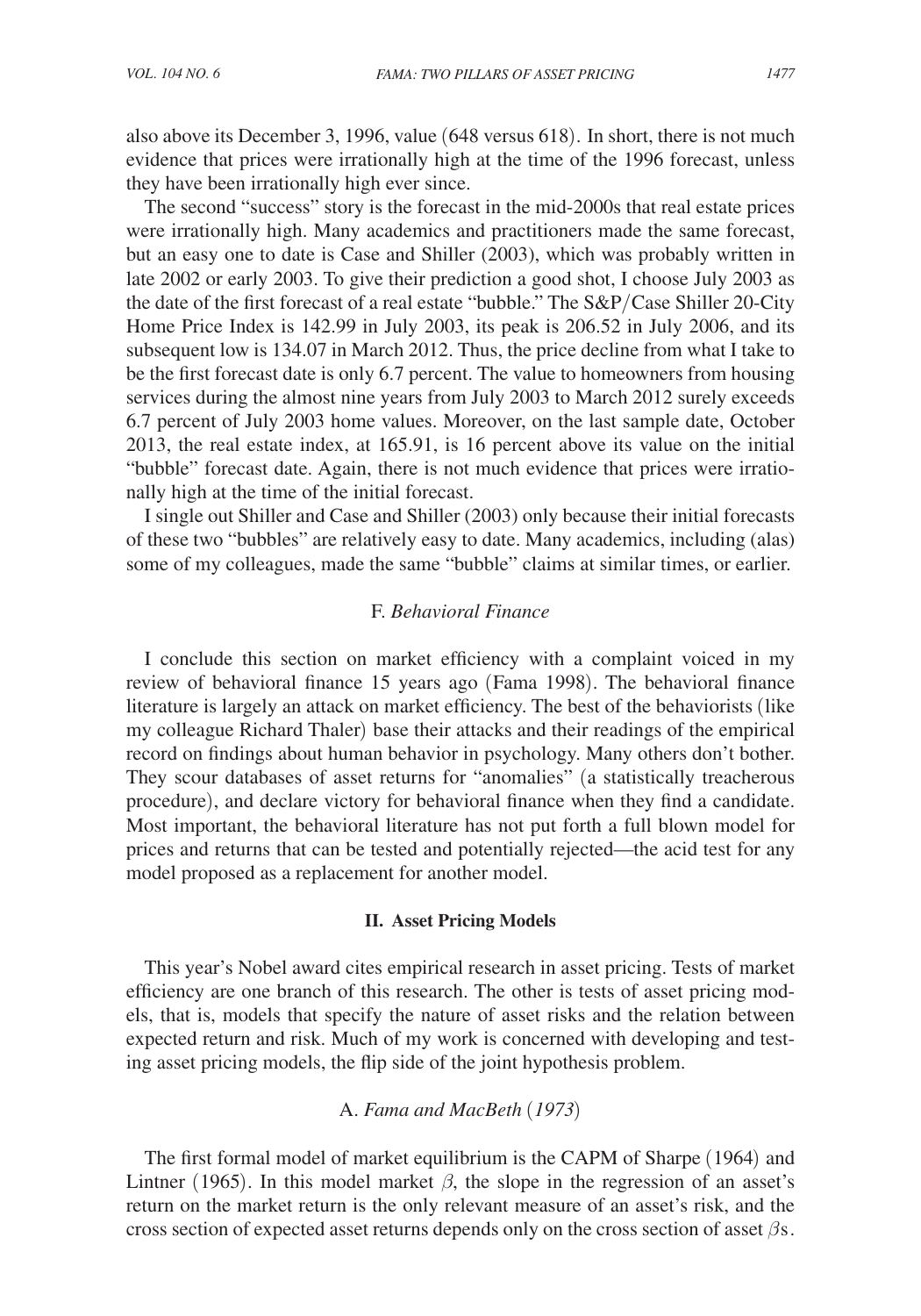also above its December 3, 1996, value (648 versus 618). In short, there is not much evidence that prices were irrationally high at the time of the 1996 forecast, unless they have been irrationally high ever since.

The second "success" story is the forecast in the mid-2000s that real estate prices were irrationally high. Many academics and practitioners made the same forecast, but an easy one to date is Case and Shiller (2003), which was probably written in late 2002 or early 2003. To give their prediction a good shot, I choose July 2003 as the date of the first forecast of a real estate "bubble." The S&P/Case Shiller 20-City Home Price Index is 142.99 in July 2003, its peak is 206.52 in July 2006, and its subsequent low is 134.07 in March 2012. Thus, the price decline from what I take to be the first forecast date is only 6.7 percent. The value to homeowners from housing services during the almost nine years from July 2003 to March 2012 surely exceeds 6.7 percent of July 2003 home values. Moreover, on the last sample date, October 2013, the real estate index, at 165.91, is 16 percent above its value on the initial "bubble" forecast date. Again, there is not much evidence that prices were irrationally high at the time of the initial forecast.

I single out Shiller and Case and Shiller (2003) only because their initial forecasts of these two "bubbles" are relatively easy to date. Many academics, including (alas) some of my colleagues, made the same "bubble" claims at similar times, or earlier.

### F. *Behavioral Finance*

I conclude this section on market efficiency with a complaint voiced in my review of behavioral finance 15 years ago (Fama 1998). The behavioral finance literature is largely an attack on market efficiency. The best of the behaviorists (like my colleague Richard Thaler) base their attacks and their readings of the empirical record on findings about human behavior in psychology. Many others don't bother. They scour databases of asset returns for "anomalies" (a statistically treacherous procedure), and declare victory for behavioral finance when they find a candidate. Most important, the behavioral literature has not put forth a full blown model for prices and returns that can be tested and potentially rejected—the acid test for any model proposed as a replacement for another model.

## II. Asset Pricing Models

This year's Nobel award cites empirical research in asset pricing. Tests of market efficiency are one branch of this research. The other is tests of asset pricing models, that is, models that specify the nature of asset risks and the relation between expected return and risk. Much of my work is concerned with developing and testing asset pricing models, the flip side of the joint hypothesis problem.

### A. *Fama and MacBeth (1973)*

The first formal model of market equilibrium is the CAPM of Sharpe (1964) and Lintner (1965). In this model market $\beta$, the slope in the regression of an asset's return on the market return is the only relevant measure of an asset's risk, and the cross section of expected asset returns depends only on the cross section of asset $\beta$s.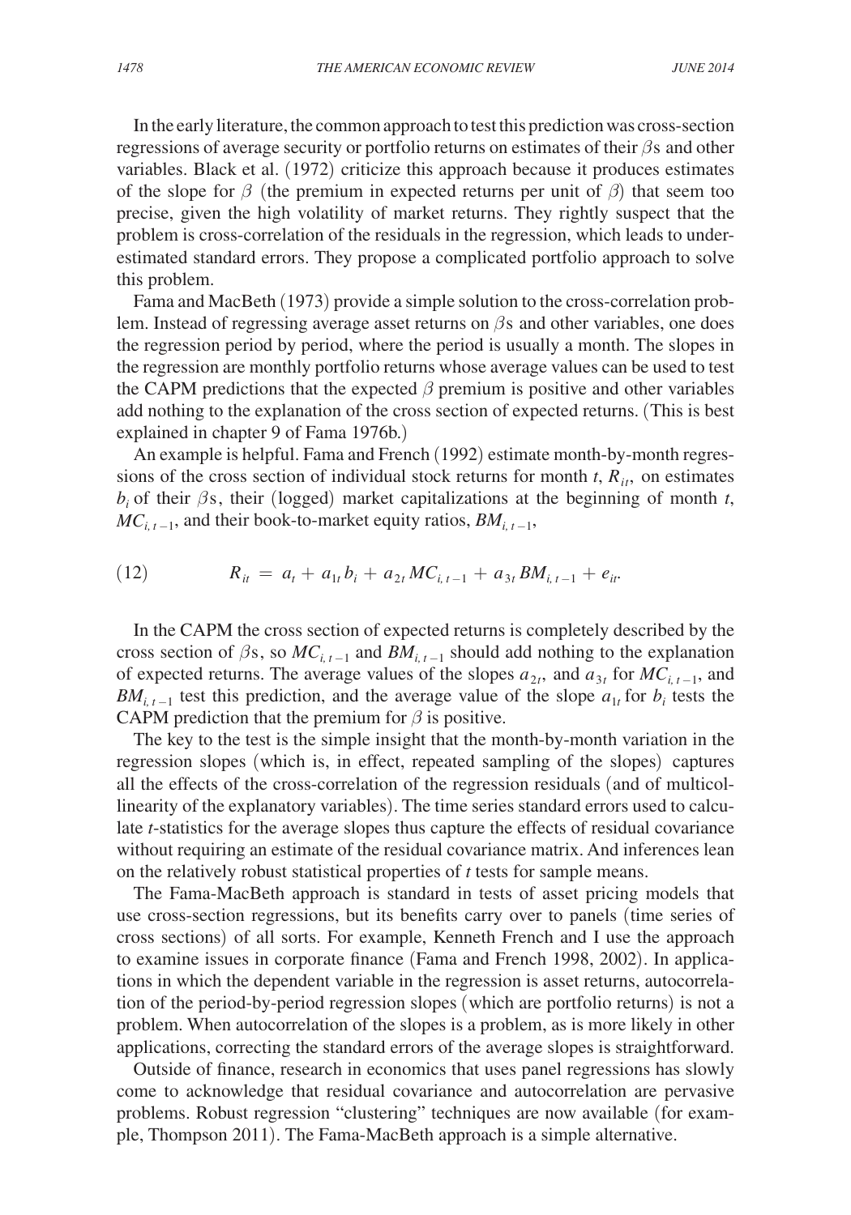In the early literature, the common approach to test this prediction was cross-section regressions of average security or portfolio returns on estimates of their $\beta$s and other variables. Black et al. (1972) criticize this approach because it produces estimates of the slope for $\beta$ (the premium in expected returns per unit of $\beta$) that seem too precise, given the high volatility of market returns. They rightly suspect that the problem is cross-correlation of the residuals in the regression, which leads to underestimated standard errors. They propose a complicated portfolio approach to solve this problem.

Fama and MacBeth (1973) provide a simple solution to the cross-correlation problem. Instead of regressing average asset returns on $\beta$s and other variables, one does the regression period by period, where the period is usually a month. The slopes in the regression are monthly portfolio returns whose average values can be used to test the CAPM predictions that the expected $\beta$ premium is positive and other variables add nothing to the explanation of the cross section of expected returns. (This is best explained in chapter 9 of Fama 1976b.)

An example is helpful. Fama and French (1992) estimate month-by-month regressions of the cross section of individual stock returns for month $t$, $R_{it}$, on estimates $b_i$ of their $\beta$s, their (logged) market capitalizations at the beginning of month $t$, $MC_{i,t-1}$, and their book-to-market equity ratios, $BM_{i,t-1}$,

$$(12) \qquad R_{it} = a_t + a_{1t} b_i + a_{2t} MC_{i,t-1} + a_{3t} BM_{i,t-1} + e_{it}.$$

In the CAPM the cross section of expected returns is completely described by the cross section of $\beta$s, so $MC_{i,t-1}$ and $BM_{i,t-1}$ should add nothing to the explanation of expected returns. The average values of the slopes $a_{2t}$, and $a_{3t}$ for $MC_{i,t-1}$, and $BM_{i,t-1}$ test this prediction, and the average value of the slope $a_{1t}$ for $b_i$ tests the CAPM prediction that the premium for $\beta$ is positive.

The key to the test is the simple insight that the month-by-month variation in the regression slopes (which is, in effect, repeated sampling of the slopes) captures all the effects of the cross-correlation of the regression residuals (and of multicollinearity of the explanatory variables). The time series standard errors used to calculate $t$-statistics for the average slopes thus capture the effects of residual covariance without requiring an estimate of the residual covariance matrix. And inferences lean on the relatively robust statistical properties of $t$ tests for sample means.

The Fama-MacBeth approach is standard in tests of asset pricing models that use cross-section regressions, but its benefits carry over to panels (time series of cross sections) of all sorts. For example, Kenneth French and I use the approach to examine issues in corporate finance (Fama and French 1998, 2002). In applications in which the dependent variable in the regression is asset returns, autocorrelation of the period-by-period regression slopes (which are portfolio returns) is not a problem. When autocorrelation of the slopes is a problem, as is more likely in other applications, correcting the standard errors of the average slopes is straightforward.

Outside of finance, research in economics that uses panel regressions has slowly come to acknowledge that residual covariance and autocorrelation are pervasive problems. Robust regression "clustering" techniques are now available (for example, Thompson 2011). The Fama-MacBeth approach is a simple alternative.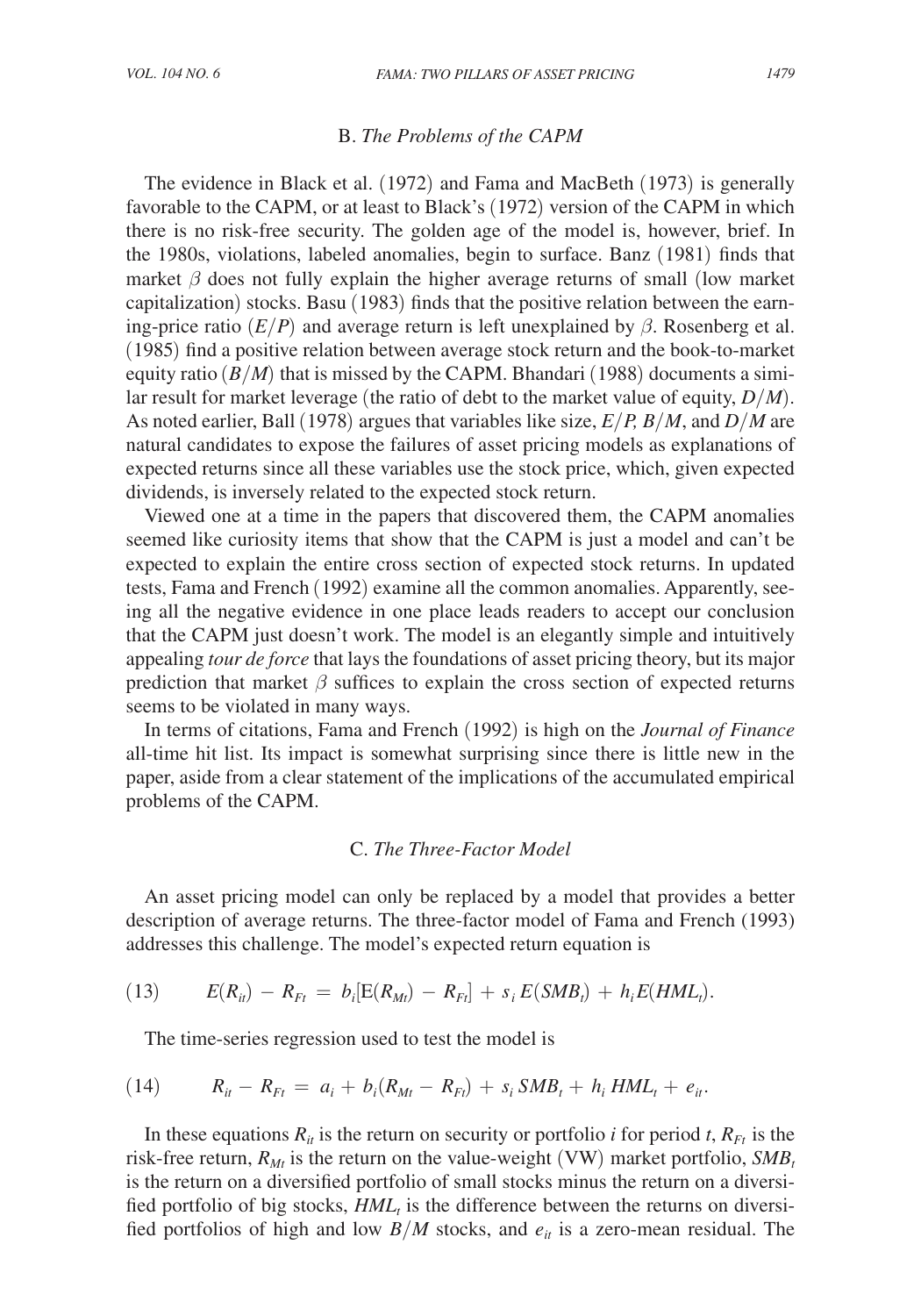### B. *The Problems of the CAPM*

The evidence in Black et al. (1972) and Fama and MacBeth (1973) is generally favorable to the CAPM, or at least to Black's (1972) version of the CAPM in which there is no risk-free security. The golden age of the model is, however, brief. In the 1980s, violations, labeled anomalies, begin to surface. Banz (1981) finds that market $\beta$ does not fully explain the higher average returns of small (low market capitalization) stocks. Basu (1983) finds that the positive relation between the earning-price ratio ($E/P$) and average return is left unexplained by $\beta$. Rosenberg et al. (1985) find a positive relation between average stock return and the book-to-market equity ratio ($B/M$) that is missed by the CAPM. Bhandari (1988) documents a similar result for market leverage (the ratio of debt to the market value of equity, $D/M$). As noted earlier, Ball (1978) argues that variables like size, $E/P$, $B/M$, and $D/M$ are natural candidates to expose the failures of asset pricing models as explanations of expected returns since all these variables use the stock price, which, given expected dividends, is inversely related to the expected stock return.

Viewed one at a time in the papers that discovered them, the CAPM anomalies seemed like curiosity items that show that the CAPM is just a model and can't be expected to explain the entire cross section of expected stock returns. In updated tests, Fama and French (1992) examine all the common anomalies. Apparently, seeing all the negative evidence in one place leads readers to accept our conclusion that the CAPM just doesn't work. The model is an elegantly simple and intuitively appealing *tour de force* that lays the foundations of asset pricing theory, but its major prediction that market $\beta$ suffices to explain the cross section of expected returns seems to be violated in many ways.

In terms of citations, Fama and French (1992) is high on the *Journal of Finance* all-time hit list. Its impact is somewhat surprising since there is little new in the paper, aside from a clear statement of the implications of the accumulated empirical problems of the CAPM.

### C. *The Three-Factor Model*

An asset pricing model can only be replaced by a model that provides a better description of average returns. The three-factor model of Fama and French (1993) addresses this challenge. The model's expected return equation is

$$(13) \qquad E(R_{it}) - R_{Ft} = b_i[\mathrm{E}(R_{Mt}) - R_{Ft}] + s_i\, E(SMB_t) + h_i E(HML_t).$$

The time-series regression used to test the model is

$$(14) \qquad R_{it} - R_{Ft} = a_i + b_i(R_{Mt} - R_{Ft}) + s_i\, SMB_t + h_i\, HML_t + e_{it}.$$

In these equations $R_{it}$ is the return on security or portfolio $i$ for period $t$, $R_{Ft}$ is the risk-free return, $R_{Mt}$ is the return on the value-weight (VW) market portfolio, $SMB_t$ is the return on a diversified portfolio of small stocks minus the return on a diversified portfolio of big stocks, $HML_t$ is the difference between the returns on diversified portfolios of high and low $B/M$ stocks, and $e_{it}$ is a zero-mean residual. The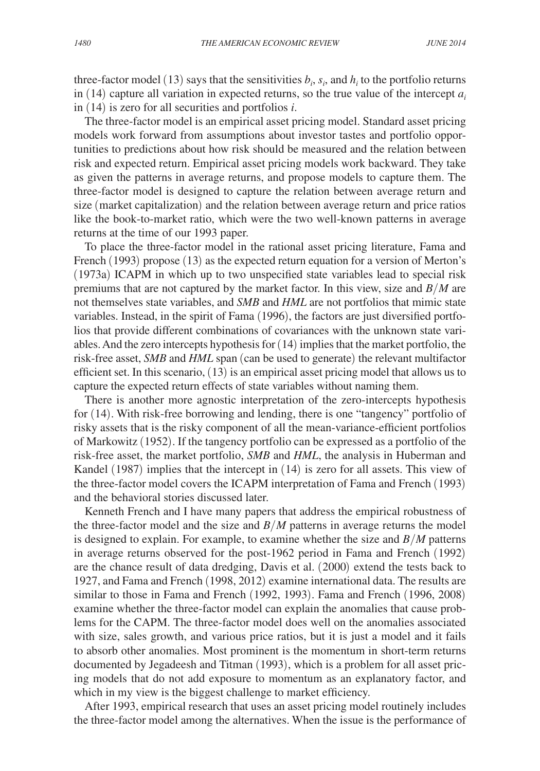three-factor model (13) says that the sensitivities $b_i$, $s_i$, and $h_i$ to the portfolio returns in (14) capture all variation in expected returns, so the true value of the intercept $a_i$ in (14) is zero for all securities and portfolios $i$.

The three-factor model is an empirical asset pricing model. Standard asset pricing models work forward from assumptions about investor tastes and portfolio opportunities to predictions about how risk should be measured and the relation between risk and expected return. Empirical asset pricing models work backward. They take as given the patterns in average returns, and propose models to capture them. The three-factor model is designed to capture the relation between average return and size (market capitalization) and the relation between average return and price ratios like the book-to-market ratio, which were the two well-known patterns in average returns at the time of our 1993 paper.

To place the three-factor model in the rational asset pricing literature, Fama and French (1993) propose (13) as the expected return equation for a version of Merton's (1973a) ICAPM in which up to two unspecified state variables lead to special risk premiums that are not captured by the market factor. In this view, size and $B/M$ are not themselves state variables, and *SMB* and *HML* are not portfolios that mimic state variables. Instead, in the spirit of Fama (1996), the factors are just diversified portfolios that provide different combinations of covariances with the unknown state variables. And the zero intercepts hypothesis for (14) implies that the market portfolio, the risk-free asset, *SMB* and *HML* span (can be used to generate) the relevant multifactor efficient set. In this scenario, (13) is an empirical asset pricing model that allows us to capture the expected return effects of state variables without naming them.

There is another more agnostic interpretation of the zero-intercepts hypothesis for (14). With risk-free borrowing and lending, there is one "tangency" portfolio of risky assets that is the risky component of all the mean-variance-efficient portfolios of Markowitz (1952). If the tangency portfolio can be expressed as a portfolio of the risk-free asset, the market portfolio, *SMB* and *HML*, the analysis in Huberman and Kandel (1987) implies that the intercept in (14) is zero for all assets. This view of the three-factor model covers the ICAPM interpretation of Fama and French (1993) and the behavioral stories discussed later.

Kenneth French and I have many papers that address the empirical robustness of the three-factor model and the size and $B/M$ patterns in average returns the model is designed to explain. For example, to examine whether the size and $B/M$ patterns in average returns observed for the post-1962 period in Fama and French (1992) are the chance result of data dredging, Davis et al. (2000) extend the tests back to 1927, and Fama and French (1998, 2012) examine international data. The results are similar to those in Fama and French (1992, 1993). Fama and French (1996, 2008) examine whether the three-factor model can explain the anomalies that cause problems for the CAPM. The three-factor model does well on the anomalies associated with size, sales growth, and various price ratios, but it is just a model and it fails to absorb other anomalies. Most prominent is the momentum in short-term returns documented by Jegadeesh and Titman (1993), which is a problem for all asset pricing models that do not add exposure to momentum as an explanatory factor, and which in my view is the biggest challenge to market efficiency.

After 1993, empirical research that uses an asset pricing model routinely includes the three-factor model among the alternatives. When the issue is the performance of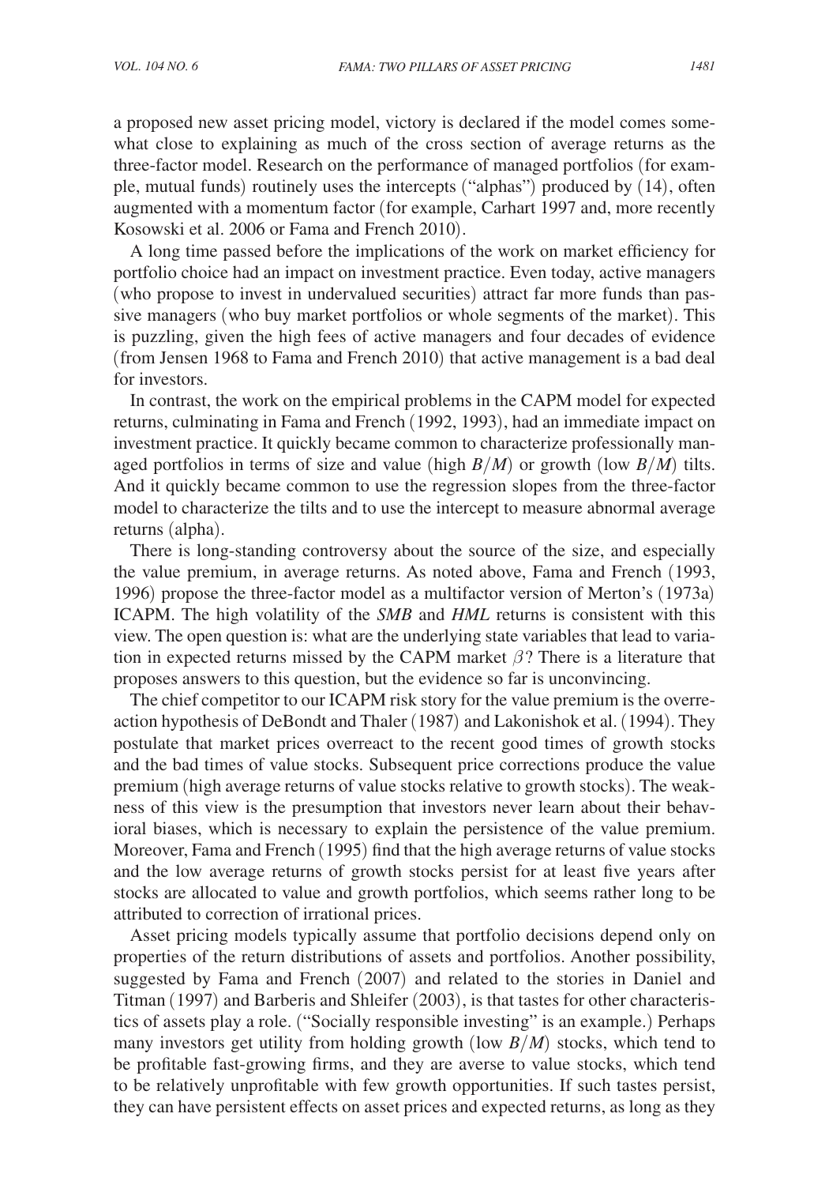a proposed new asset pricing model, victory is declared if the model comes somewhat close to explaining as much of the cross section of average returns as the three-factor model. Research on the performance of managed portfolios (for example, mutual funds) routinely uses the intercepts ("alphas") produced by (14), often augmented with a momentum factor (for example, Carhart 1997 and, more recently Kosowski et al. 2006 or Fama and French 2010).

A long time passed before the implications of the work on market efficiency for portfolio choice had an impact on investment practice. Even today, active managers (who propose to invest in undervalued securities) attract far more funds than passive managers (who buy market portfolios or whole segments of the market). This is puzzling, given the high fees of active managers and four decades of evidence (from Jensen 1968 to Fama and French 2010) that active management is a bad deal for investors.

In contrast, the work on the empirical problems in the CAPM model for expected returns, culminating in Fama and French (1992, 1993), had an immediate impact on investment practice. It quickly became common to characterize professionally managed portfolios in terms of size and value (high $B/M$) or growth (low $B/M$) tilts. And it quickly became common to use the regression slopes from the three-factor model to characterize the tilts and to use the intercept to measure abnormal average returns (alpha).

There is long-standing controversy about the source of the size, and especially the value premium, in average returns. As noted above, Fama and French (1993, 1996) propose the three-factor model as a multifactor version of Merton's (1973a) ICAPM. The high volatility of the *SMB* and *HML* returns is consistent with this view. The open question is: what are the underlying state variables that lead to variation in expected returns missed by the CAPM market $\beta$? There is a literature that proposes answers to this question, but the evidence so far is unconvincing.

The chief competitor to our ICAPM risk story for the value premium is the overreaction hypothesis of DeBondt and Thaler (1987) and Lakonishok et al. (1994). They postulate that market prices overreact to the recent good times of growth stocks and the bad times of value stocks. Subsequent price corrections produce the value premium (high average returns of value stocks relative to growth stocks). The weakness of this view is the presumption that investors never learn about their behavioral biases, which is necessary to explain the persistence of the value premium. Moreover, Fama and French (1995) find that the high average returns of value stocks and the low average returns of growth stocks persist for at least five years after stocks are allocated to value and growth portfolios, which seems rather long to be attributed to correction of irrational prices.

Asset pricing models typically assume that portfolio decisions depend only on properties of the return distributions of assets and portfolios. Another possibility, suggested by Fama and French (2007) and related to the stories in Daniel and Titman (1997) and Barberis and Shleifer (2003), is that tastes for other characteristics of assets play a role. ("Socially responsible investing" is an example.) Perhaps many investors get utility from holding growth (low $B/M$) stocks, which tend to be profitable fast-growing firms, and they are averse to value stocks, which tend to be relatively unprofitable with few growth opportunities. If such tastes persist, they can have persistent effects on asset prices and expected returns, as long as they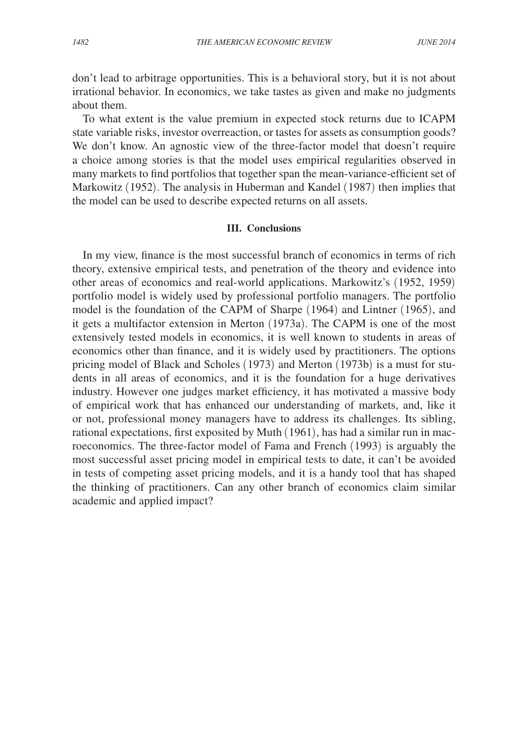don't lead to arbitrage opportunities. This is a behavioral story, but it is not about irrational behavior. In economics, we take tastes as given and make no judgments about them.

To what extent is the value premium in expected stock returns due to ICAPM state variable risks, investor overreaction, or tastes for assets as consumption goods? We don't know. An agnostic view of the three-factor model that doesn't require a choice among stories is that the model uses empirical regularities observed in many markets to find portfolios that together span the mean-variance-efficient set of Markowitz (1952). The analysis in Huberman and Kandel (1987) then implies that the model can be used to describe expected returns on all assets.

## III. Conclusions

In my view, finance is the most successful branch of economics in terms of rich theory, extensive empirical tests, and penetration of the theory and evidence into other areas of economics and real-world applications. Markowitz's (1952, 1959) portfolio model is widely used by professional portfolio managers. The portfolio model is the foundation of the CAPM of Sharpe (1964) and Lintner (1965), and it gets a multifactor extension in Merton (1973a). The CAPM is one of the most extensively tested models in economics, it is well known to students in areas of economics other than finance, and it is widely used by practitioners. The options pricing model of Black and Scholes (1973) and Merton (1973b) is a must for students in all areas of economics, and it is the foundation for a huge derivatives industry. However one judges market efficiency, it has motivated a massive body of empirical work that has enhanced our understanding of markets, and, like it or not, professional money managers have to address its challenges. Its sibling, rational expectations, first exposited by Muth (1961), has had a similar run in macroeconomics. The three-factor model of Fama and French (1993) is arguably the most successful asset pricing model in empirical tests to date, it can't be avoided in tests of competing asset pricing models, and it is a handy tool that has shaped the thinking of practitioners. Can any other branch of economics claim similar academic and applied impact?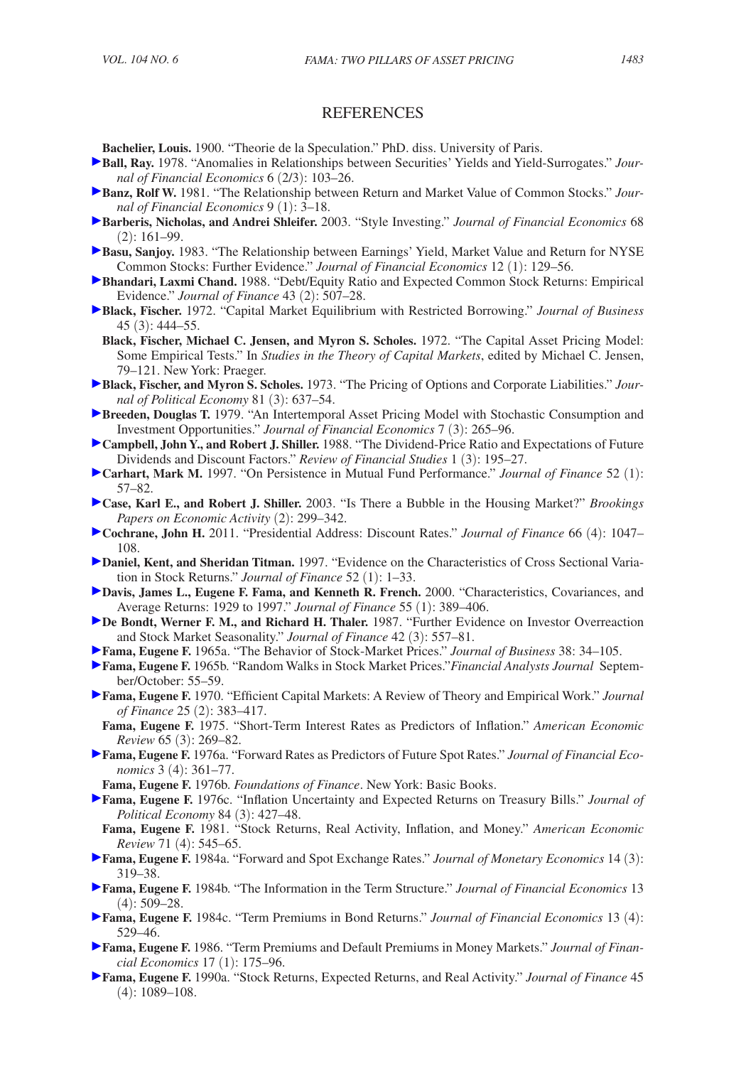## REFERENCES

**Bachelier, Louis.** 1900. "Theorie de la Speculation." PhD. diss. University of Paris.

**Ball, Ray.** 1978. "Anomalies in Relationships between Securities' Yields and Yield-Surrogates." *Journal of Financial Economics* 6 (2/3): 103–26.

**Banz, Rolf W.** 1981. "The Relationship between Return and Market Value of Common Stocks." *Journal of Financial Economics* 9 (1): 3–18.

**Barberis, Nicholas, and Andrei Shleifer.** 2003. "Style Investing." *Journal of Financial Economics* 68 (2): 161–99.

**Basu, Sanjoy.** 1983. "The Relationship between Earnings' Yield, Market Value and Return for NYSE Common Stocks: Further Evidence." *Journal of Financial Economics* 12 (1): 129–56.

**Bhandari, Laxmi Chand.** 1988. "Debt/Equity Ratio and Expected Common Stock Returns: Empirical Evidence." *Journal of Finance* 43 (2): 507–28.

**Black, Fischer.** 1972. "Capital Market Equilibrium with Restricted Borrowing." *Journal of Business* 45 (3): 444–55.

**Black, Fischer, Michael C. Jensen, and Myron S. Scholes.** 1972. "The Capital Asset Pricing Model: Some Empirical Tests." In *Studies in the Theory of Capital Markets*, edited by Michael C. Jensen, 79–121. New York: Praeger.

**Black, Fischer, and Myron S. Scholes.** 1973. "The Pricing of Options and Corporate Liabilities." *Journal of Political Economy* 81 (3): 637–54.

**Breeden, Douglas T.** 1979. "An Intertemporal Asset Pricing Model with Stochastic Consumption and Investment Opportunities." *Journal of Financial Economics* 7 (3): 265–96.

**Campbell, John Y., and Robert J. Shiller.** 1988. "The Dividend-Price Ratio and Expectations of Future Dividends and Discount Factors." *Review of Financial Studies* 1 (3): 195–27.

**Carhart, Mark M.** 1997. "On Persistence in Mutual Fund Performance." *Journal of Finance* 52 (1): 57–82.

**Case, Karl E., and Robert J. Shiller.** 2003. "Is There a Bubble in the Housing Market?" *Brookings Papers on Economic Activity* (2): 299–342.

**Cochrane, John H.** 2011. "Presidential Address: Discount Rates." *Journal of Finance* 66 (4): 1047–108.

**Daniel, Kent, and Sheridan Titman.** 1997. "Evidence on the Characteristics of Cross Sectional Variation in Stock Returns." *Journal of Finance* 52 (1): 1–33.

**Davis, James L., Eugene F. Fama, and Kenneth R. French.** 2000. "Characteristics, Covariances, and Average Returns: 1929 to 1997." *Journal of Finance* 55 (1): 389–406.

**De Bondt, Werner F. M., and Richard H. Thaler.** 1987. "Further Evidence on Investor Overreaction and Stock Market Seasonality." *Journal of Finance* 42 (3): 557–81.

**Fama, Eugene F.** 1965a. "The Behavior of Stock-Market Prices." *Journal of Business* 38: 34–105.

**Fama, Eugene F.** 1965b. "Random Walks in Stock Market Prices."*Financial Analysts Journal* September/October: 55–59.

**Fama, Eugene F.** 1970. "Efficient Capital Markets: A Review of Theory and Empirical Work." *Journal of Finance* 25 (2): 383–417.

**Fama, Eugene F.** 1975. "Short-Term Interest Rates as Predictors of Inflation." *American Economic Review* 65 (3): 269–82.

**Fama, Eugene F.** 1976a. "Forward Rates as Predictors of Future Spot Rates." *Journal of Financial Economics* 3 (4): 361–77.

**Fama, Eugene F.** 1976b. *Foundations of Finance*. New York: Basic Books.

**Fama, Eugene F.** 1976c. "Inflation Uncertainty and Expected Returns on Treasury Bills." *Journal of Political Economy* 84 (3): 427–48.

**Fama, Eugene F.** 1981. "Stock Returns, Real Activity, Inflation, and Money." *American Economic Review* 71 (4): 545–65.

**Fama, Eugene F.** 1984a. "Forward and Spot Exchange Rates." *Journal of Monetary Economics* 14 (3): 319–38.

**Fama, Eugene F.** 1984b. "The Information in the Term Structure." *Journal of Financial Economics* 13 (4): 509–28.

**Fama, Eugene F.** 1984c. "Term Premiums in Bond Returns." *Journal of Financial Economics* 13 (4): 529–46.

**Fama, Eugene F.** 1986. "Term Premiums and Default Premiums in Money Markets." *Journal of Financial Economics* 17 (1): 175–96.

**Fama, Eugene F.** 1990a. "Stock Returns, Expected Returns, and Real Activity." *Journal of Finance* 45 (4): 1089–108.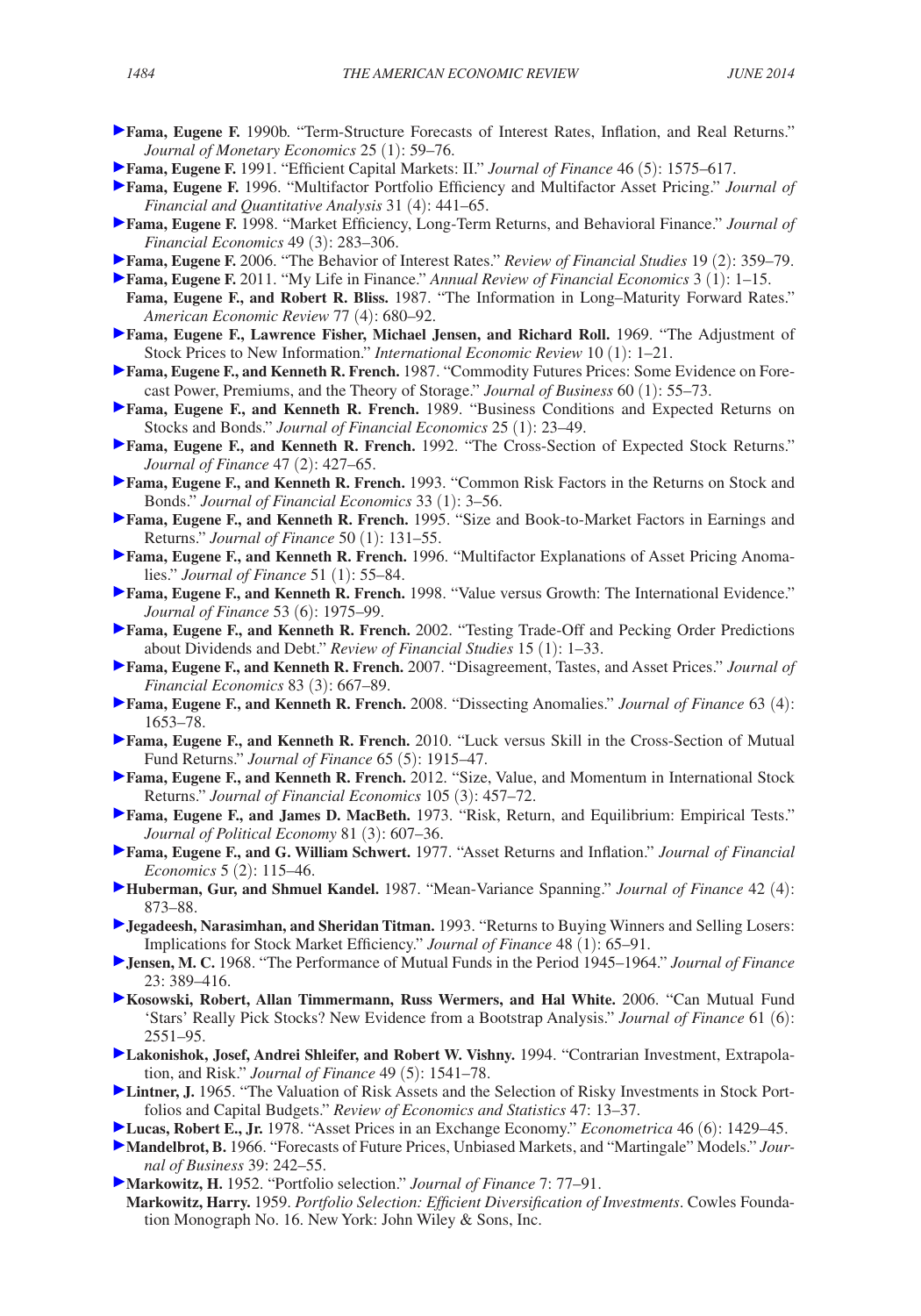**Fama, Eugene F.** 1990b. "Term-Structure Forecasts of Interest Rates, Inflation, and Real Returns." *Journal of Monetary Economics* 25 (1): 59–76.

**Fama, Eugene F.** 1991. "Efficient Capital Markets: II." *Journal of Finance* 46 (5): 1575–617.

**Fama, Eugene F.** 1996. "Multifactor Portfolio Efficiency and Multifactor Asset Pricing." *Journal of Financial and Quantitative Analysis* 31 (4): 441–65.

**Fama, Eugene F.** 1998. "Market Efficiency, Long-Term Returns, and Behavioral Finance." *Journal of Financial Economics* 49 (3): 283–306.

**Fama, Eugene F.** 2006. "The Behavior of Interest Rates." *Review of Financial Studies* 19 (2): 359–79.

**Fama, Eugene F.** 2011. "My Life in Finance." *Annual Review of Financial Economics* 3 (1): 1–15.

**Fama, Eugene F., and Robert R. Bliss.** 1987. "The Information in Long–Maturity Forward Rates." *American Economic Review* 77 (4): 680–92.

**Fama, Eugene F., Lawrence Fisher, Michael Jensen, and Richard Roll.** 1969. "The Adjustment of Stock Prices to New Information." *International Economic Review* 10 (1): 1–21.

**Fama, Eugene F., and Kenneth R. French.** 1987. "Commodity Futures Prices: Some Evidence on Forecast Power, Premiums, and the Theory of Storage." *Journal of Business* 60 (1): 55–73.

**Fama, Eugene F., and Kenneth R. French.** 1989. "Business Conditions and Expected Returns on Stocks and Bonds." *Journal of Financial Economics* 25 (1): 23–49.

**Fama, Eugene F., and Kenneth R. French.** 1992. "The Cross-Section of Expected Stock Returns." *Journal of Finance* 47 (2): 427–65.

**Fama, Eugene F., and Kenneth R. French.** 1993. "Common Risk Factors in the Returns on Stock and Bonds." *Journal of Financial Economics* 33 (1): 3–56.

**Fama, Eugene F., and Kenneth R. French.** 1995. "Size and Book-to-Market Factors in Earnings and Returns." *Journal of Finance* 50 (1): 131–55.

**Fama, Eugene F., and Kenneth R. French.** 1996. "Multifactor Explanations of Asset Pricing Anomalies." *Journal of Finance* 51 (1): 55–84.

**Fama, Eugene F., and Kenneth R. French.** 1998. "Value versus Growth: The International Evidence." *Journal of Finance* 53 (6): 1975–99.

**Fama, Eugene F., and Kenneth R. French.** 2002. "Testing Trade-Off and Pecking Order Predictions about Dividends and Debt." *Review of Financial Studies* 15 (1): 1–33.

**Fama, Eugene F., and Kenneth R. French.** 2007. "Disagreement, Tastes, and Asset Prices." *Journal of Financial Economics* 83 (3): 667–89.

**Fama, Eugene F., and Kenneth R. French.** 2008. "Dissecting Anomalies." *Journal of Finance* 63 (4): 1653–78.

**Fama, Eugene F., and Kenneth R. French.** 2010. "Luck versus Skill in the Cross-Section of Mutual Fund Returns." *Journal of Finance* 65 (5): 1915–47.

**Fama, Eugene F., and Kenneth R. French.** 2012. "Size, Value, and Momentum in International Stock Returns." *Journal of Financial Economics* 105 (3): 457–72.

**Fama, Eugene F., and James D. MacBeth.** 1973. "Risk, Return, and Equilibrium: Empirical Tests." *Journal of Political Economy* 81 (3): 607–36.

**Fama, Eugene F., and G. William Schwert.** 1977. "Asset Returns and Inflation." *Journal of Financial Economics* 5 (2): 115–46.

**Huberman, Gur, and Shmuel Kandel.** 1987. "Mean-Variance Spanning." *Journal of Finance* 42 (4): 873–88.

**Jegadeesh, Narasimhan, and Sheridan Titman.** 1993. "Returns to Buying Winners and Selling Losers: Implications for Stock Market Efficiency." *Journal of Finance* 48 (1): 65–91.

**Jensen, M. C.** 1968. "The Performance of Mutual Funds in the Period 1945–1964." *Journal of Finance* 23: 389–416.

**Kosowski, Robert, Allan Timmermann, Russ Wermers, and Hal White.** 2006. "Can Mutual Fund 'Stars' Really Pick Stocks? New Evidence from a Bootstrap Analysis." *Journal of Finance* 61 (6): 2551–95.

**Lakonishok, Josef, Andrei Shleifer, and Robert W. Vishny.** 1994. "Contrarian Investment, Extrapolation, and Risk." *Journal of Finance* 49 (5): 1541–78.

**Lintner, J.** 1965. "The Valuation of Risk Assets and the Selection of Risky Investments in Stock Portfolios and Capital Budgets." *Review of Economics and Statistics* 47: 13–37.

**Lucas, Robert E., Jr.** 1978. "Asset Prices in an Exchange Economy." *Econometrica* 46 (6): 1429–45.

**Mandelbrot, B.** 1966. "Forecasts of Future Prices, Unbiased Markets, and "Martingale" Models." *Journal of Business* 39: 242–55.

**Markowitz, H.** 1952. "Portfolio selection." *Journal of Finance* 7: 77–91.

**Markowitz, Harry.** 1959. *Portfolio Selection: Efficient Diversification of Investments*. Cowles Foundation Monograph No. 16. New York: John Wiley & Sons, Inc.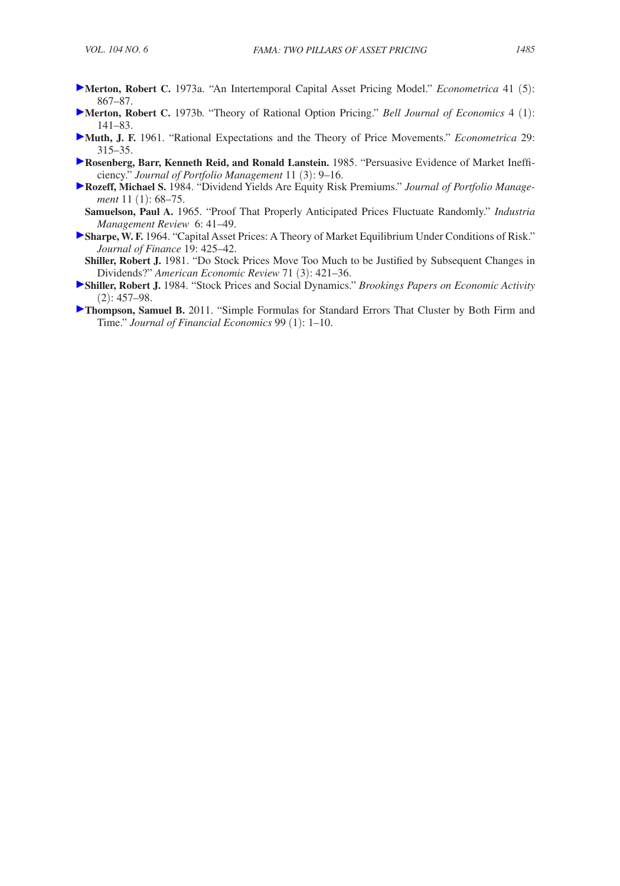**Merton, Robert C.** 1973a. "An Intertemporal Capital Asset Pricing Model." *Econometrica* 41 (5): 867–87.

**Merton, Robert C.** 1973b. "Theory of Rational Option Pricing." *Bell Journal of Economics* 4 (1): 141–83.

**Muth, J. F.** 1961. "Rational Expectations and the Theory of Price Movements." *Econometrica* 29: 315–35.

**Rosenberg, Barr, Kenneth Reid, and Ronald Lanstein.** 1985. "Persuasive Evidence of Market Inefficiency." *Journal of Portfolio Management* 11 (3): 9–16.

**Rozeff, Michael S.** 1984. "Dividend Yields Are Equity Risk Premiums." *Journal of Portfolio Management* 11 (1): 68–75.

**Samuelson, Paul A.** 1965. "Proof That Properly Anticipated Prices Fluctuate Randomly." *Industria Management Review* 6: 41–49.

**Sharpe, W. F.** 1964. "Capital Asset Prices: A Theory of Market Equilibrium Under Conditions of Risk." *Journal of Finance* 19: 425–42.

**Shiller, Robert J.** 1981. "Do Stock Prices Move Too Much to be Justified by Subsequent Changes in Dividends?" *American Economic Review* 71 (3): 421–36.

**Shiller, Robert J.** 1984. "Stock Prices and Social Dynamics." *Brookings Papers on Economic Activity* (2): 457–98.

**Thompson, Samuel B.** 2011. "Simple Formulas for Standard Errors That Cluster by Both Firm and Time." *Journal of Financial Economics* 99 (1): 1–10.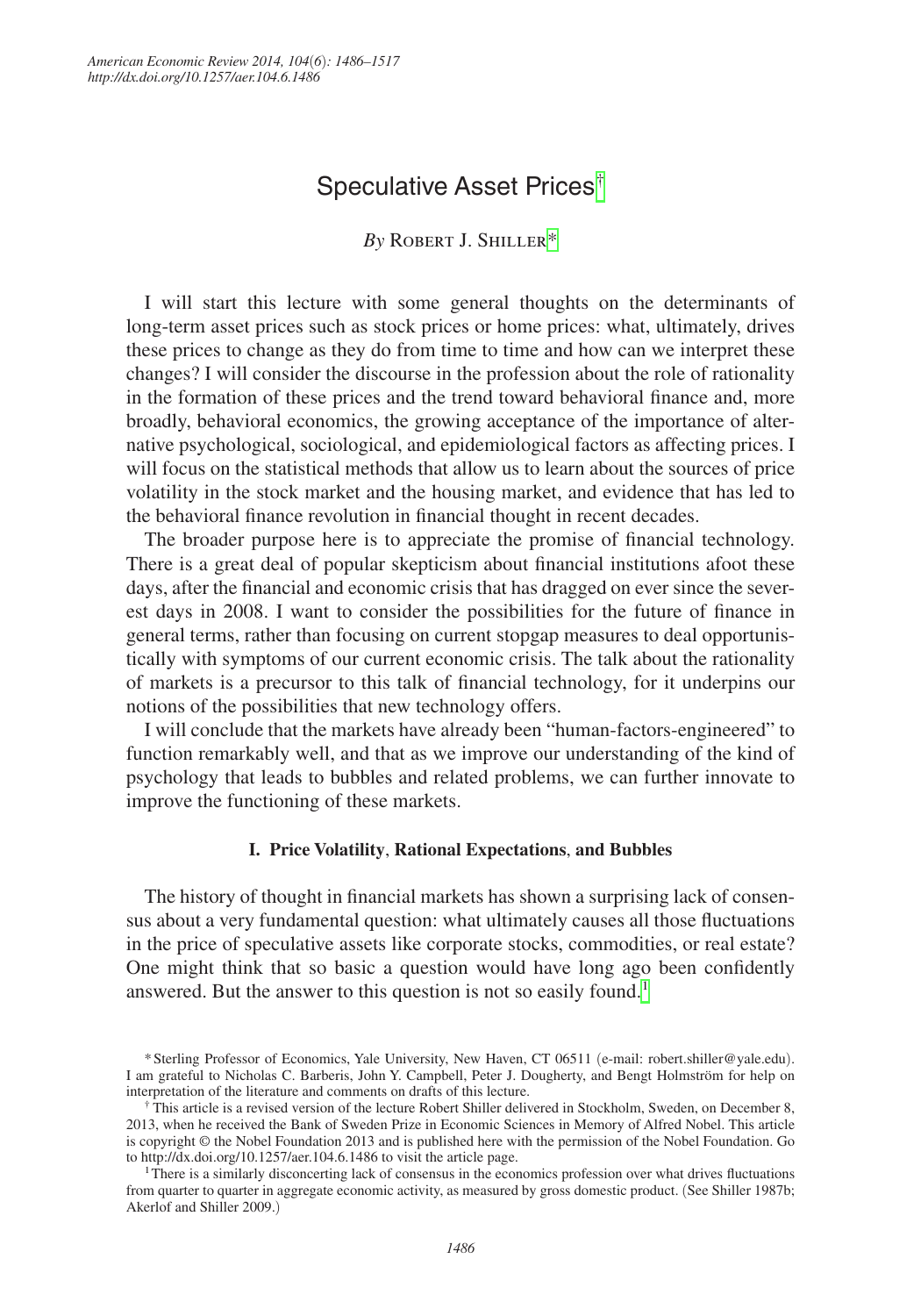# Speculative Asset Prices[†]

*By* Robert J. Shiller[*]

I will start this lecture with some general thoughts on the determinants of long-term asset prices such as stock prices or home prices: what, ultimately, drives these prices to change as they do from time to time and how can we interpret these changes? I will consider the discourse in the profession about the role of rationality in the formation of these prices and the trend toward behavioral finance and, more broadly, behavioral economics, the growing acceptance of the importance of alternative psychological, sociological, and epidemiological factors as affecting prices. I will focus on the statistical methods that allow us to learn about the sources of price volatility in the stock market and the housing market, and evidence that has led to the behavioral finance revolution in financial thought in recent decades.

The broader purpose here is to appreciate the promise of financial technology. There is a great deal of popular skepticism about financial institutions afoot these days, after the financial and economic crisis that has dragged on ever since the severest days in 2008. I want to consider the possibilities for the future of finance in general terms, rather than focusing on current stopgap measures to deal opportunistically with symptoms of our current economic crisis. The talk about the rationality of markets is a precursor to this talk of financial technology, for it underpins our notions of the possibilities that new technology offers.

I will conclude that the markets have already been "human-factors-engineered" to function remarkably well, and that as we improve our understanding of the kind of psychology that leads to bubbles and related problems, we can further innovate to improve the functioning of these markets.

## I. Price Volatility, Rational Expectations, and Bubbles

The history of thought in financial markets has shown a surprising lack of consensus about a very fundamental question: what ultimately causes all those fluctuations in the price of speculative assets like corporate stocks, commodities, or real estate? One might think that so basic a question would have long ago been confidently answered. But the answer to this question is not so easily found.[1]

---

[*] Sterling Professor of Economics, Yale University, New Haven, CT 06511 (e-mail: robert.shiller@yale.edu). I am grateful to Nicholas C. Barberis, John Y. Campbell, Peter J. Dougherty, and Bengt Holmström for help on interpretation of the literature and comments on drafts of this lecture.

[†] This article is a revised version of the lecture Robert Shiller delivered in Stockholm, Sweden, on December 8, 2013, when he received the Bank of Sweden Prize in Economic Sciences in Memory of Alfred Nobel. This article is copyright © the Nobel Foundation 2013 and is published here with the permission of the Nobel Foundation. Go to http://dx.doi.org/10.1257/aer.104.6.1486 to visit the article page.

[1] There is a similarly disconcerting lack of consensus in the economics profession over what drives fluctuations from quarter to quarter in aggregate economic activity, as measured by gross domestic product. (See Shiller 1987b; Akerlof and Shiller 2009.)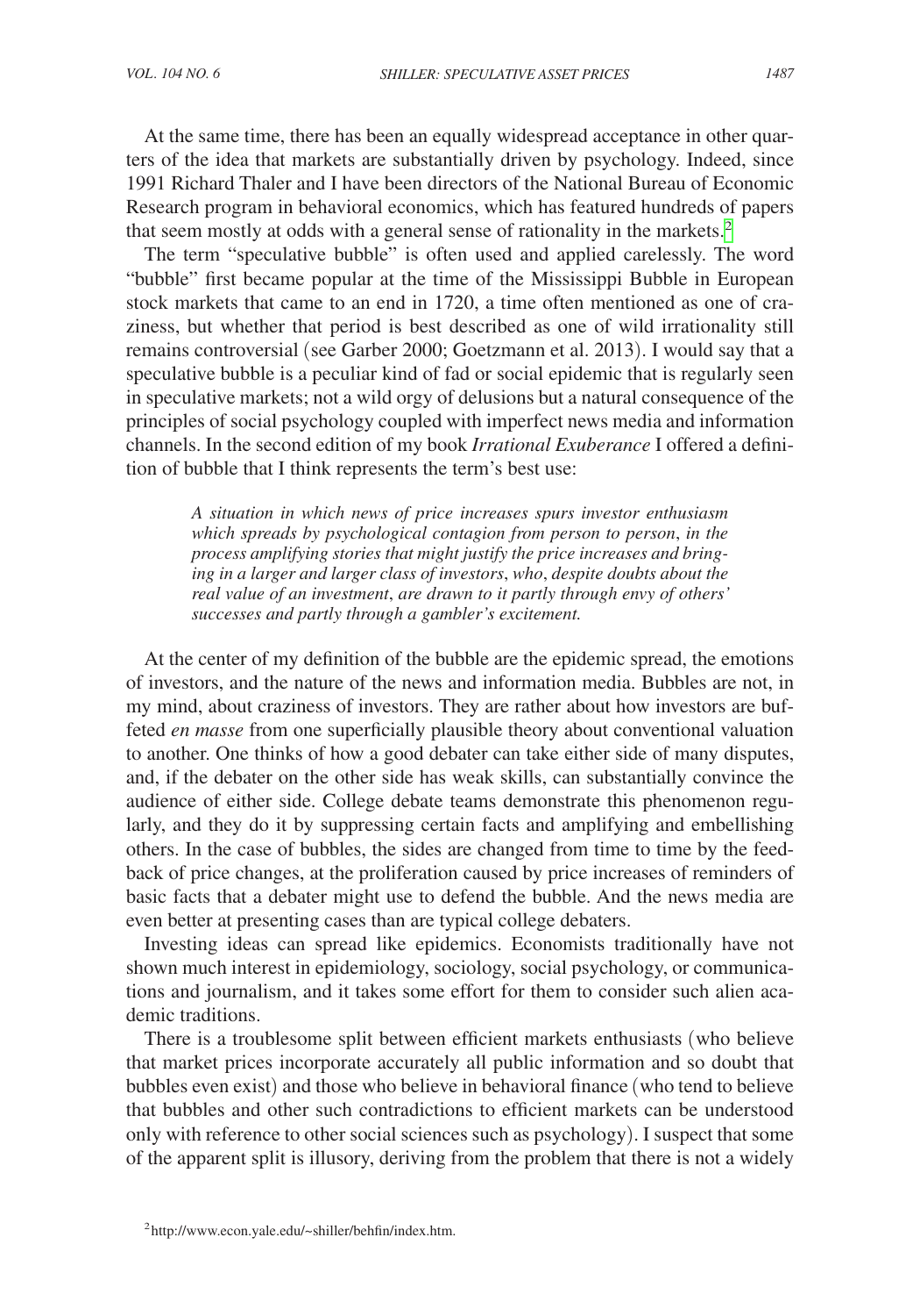At the same time, there has been an equally widespread acceptance in other quarters of the idea that markets are substantially driven by psychology. Indeed, since 1991 Richard Thaler and I have been directors of the National Bureau of Economic Research program in behavioral economics, which has featured hundreds of papers that seem mostly at odds with a general sense of rationality in the markets.[2]

The term "speculative bubble" is often used and applied carelessly. The word "bubble" first became popular at the time of the Mississippi Bubble in European stock markets that came to an end in 1720, a time often mentioned as one of craziness, but whether that period is best described as one of wild irrationality still remains controversial (see Garber 2000; Goetzmann et al. 2013). I would say that a speculative bubble is a peculiar kind of fad or social epidemic that is regularly seen in speculative markets; not a wild orgy of delusions but a natural consequence of the principles of social psychology coupled with imperfect news media and information channels. In the second edition of my book *Irrational Exuberance* I offered a definition of bubble that I think represents the term's best use:

> *A situation in which news of price increases spurs investor enthusiasm which spreads by psychological contagion from person to person, in the process amplifying stories that might justify the price increases and bringing in a larger and larger class of investors, who, despite doubts about the real value of an investment, are drawn to it partly through envy of others' successes and partly through a gambler's excitement.*

At the center of my definition of the bubble are the epidemic spread, the emotions of investors, and the nature of the news and information media. Bubbles are not, in my mind, about craziness of investors. They are rather about how investors are buffeted *en masse* from one superficially plausible theory about conventional valuation to another. One thinks of how a good debater can take either side of many disputes, and, if the debater on the other side has weak skills, can substantially convince the audience of either side. College debate teams demonstrate this phenomenon regularly, and they do it by suppressing certain facts and amplifying and embellishing others. In the case of bubbles, the sides are changed from time to time by the feedback of price changes, at the proliferation caused by price increases of reminders of basic facts that a debater might use to defend the bubble. And the news media are even better at presenting cases than are typical college debaters.

Investing ideas can spread like epidemics. Economists traditionally have not shown much interest in epidemiology, sociology, social psychology, or communications and journalism, and it takes some effort for them to consider such alien academic traditions.

There is a troublesome split between efficient markets enthusiasts (who believe that market prices incorporate accurately all public information and so doubt that bubbles even exist) and those who believe in behavioral finance (who tend to believe that bubbles and other such contradictions to efficient markets can be understood only with reference to other social sciences such as psychology). I suspect that some of the apparent split is illusory, deriving from the problem that there is not a widely

[2] http://www.econ.yale.edu/~shiller/behfin/index.htm.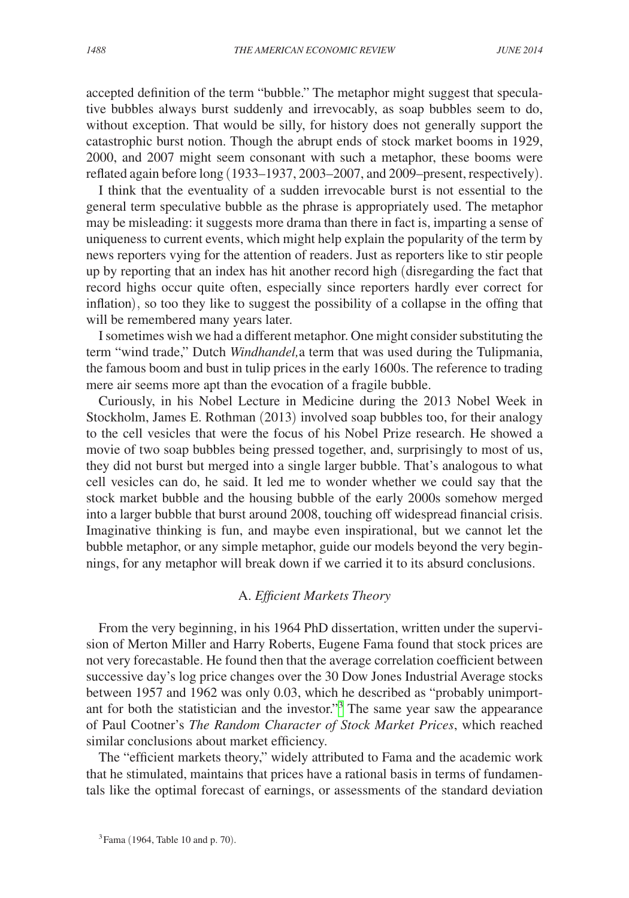accepted definition of the term "bubble." The metaphor might suggest that speculative bubbles always burst suddenly and irrevocably, as soap bubbles seem to do, without exception. That would be silly, for history does not generally support the catastrophic burst notion. Though the abrupt ends of stock market booms in 1929, 2000, and 2007 might seem consonant with such a metaphor, these booms were reflated again before long (1933–1937, 2003–2007, and 2009–present, respectively).

I think that the eventuality of a sudden irrevocable burst is not essential to the general term speculative bubble as the phrase is appropriately used. The metaphor may be misleading: it suggests more drama than there in fact is, imparting a sense of uniqueness to current events, which might help explain the popularity of the term by news reporters vying for the attention of readers. Just as reporters like to stir people up by reporting that an index has hit another record high (disregarding the fact that record highs occur quite often, especially since reporters hardly ever correct for inflation), so too they like to suggest the possibility of a collapse in the offing that will be remembered many years later.

I sometimes wish we had a different metaphor. One might consider substituting the term "wind trade," Dutch *Windhandel,* a term that was used during the Tulipmania, the famous boom and bust in tulip prices in the early 1600s. The reference to trading mere air seems more apt than the evocation of a fragile bubble.

Curiously, in his Nobel Lecture in Medicine during the 2013 Nobel Week in Stockholm, James E. Rothman (2013) involved soap bubbles too, for their analogy to the cell vesicles that were the focus of his Nobel Prize research. He showed a movie of two soap bubbles being pressed together, and, surprisingly to most of us, they did not burst but merged into a single larger bubble. That's analogous to what cell vesicles can do, he said. It led me to wonder whether we could say that the stock market bubble and the housing bubble of the early 2000s somehow merged into a larger bubble that burst around 2008, touching off widespread financial crisis. Imaginative thinking is fun, and maybe even inspirational, but we cannot let the bubble metaphor, or any simple metaphor, guide our models beyond the very beginnings, for any metaphor will break down if we carried it to its absurd conclusions.

### A. *Efficient Markets Theory*

From the very beginning, in his 1964 PhD dissertation, written under the supervision of Merton Miller and Harry Roberts, Eugene Fama found that stock prices are not very forecastable. He found then that the average correlation coefficient between successive day's log price changes over the 30 Dow Jones Industrial Average stocks between 1957 and 1962 was only 0.03, which he described as "probably unimportant for both the statistician and the investor."[3] The same year saw the appearance of Paul Cootner's *The Random Character of Stock Market Prices*, which reached similar conclusions about market efficiency.

The "efficient markets theory," widely attributed to Fama and the academic work that he stimulated, maintains that prices have a rational basis in terms of fundamentals like the optimal forecast of earnings, or assessments of the standard deviation

[3] Fama (1964, Table 10 and p. 70).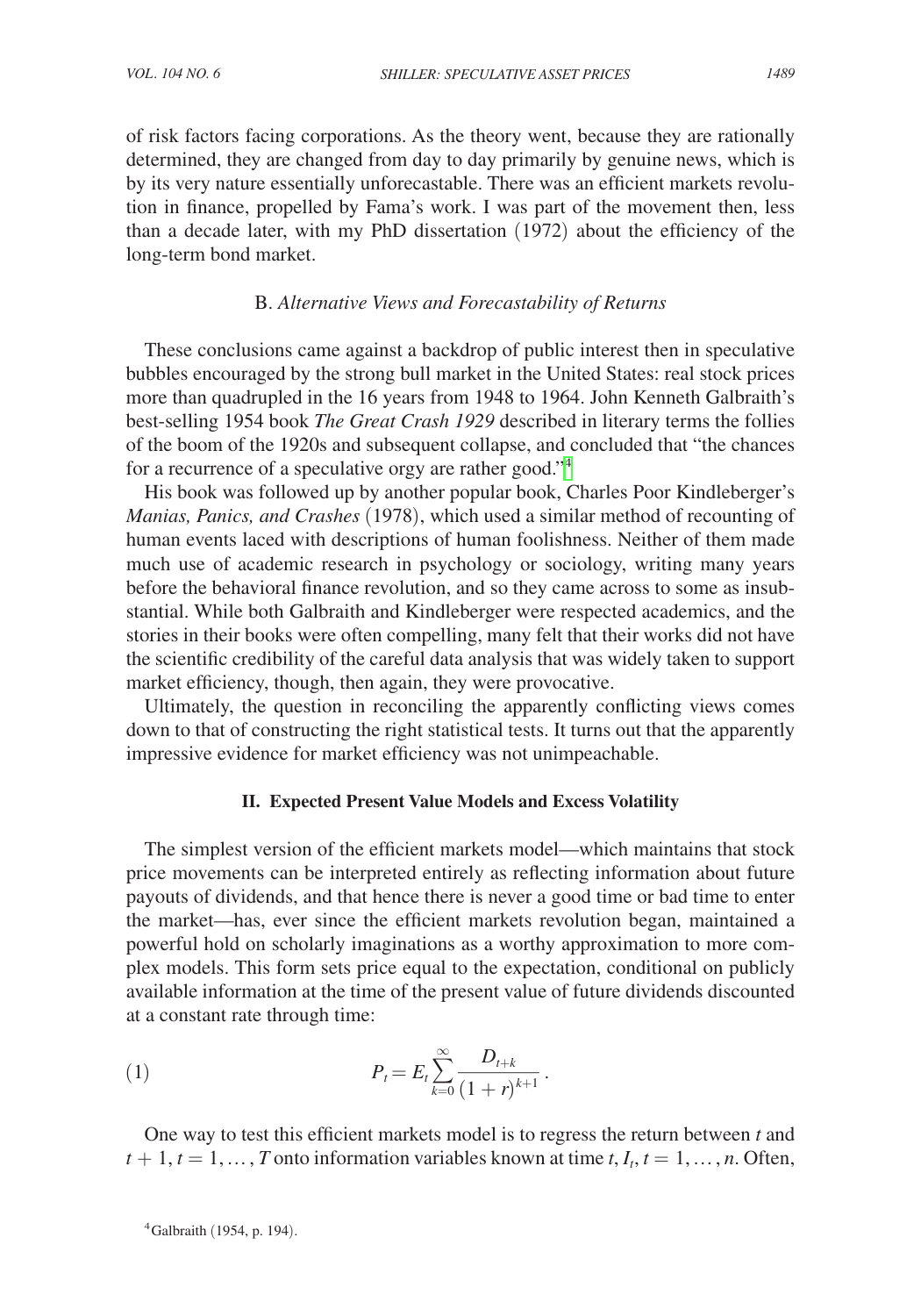of risk factors facing corporations. As the theory went, because they are rationally determined, they are changed from day to day primarily by genuine news, which is by its very nature essentially unforecastable. There was an efficient markets revolution in finance, propelled by Fama's work. I was part of the movement then, less than a decade later, with my PhD dissertation (1972) about the efficiency of the long-term bond market.

### B. *Alternative Views and Forecastability of Returns*

These conclusions came against a backdrop of public interest then in speculative bubbles encouraged by the strong bull market in the United States: real stock prices more than quadrupled in the 16 years from 1948 to 1964. John Kenneth Galbraith's best-selling 1954 book *The Great Crash 1929* described in literary terms the follies of the boom of the 1920s and subsequent collapse, and concluded that "the chances for a recurrence of a speculative orgy are rather good."[4]

His book was followed up by another popular book, Charles Poor Kindleberger's *Manias, Panics, and Crashes* (1978), which used a similar method of recounting of human events laced with descriptions of human foolishness. Neither of them made much use of academic research in psychology or sociology, writing many years before the behavioral finance revolution, and so they came across to some as insubstantial. While both Galbraith and Kindleberger were respected academics, and the stories in their books were often compelling, many felt that their works did not have the scientific credibility of the careful data analysis that was widely taken to support market efficiency, though, then again, they were provocative.

Ultimately, the question in reconciling the apparently conflicting views comes down to that of constructing the right statistical tests. It turns out that the apparently impressive evidence for market efficiency was not unimpeachable.

## II. Expected Present Value Models and Excess Volatility

The simplest version of the efficient markets model—which maintains that stock price movements can be interpreted entirely as reflecting information about future payouts of dividends, and that hence there is never a good time or bad time to enter the market—has, ever since the efficient markets revolution began, maintained a powerful hold on scholarly imaginations as a worthy approximation to more complex models. This form sets price equal to the expectation, conditional on publicly available information at the time of the present value of future dividends discounted at a constant rate through time:

$$P_t = E_t \sum_{k=0}^{\infty} \frac{D_{t+k}}{(1+r)^{k+1}} . \tag{1}$$

One way to test this efficient markets model is to regress the return between $t$ and $t+1, t = 1, \ldots, T$ onto information variables known at time $t$, $I_t, t = 1, \ldots, n$. Often,

[4] Galbraith (1954, p. 194).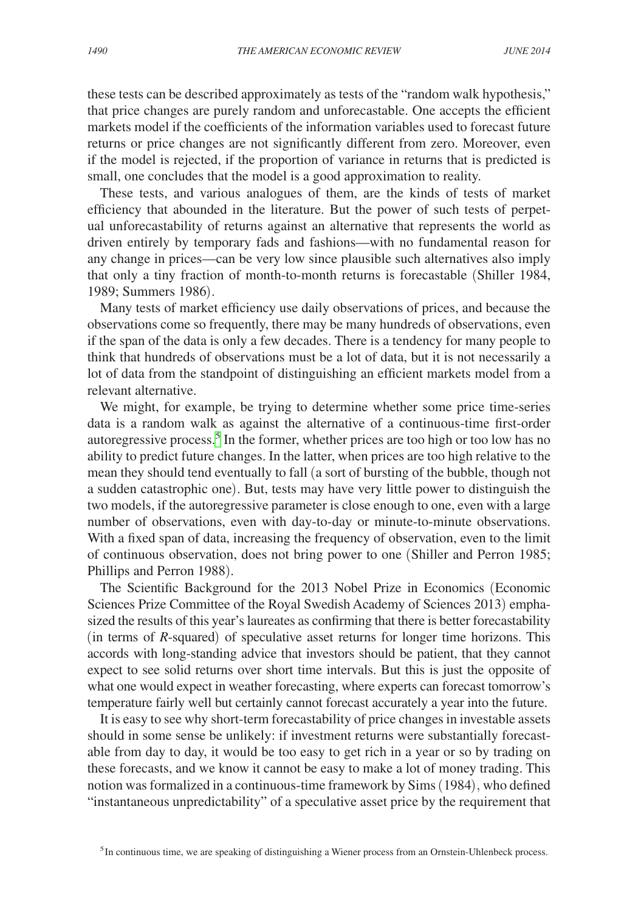these tests can be described approximately as tests of the "random walk hypothesis," that price changes are purely random and unforecastable. One accepts the efficient markets model if the coefficients of the information variables used to forecast future returns or price changes are not significantly different from zero. Moreover, even if the model is rejected, if the proportion of variance in returns that is predicted is small, one concludes that the model is a good approximation to reality.

These tests, and various analogues of them, are the kinds of tests of market efficiency that abounded in the literature. But the power of such tests of perpetual unforecastability of returns against an alternative that represents the world as driven entirely by temporary fads and fashions—with no fundamental reason for any change in prices—can be very low since plausible such alternatives also imply that only a tiny fraction of month-to-month returns is forecastable (Shiller 1984, 1989; Summers 1986).

Many tests of market efficiency use daily observations of prices, and because the observations come so frequently, there may be many hundreds of observations, even if the span of the data is only a few decades. There is a tendency for many people to think that hundreds of observations must be a lot of data, but it is not necessarily a lot of data from the standpoint of distinguishing an efficient markets model from a relevant alternative.

We might, for example, be trying to determine whether some price time-series data is a random walk as against the alternative of a continuous-time first-order autoregressive process.[5] In the former, whether prices are too high or too low has no ability to predict future changes. In the latter, when prices are too high relative to the mean they should tend eventually to fall (a sort of bursting of the bubble, though not a sudden catastrophic one). But, tests may have very little power to distinguish the two models, if the autoregressive parameter is close enough to one, even with a large number of observations, even with day-to-day or minute-to-minute observations. With a fixed span of data, increasing the frequency of observation, even to the limit of continuous observation, does not bring power to one (Shiller and Perron 1985; Phillips and Perron 1988).

The Scientific Background for the 2013 Nobel Prize in Economics (Economic Sciences Prize Committee of the Royal Swedish Academy of Sciences 2013) emphasized the results of this year's laureates as confirming that there is better forecastability (in terms of *R*-squared) of speculative asset returns for longer time horizons. This accords with long-standing advice that investors should be patient, that they cannot expect to see solid returns over short time intervals. But this is just the opposite of what one would expect in weather forecasting, where experts can forecast tomorrow's temperature fairly well but certainly cannot forecast accurately a year into the future.

It is easy to see why short-term forecastability of price changes in investable assets should in some sense be unlikely: if investment returns were substantially forecastable from day to day, it would be too easy to get rich in a year or so by trading on these forecasts, and we know it cannot be easy to make a lot of money trading. This notion was formalized in a continuous-time framework by Sims (1984), who defined "instantaneous unpredictability" of a speculative asset price by the requirement that

[5] In continuous time, we are speaking of distinguishing a Wiener process from an Ornstein-Uhlenbeck process.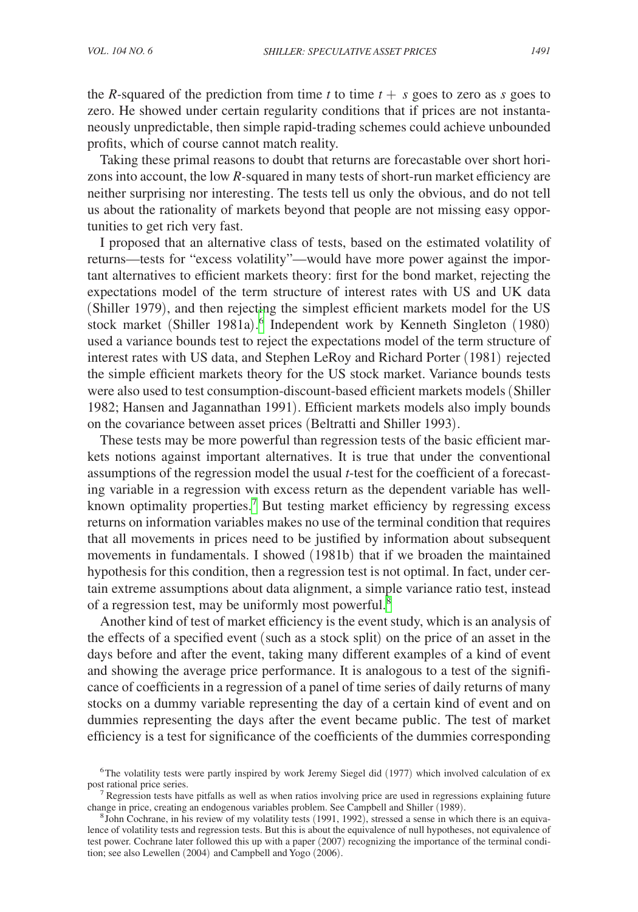the *R*-squared of the prediction from time $t$ to time $t + s$ goes to zero as $s$ goes to zero. He showed under certain regularity conditions that if prices are not instantaneously unpredictable, then simple rapid-trading schemes could achieve unbounded profits, which of course cannot match reality.

Taking these primal reasons to doubt that returns are forecastable over short horizons into account, the low *R*-squared in many tests of short-run market efficiency are neither surprising nor interesting. The tests tell us only the obvious, and do not tell us about the rationality of markets beyond that people are not missing easy opportunities to get rich very fast.

I proposed that an alternative class of tests, based on the estimated volatility of returns—tests for "excess volatility"—would have more power against the important alternatives to efficient markets theory: first for the bond market, rejecting the expectations model of the term structure of interest rates with US and UK data (Shiller 1979), and then rejecting the simplest efficient markets model for the US stock market (Shiller 1981a).[6] Independent work by Kenneth Singleton (1980) used a variance bounds test to reject the expectations model of the term structure of interest rates with US data, and Stephen LeRoy and Richard Porter (1981) rejected the simple efficient markets theory for the US stock market. Variance bounds tests were also used to test consumption-discount-based efficient markets models (Shiller 1982; Hansen and Jagannathan 1991). Efficient markets models also imply bounds on the covariance between asset prices (Beltratti and Shiller 1993).

These tests may be more powerful than regression tests of the basic efficient markets notions against important alternatives. It is true that under the conventional assumptions of the regression model the usual *t*-test for the coefficient of a forecasting variable in a regression with excess return as the dependent variable has well-known optimality properties.[7] But testing market efficiency by regressing excess returns on information variables makes no use of the terminal condition that requires that all movements in prices need to be justified by information about subsequent movements in fundamentals. I showed (1981b) that if we broaden the maintained hypothesis for this condition, then a regression test is not optimal. In fact, under certain extreme assumptions about data alignment, a simple variance ratio test, instead of a regression test, may be uniformly most powerful.[8]

Another kind of test of market efficiency is the event study, which is an analysis of the effects of a specified event (such as a stock split) on the price of an asset in the days before and after the event, taking many different examples of a kind of event and showing the average price performance. It is analogous to a test of the significance of coefficients in a regression of a panel of time series of daily returns of many stocks on a dummy variable representing the day of a certain kind of event and on dummies representing the days after the event became public. The test of market efficiency is a test for significance of the coefficients of the dummies corresponding

[6] The volatility tests were partly inspired by work Jeremy Siegel did (1977) which involved calculation of ex post rational price series.

[7] Regression tests have pitfalls as well as when ratios involving price are used in regressions explaining future change in price, creating an endogenous variables problem. See Campbell and Shiller (1989).

[8] John Cochrane, in his review of my volatility tests (1991, 1992), stressed a sense in which there is an equivalence of volatility tests and regression tests. But this is about the equivalence of null hypotheses, not equivalence of test power. Cochrane later followed this up with a paper (2007) recognizing the importance of the terminal condition; see also Lewellen (2004) and Campbell and Yogo (2006).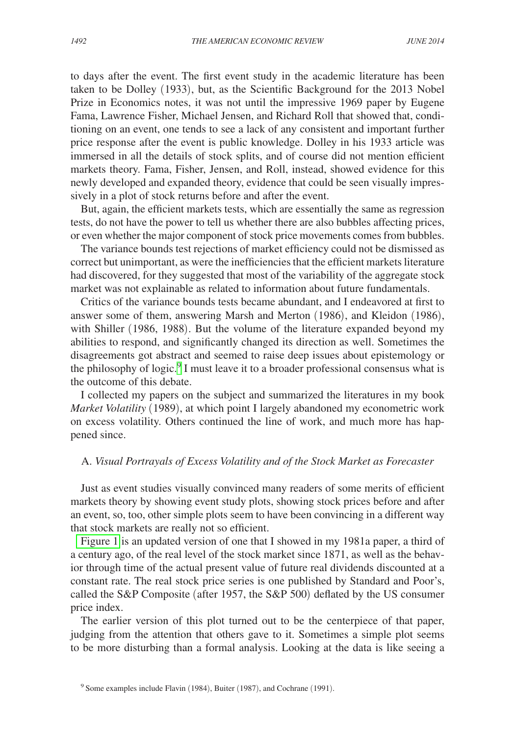to days after the event. The first event study in the academic literature has been taken to be Dolley (1933), but, as the Scientific Background for the 2013 Nobel Prize in Economics notes, it was not until the impressive 1969 paper by Eugene Fama, Lawrence Fisher, Michael Jensen, and Richard Roll that showed that, conditioning on an event, one tends to see a lack of any consistent and important further price response after the event is public knowledge. Dolley in his 1933 article was immersed in all the details of stock splits, and of course did not mention efficient markets theory. Fama, Fisher, Jensen, and Roll, instead, showed evidence for this newly developed and expanded theory, evidence that could be seen visually impressively in a plot of stock returns before and after the event.

But, again, the efficient markets tests, which are essentially the same as regression tests, do not have the power to tell us whether there are also bubbles affecting prices, or even whether the major component of stock price movements comes from bubbles.

The variance bounds test rejections of market efficiency could not be dismissed as correct but unimportant, as were the inefficiencies that the efficient markets literature had discovered, for they suggested that most of the variability of the aggregate stock market was not explainable as related to information about future fundamentals.

Critics of the variance bounds tests became abundant, and I endeavored at first to answer some of them, answering Marsh and Merton (1986), and Kleidon (1986), with Shiller (1986, 1988). But the volume of the literature expanded beyond my abilities to respond, and significantly changed its direction as well. Sometimes the disagreements got abstract and seemed to raise deep issues about epistemology or the philosophy of logic.[9] I must leave it to a broader professional consensus what is the outcome of this debate.

I collected my papers on the subject and summarized the literatures in my book *Market Volatility* (1989), at which point I largely abandoned my econometric work on excess volatility. Others continued the line of work, and much more has happened since.

### A. *Visual Portrayals of Excess Volatility and of the Stock Market as Forecaster*

Just as event studies visually convinced many readers of some merits of efficient markets theory by showing event study plots, showing stock prices before and after an event, so, too, other simple plots seem to have been convincing in a different way that stock markets are really not so efficient.

Figure 1 is an updated version of one that I showed in my 1981a paper, a third of a century ago, of the real level of the stock market since 1871, as well as the behavior through time of the actual present value of future real dividends discounted at a constant rate. The real stock price series is one published by Standard and Poor's, called the S&P Composite (after 1957, the S&P 500) deflated by the US consumer price index.

The earlier version of this plot turned out to be the centerpiece of that paper, judging from the attention that others gave to it. Sometimes a simple plot seems to be more disturbing than a formal analysis. Looking at the data is like seeing a

[9] Some examples include Flavin (1984), Buiter (1987), and Cochrane (1991).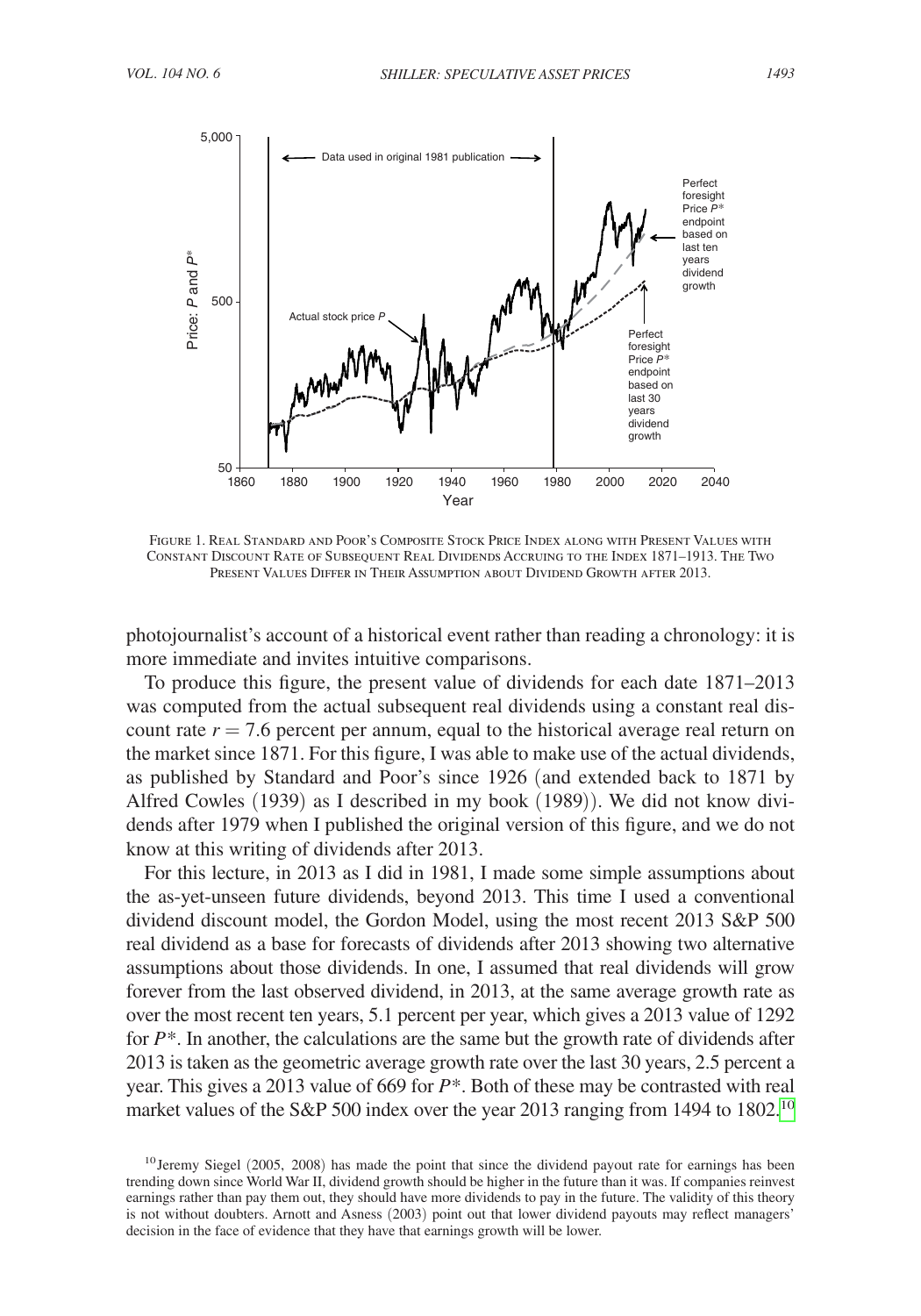Figure 1. Real Standard and Poor's Composite Stock Price Index along with Present Values with Constant Discount Rate of Subsequent Real Dividends Accruing to the Index 1871–1913. The Two Present Values Differ in Their Assumption about Dividend Growth after 2013.

photojournalist's account of a historical event rather than reading a chronology: it is more immediate and invites intuitive comparisons.

To produce this figure, the present value of dividends for each date 1871–2013 was computed from the actual subsequent real dividends using a constant real discount rate $r = 7.6$ percent per annum, equal to the historical average real return on the market since 1871. For this figure, I was able to make use of the actual dividends, as published by Standard and Poor's since 1926 (and extended back to 1871 by Alfred Cowles (1939) as I described in my book (1989)). We did not know dividends after 1979 when I published the original version of this figure, and we do not know at this writing of dividends after 2013.

For this lecture, in 2013 as I did in 1981, I made some simple assumptions about the as-yet-unseen future dividends, beyond 2013. This time I used a conventional dividend discount model, the Gordon Model, using the most recent 2013 S&P 500 real dividend as a base for forecasts of dividends after 2013 showing two alternative assumptions about those dividends. In one, I assumed that real dividends will grow forever from the last observed dividend, in 2013, at the same average growth rate as over the most recent ten years, 5.1 percent per year, which gives a 2013 value of 1292 for $P^*$. In another, the calculations are the same but the growth rate of dividends after 2013 is taken as the geometric average growth rate over the last 30 years, 2.5 percent a year. This gives a 2013 value of 669 for $P^*$. Both of these may be contrasted with real market values of the S&P 500 index over the year 2013 ranging from 1494 to 1802.[10]

[10] Jeremy Siegel (2005, 2008) has made the point that since the dividend payout rate for earnings has been trending down since World War II, dividend growth should be higher in the future than it was. If companies reinvest earnings rather than pay them out, they should have more dividends to pay in the future. The validity of this theory is not without doubters. Arnott and Asness (2003) point out that lower dividend payouts may reflect managers' decision in the face of evidence that they have that earnings growth will be lower.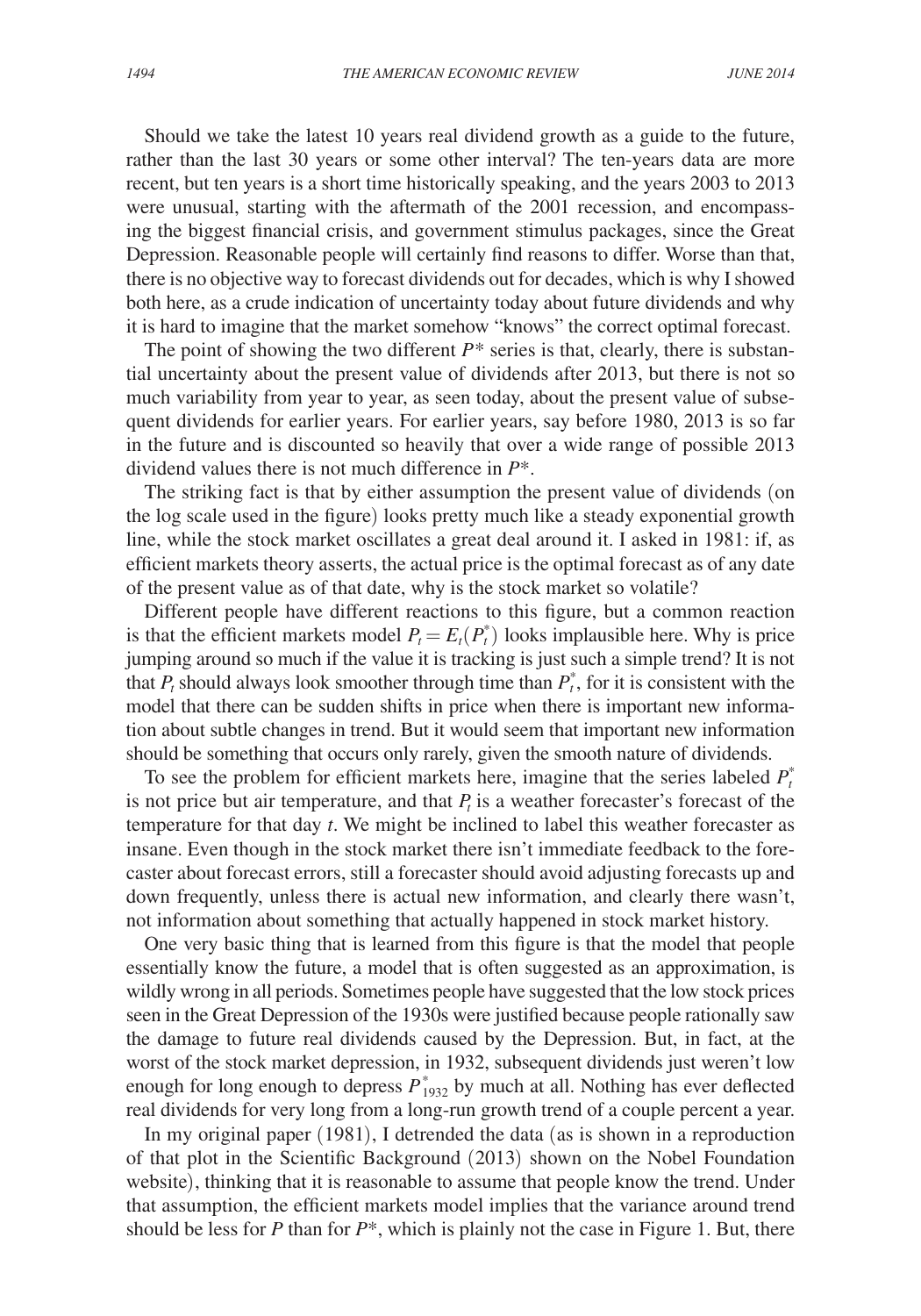Should we take the latest 10 years real dividend growth as a guide to the future, rather than the last 30 years or some other interval? The ten-years data are more recent, but ten years is a short time historically speaking, and the years 2003 to 2013 were unusual, starting with the aftermath of the 2001 recession, and encompassing the biggest financial crisis, and government stimulus packages, since the Great Depression. Reasonable people will certainly find reasons to differ. Worse than that, there is no objective way to forecast dividends out for decades, which is why I showed both here, as a crude indication of uncertainty today about future dividends and why it is hard to imagine that the market somehow "knows" the correct optimal forecast.

The point of showing the two different $P^*$ series is that, clearly, there is substantial uncertainty about the present value of dividends after 2013, but there is not so much variability from year to year, as seen today, about the present value of subsequent dividends for earlier years. For earlier years, say before 1980, 2013 is so far in the future and is discounted so heavily that over a wide range of possible 2013 dividend values there is not much difference in $P^*$.

The striking fact is that by either assumption the present value of dividends (on the log scale used in the figure) looks pretty much like a steady exponential growth line, while the stock market oscillates a great deal around it. I asked in 1981: if, as efficient markets theory asserts, the actual price is the optimal forecast as of any date of the present value as of that date, why is the stock market so volatile?

Different people have different reactions to this figure, but a common reaction is that the efficient markets model $P_t = E_t(P_t^*)$ looks implausible here. Why is price jumping around so much if the value it is tracking is just such a simple trend? It is not that $P_t$ should always look smoother through time than $P_t^*$, for it is consistent with the model that there can be sudden shifts in price when there is important new information about subtle changes in trend. But it would seem that important new information should be something that occurs only rarely, given the smooth nature of dividends.

To see the problem for efficient markets here, imagine that the series labeled $P_t^*$ is not price but air temperature, and that $P_t$ is a weather forecaster's forecast of the temperature for that day $t$. We might be inclined to label this weather forecaster as insane. Even though in the stock market there isn't immediate feedback to the forecaster about forecast errors, still a forecaster should avoid adjusting forecasts up and down frequently, unless there is actual new information, and clearly there wasn't, not information about something that actually happened in stock market history.

One very basic thing that is learned from this figure is that the model that people essentially know the future, a model that is often suggested as an approximation, is wildly wrong in all periods. Sometimes people have suggested that the low stock prices seen in the Great Depression of the 1930s were justified because people rationally saw the damage to future real dividends caused by the Depression. But, in fact, at the worst of the stock market depression, in 1932, subsequent dividends just weren't low enough for long enough to depress $P_{1932}^*$ by much at all. Nothing has ever deflected real dividends for very long from a long-run growth trend of a couple percent a year.

In my original paper (1981), I detrended the data (as is shown in a reproduction of that plot in the Scientific Background (2013) shown on the Nobel Foundation website), thinking that it is reasonable to assume that people know the trend. Under that assumption, the efficient markets model implies that the variance around trend should be less for $P$ than for $P^*$, which is plainly not the case in Figure 1. But, there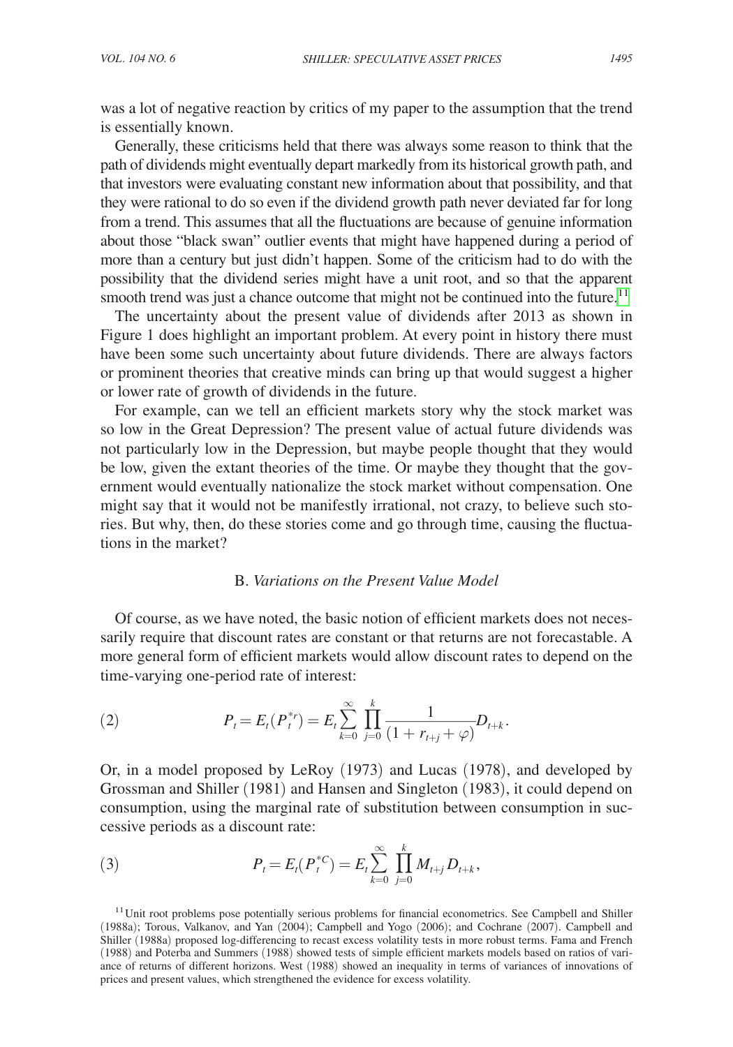was a lot of negative reaction by critics of my paper to the assumption that the trend is essentially known.

Generally, these criticisms held that there was always some reason to think that the path of dividends might eventually depart markedly from its historical growth path, and that investors were evaluating constant new information about that possibility, and that they were rational to do so even if the dividend growth path never deviated far for long from a trend. This assumes that all the fluctuations are because of genuine information about those "black swan" outlier events that might have happened during a period of more than a century but just didn't happen. Some of the criticism had to do with the possibility that the dividend series might have a unit root, and so that the apparent smooth trend was just a chance outcome that might not be continued into the future.[11]

The uncertainty about the present value of dividends after 2013 as shown in Figure 1 does highlight an important problem. At every point in history there must have been some such uncertainty about future dividends. There are always factors or prominent theories that creative minds can bring up that would suggest a higher or lower rate of growth of dividends in the future.

For example, can we tell an efficient markets story why the stock market was so low in the Great Depression? The present value of actual future dividends was not particularly low in the Depression, but maybe people thought that they would be low, given the extant theories of the time. Or maybe they thought that the government would eventually nationalize the stock market without compensation. One might say that it would not be manifestly irrational, not crazy, to believe such stories. But why, then, do these stories come and go through time, causing the fluctuations in the market?

### B. *Variations on the Present Value Model*

Of course, as we have noted, the basic notion of efficient markets does not necessarily require that discount rates are constant or that returns are not forecastable. A more general form of efficient markets would allow discount rates to depend on the time-varying one-period rate of interest:

$$P_t = E_t(P_t^{*r}) = E_t \sum_{k=0}^{\infty} \prod_{j=0}^{k} \frac{1}{(1 + r_{t+j} + \varphi)} D_{t+k}. \tag{2}$$

Or, in a model proposed by LeRoy (1973) and Lucas (1978), and developed by Grossman and Shiller (1981) and Hansen and Singleton (1983), it could depend on consumption, using the marginal rate of substitution between consumption in successive periods as a discount rate:

$$P_t = E_t(P_t^{*C}) = E_t \sum_{k=0}^{\infty} \prod_{j=0}^{k} M_{t+j} D_{t+k}, \tag{3}$$

[11] Unit root problems pose potentially serious problems for financial econometrics. See Campbell and Shiller (1988a); Torous, Valkanov, and Yan (2004); Campbell and Yogo (2006); and Cochrane (2007). Campbell and Shiller (1988a) proposed log-differencing to recast excess volatility tests in more robust terms. Fama and French (1988) and Poterba and Summers (1988) showed tests of simple efficient markets models based on ratios of variance of returns of different horizons. West (1988) showed an inequality in terms of variances of innovations of prices and present values, which strengthened the evidence for excess volatility.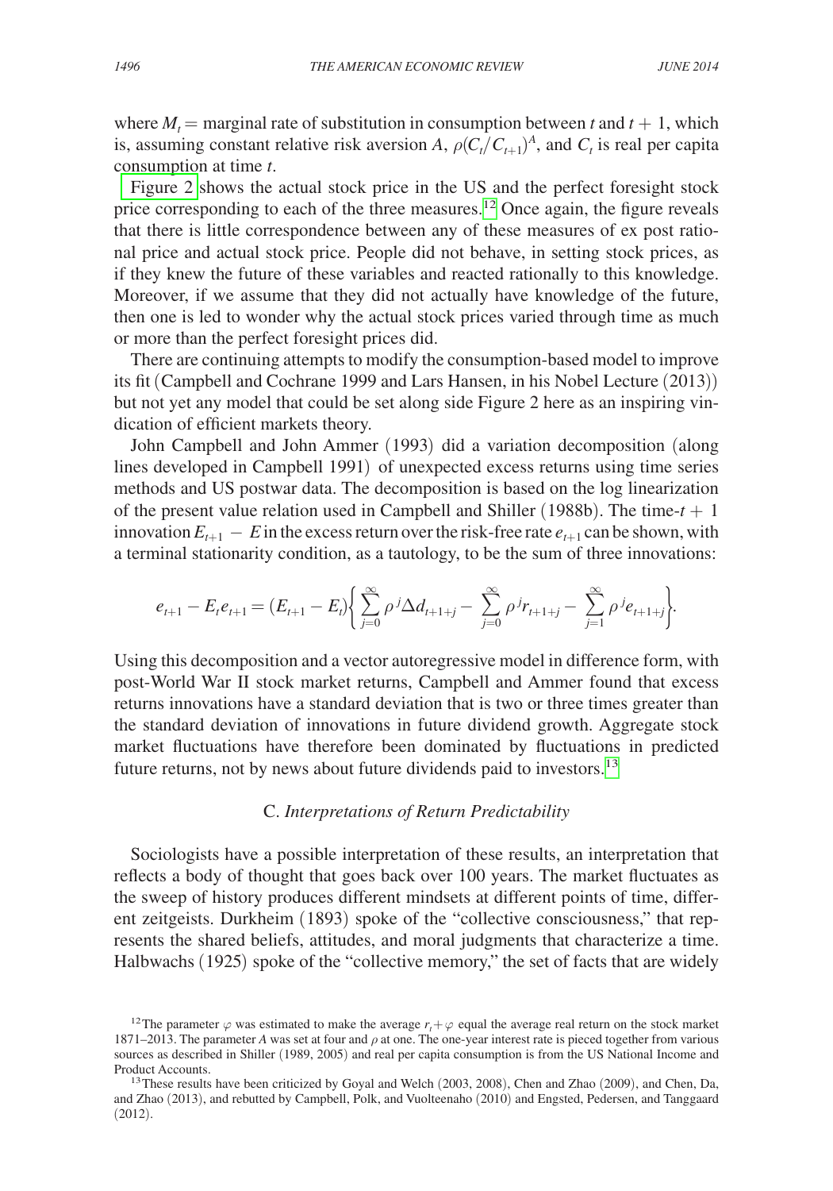where $M_t$ = marginal rate of substitution in consumption between $t$ and $t+1$, which is, assuming constant relative risk aversion $A$, $\rho(C_t/C_{t+1})^A$, and $C_t$ is real per capita consumption at time $t$.

Figure 2 shows the actual stock price in the US and the perfect foresight stock price corresponding to each of the three measures.[12] Once again, the figure reveals that there is little correspondence between any of these measures of ex post rational price and actual stock price. People did not behave, in setting stock prices, as if they knew the future of these variables and reacted rationally to this knowledge. Moreover, if we assume that they did not actually have knowledge of the future, then one is led to wonder why the actual stock prices varied through time as much or more than the perfect foresight prices did.

There are continuing attempts to modify the consumption-based model to improve its fit (Campbell and Cochrane 1999 and Lars Hansen, in his Nobel Lecture (2013)) but not yet any model that could be set along side Figure 2 here as an inspiring vindication of efficient markets theory.

John Campbell and John Ammer (1993) did a variation decomposition (along lines developed in Campbell 1991) of unexpected excess returns using time series methods and US postwar data. The decomposition is based on the log linearization of the present value relation used in Campbell and Shiller (1988b). The time-$t+1$ innovation $E_{t+1} - E$ in the excess return over the risk-free rate $e_{t+1}$ can be shown, with a terminal stationarity condition, as a tautology, to be the sum of three innovations:

$$e_{t+1} - E_t e_{t+1} = (E_{t+1} - E_t)\left\{ \sum_{j=0}^{\infty} \rho^j \Delta d_{t+1+j} - \sum_{j=0}^{\infty} \rho^j r_{t+1+j} - \sum_{j=1}^{\infty} \rho^j e_{t+1+j} \right\}.$$

Using this decomposition and a vector autoregressive model in difference form, with post-World War II stock market returns, Campbell and Ammer found that excess returns innovations have a standard deviation that is two or three times greater than the standard deviation of innovations in future dividend growth. Aggregate stock market fluctuations have therefore been dominated by fluctuations in predicted future returns, not by news about future dividends paid to investors.[13]

### C. *Interpretations of Return Predictability*

Sociologists have a possible interpretation of these results, an interpretation that reflects a body of thought that goes back over 100 years. The market fluctuates as the sweep of history produces different mindsets at different points of time, different zeitgeists. Durkheim (1893) spoke of the "collective consciousness," that represents the shared beliefs, attitudes, and moral judgments that characterize a time. Halbwachs (1925) spoke of the "collective memory," the set of facts that are widely

[12] The parameter $\varphi$ was estimated to make the average $r_t + \varphi$ equal the average real return on the stock market 1871–2013. The parameter $A$ was set at four and $\rho$ at one. The one-year interest rate is pieced together from various sources as described in Shiller (1989, 2005) and real per capita consumption is from the US National Income and Product Accounts.

[13] These results have been criticized by Goyal and Welch (2003, 2008), Chen and Zhao (2009), and Chen, Da, and Zhao (2013), and rebutted by Campbell, Polk, and Vuolteenaho (2010) and Engsted, Pedersen, and Tanggaard (2012).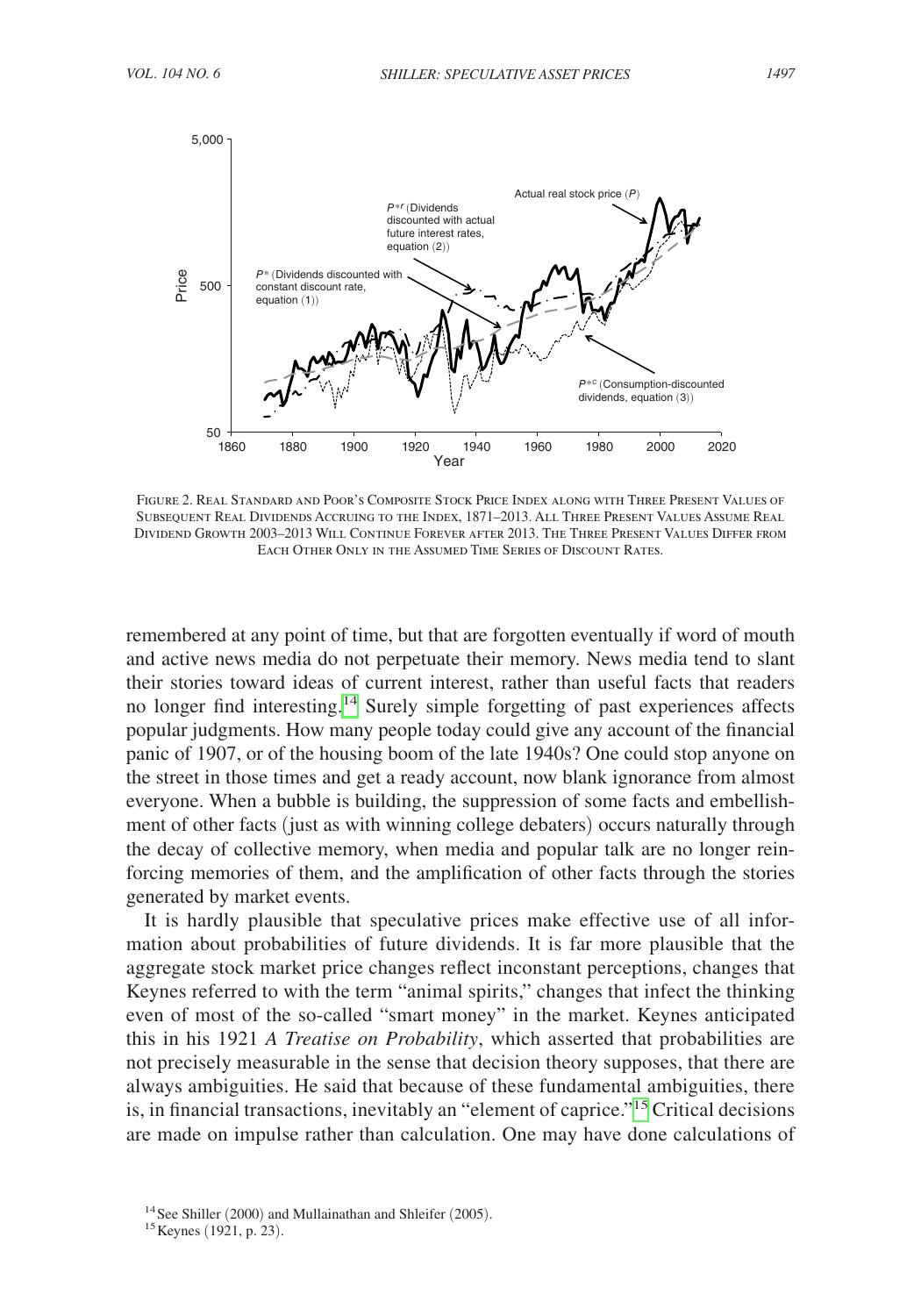Figure 2. Real Standard and Poor's Composite Stock Price Index along with Three Present Values of Subsequent Real Dividends Accruing to the Index, 1871–2013. All Three Present Values Assume Real Dividend Growth 2003–2013 Will Continue Forever after 2013. The Three Present Values Differ from Each Other Only in the Assumed Time Series of Discount Rates.

remembered at any point of time, but that are forgotten eventually if word of mouth and active news media do not perpetuate their memory. News media tend to slant their stories toward ideas of current interest, rather than useful facts that readers no longer find interesting.[14] Surely simple forgetting of past experiences affects popular judgments. How many people today could give any account of the financial panic of 1907, or of the housing boom of the late 1940s? One could stop anyone on the street in those times and get a ready account, now blank ignorance from almost everyone. When a bubble is building, the suppression of some facts and embellishment of other facts (just as with winning college debaters) occurs naturally through the decay of collective memory, when media and popular talk are no longer reinforcing memories of them, and the amplification of other facts through the stories generated by market events.

It is hardly plausible that speculative prices make effective use of all information about probabilities of future dividends. It is far more plausible that the aggregate stock market price changes reflect inconstant perceptions, changes that Keynes referred to with the term "animal spirits," changes that infect the thinking even of most of the so-called "smart money" in the market. Keynes anticipated this in his 1921 *A Treatise on Probability*, which asserted that probabilities are not precisely measurable in the sense that decision theory supposes, that there are always ambiguities. He said that because of these fundamental ambiguities, there is, in financial transactions, inevitably an "element of caprice."[15] Critical decisions are made on impulse rather than calculation. One may have done calculations of

[14] See Shiller (2000) and Mullainathan and Shleifer (2005).

[15] Keynes (1921, p. 23).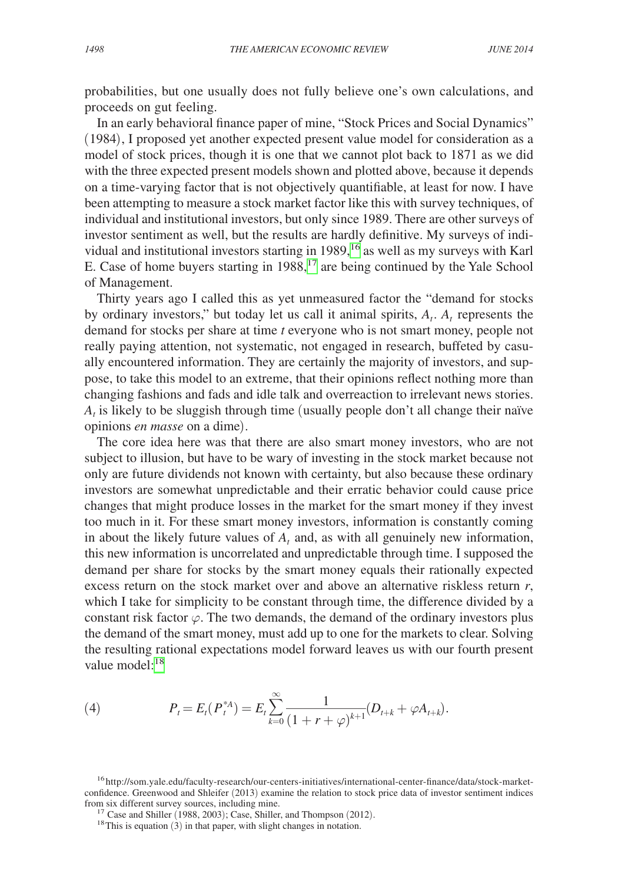probabilities, but one usually does not fully believe one's own calculations, and proceeds on gut feeling.

In an early behavioral finance paper of mine, "Stock Prices and Social Dynamics" (1984), I proposed yet another expected present value model for consideration as a model of stock prices, though it is one that we cannot plot back to 1871 as we did with the three expected present models shown and plotted above, because it depends on a time-varying factor that is not objectively quantifiable, at least for now. I have been attempting to measure a stock market factor like this with survey techniques, of individual and institutional investors, but only since 1989. There are other surveys of investor sentiment as well, but the results are hardly definitive. My surveys of individual and institutional investors starting in 1989,[16] as well as my surveys with Karl E. Case of home buyers starting in 1988,[17] are being continued by the Yale School of Management.

Thirty years ago I called this as yet unmeasured factor the "demand for stocks by ordinary investors," but today let us call it animal spirits, $A_t$. $A_t$ represents the demand for stocks per share at time *t* everyone who is not smart money, people not really paying attention, not systematic, not engaged in research, buffeted by casually encountered information. They are certainly the majority of investors, and suppose, to take this model to an extreme, that their opinions reflect nothing more than changing fashions and fads and idle talk and overreaction to irrelevant news stories. $A_t$ is likely to be sluggish through time (usually people don't all change their naïve opinions *en masse* on a dime).

The core idea here was that there are also smart money investors, who are not subject to illusion, but have to be wary of investing in the stock market because not only are future dividends not known with certainty, but also because these ordinary investors are somewhat unpredictable and their erratic behavior could cause price changes that might produce losses in the market for the smart money if they invest too much in it. For these smart money investors, information is constantly coming in about the likely future values of $A_t$ and, as with all genuinely new information, this new information is uncorrelated and unpredictable through time. I supposed the demand per share for stocks by the smart money equals their rationally expected excess return on the stock market over and above an alternative riskless return *r*, which I take for simplicity to be constant through time, the difference divided by a constant risk factor $\varphi$. The two demands, the demand of the ordinary investors plus the demand of the smart money, must add up to one for the markets to clear. Solving the resulting rational expectations model forward leaves us with our fourth present value model:[18]

$$(4) \qquad P_t = E_t(P_t^{*A}) = E_t \sum_{k=0}^{\infty} \frac{1}{(1+r+\varphi)^{k+1}} (D_{t+k} + \varphi A_{t+k}).$$

[16] http://som.yale.edu/faculty-research/our-centers-initiatives/international-center-finance/data/stock-market-confidence. Greenwood and Shleifer (2013) examine the relation to stock price data of investor sentiment indices from six different survey sources, including mine.

[17] Case and Shiller (1988, 2003); Case, Shiller, and Thompson (2012).

[18] This is equation (3) in that paper, with slight changes in notation.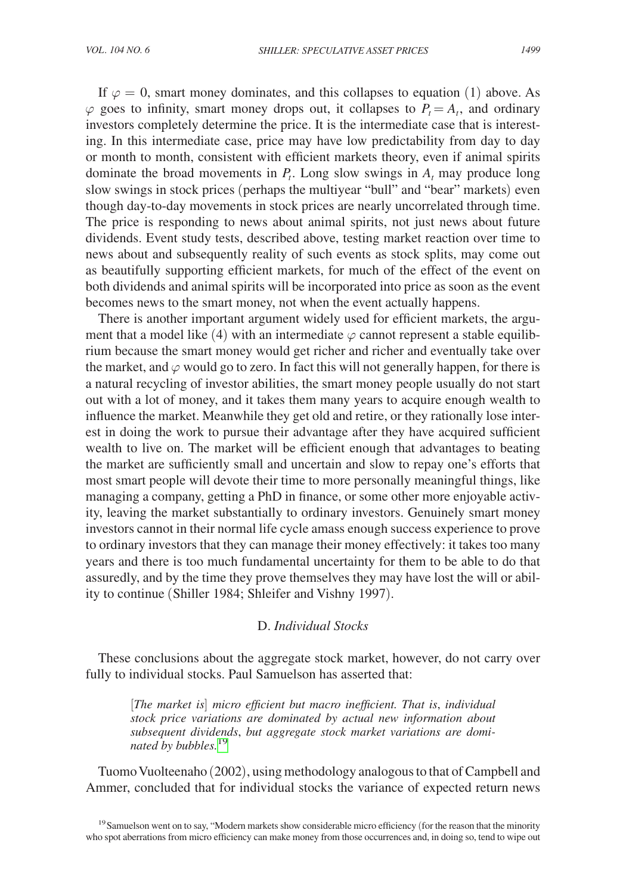If $\varphi = 0$, smart money dominates, and this collapses to equation (1) above. As $\varphi$ goes to infinity, smart money drops out, it collapses to $P_t = A_t$, and ordinary investors completely determine the price. It is the intermediate case that is interesting. In this intermediate case, price may have low predictability from day to day or month to month, consistent with efficient markets theory, even if animal spirits dominate the broad movements in $P_t$. Long slow swings in $A_t$ may produce long slow swings in stock prices (perhaps the multiyear "bull" and "bear" markets) even though day-to-day movements in stock prices are nearly uncorrelated through time. The price is responding to news about animal spirits, not just news about future dividends. Event study tests, described above, testing market reaction over time to news about and subsequently reality of such events as stock splits, may come out as beautifully supporting efficient markets, for much of the effect of the event on both dividends and animal spirits will be incorporated into price as soon as the event becomes news to the smart money, not when the event actually happens.

There is another important argument widely used for efficient markets, the argument that a model like (4) with an intermediate $\varphi$ cannot represent a stable equilibrium because the smart money would get richer and richer and eventually take over the market, and $\varphi$ would go to zero. In fact this will not generally happen, for there is a natural recycling of investor abilities, the smart money people usually do not start out with a lot of money, and it takes them many years to acquire enough wealth to influence the market. Meanwhile they get old and retire, or they rationally lose interest in doing the work to pursue their advantage after they have acquired sufficient wealth to live on. The market will be efficient enough that advantages to beating the market are sufficiently small and uncertain and slow to repay one's efforts that most smart people will devote their time to more personally meaningful things, like managing a company, getting a PhD in finance, or some other more enjoyable activity, leaving the market substantially to ordinary investors. Genuinely smart money investors cannot in their normal life cycle amass enough success experience to prove to ordinary investors that they can manage their money effectively: it takes too many years and there is too much fundamental uncertainty for them to be able to do that assuredly, and by the time they prove themselves they may have lost the will or ability to continue (Shiller 1984; Shleifer and Vishny 1997).

### D. *Individual Stocks*

These conclusions about the aggregate stock market, however, do not carry over fully to individual stocks. Paul Samuelson has asserted that:

> [*The market is*] *micro efficient but macro inefficient. That is, individual stock price variations are dominated by actual new information about subsequent dividends, but aggregate stock market variations are dominated by bubbles.*[19]

Tuomo Vuolteenaho (2002), using methodology analogous to that of Campbell and Ammer, concluded that for individual stocks the variance of expected return news

[19] Samuelson went on to say, "Modern markets show considerable micro efficiency (for the reason that the minority who spot aberrations from micro efficiency can make money from those occurrences and, in doing so, tend to wipe out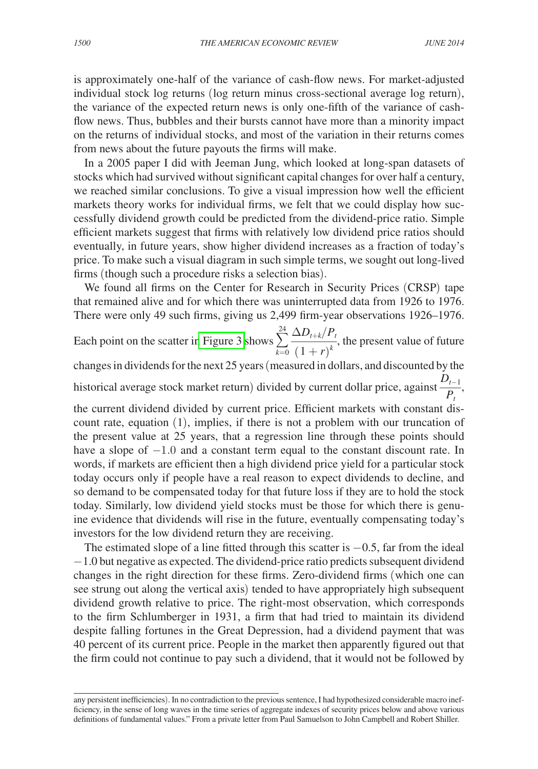is approximately one-half of the variance of cash-flow news. For market-adjusted individual stock log returns (log return minus cross-sectional average log return), the variance of the expected return news is only one-fifth of the variance of cash-flow news. Thus, bubbles and their bursts cannot have more than a minority impact on the returns of individual stocks, and most of the variation in their returns comes from news about the future payouts the firms will make.

In a 2005 paper I did with Jeeman Jung, which looked at long-span datasets of stocks which had survived without significant capital changes for over half a century, we reached similar conclusions. To give a visual impression how well the efficient markets theory works for individual firms, we felt that we could display how successfully dividend growth could be predicted from the dividend-price ratio. Simple efficient markets suggest that firms with relatively low dividend price ratios should eventually, in future years, show higher dividend increases as a fraction of today's price. To make such a visual diagram in such simple terms, we sought out long-lived firms (though such a procedure risks a selection bias).

We found all firms on the Center for Research in Security Prices (CRSP) tape that remained alive and for which there was uninterrupted data from 1926 to 1976. There were only 49 such firms, giving us 2,499 firm-year observations 1926–1976. Each point on the scatter in Figure 3 shows $\sum_{k=0}^{24} \frac{\Delta D_{t+k}/P_t}{(1+r)^k}$, the present value of future changes in dividends for the next 25 years (measured in dollars, and discounted by the historical average stock market return) divided by current dollar price, against $\frac{D_{t-1}}{P_t}$, the current dividend divided by current price. Efficient markets with constant discount rate, equation (1), implies, if there is not a problem with our truncation of the present value at 25 years, that a regression line through these points should have a slope of $-1.0$ and a constant term equal to the constant discount rate. In words, if markets are efficient then a high dividend price yield for a particular stock today occurs only if people have a real reason to expect dividends to decline, and so demand to be compensated today for that future loss if they are to hold the stock today. Similarly, low dividend yield stocks must be those for which there is genuine evidence that dividends will rise in the future, eventually compensating today's investors for the low dividend return they are receiving.

The estimated slope of a line fitted through this scatter is $-0.5$, far from the ideal $-1.0$ but negative as expected. The dividend-price ratio predicts subsequent dividend changes in the right direction for these firms. Zero-dividend firms (which one can see strung out along the vertical axis) tended to have appropriately high subsequent dividend growth relative to price. The right-most observation, which corresponds to the firm Schlumberger in 1931, a firm that had tried to maintain its dividend despite falling fortunes in the Great Depression, had a dividend payment that was 40 percent of its current price. People in the market then apparently figured out that the firm could not continue to pay such a dividend, that it would not be followed by

any persistent inefficiencies). In no contradiction to the previous sentence, I had hypothesized considerable macro inefficiency, in the sense of long waves in the time series of aggregate indexes of security prices below and above various definitions of fundamental values." From a private letter from Paul Samuelson to John Campbell and Robert Shiller.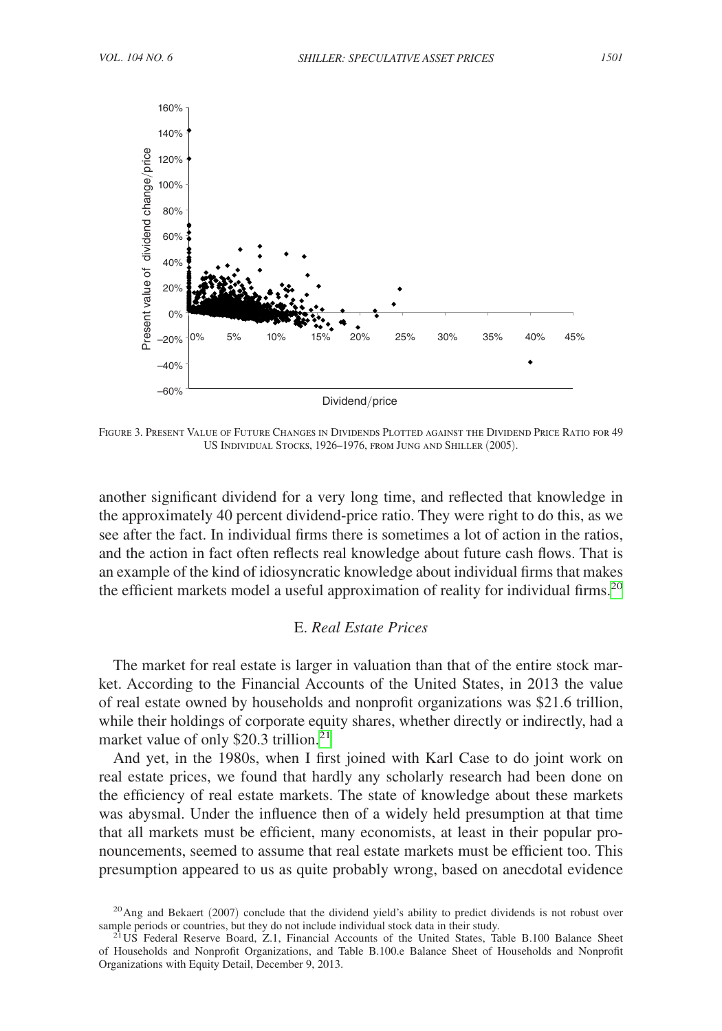Figure 3. Present Value of Future Changes in Dividends Plotted against the Dividend Price Ratio for 49 US Individual Stocks, 1926–1976, from Jung and Shiller (2005).

another significant dividend for a very long time, and reflected that knowledge in the approximately 40 percent dividend-price ratio. They were right to do this, as we see after the fact. In individual firms there is sometimes a lot of action in the ratios, and the action in fact often reflects real knowledge about future cash flows. That is an example of the kind of idiosyncratic knowledge about individual firms that makes the efficient markets model a useful approximation of reality for individual firms.[20]

### E. *Real Estate Prices*

The market for real estate is larger in valuation than that of the entire stock market. According to the Financial Accounts of the United States, in 2013 the value of real estate owned by households and nonprofit organizations was \$21.6 trillion, while their holdings of corporate equity shares, whether directly or indirectly, had a market value of only \$20.3 trillion.[21]

And yet, in the 1980s, when I first joined with Karl Case to do joint work on real estate prices, we found that hardly any scholarly research had been done on the efficiency of real estate markets. The state of knowledge about these markets was abysmal. Under the influence then of a widely held presumption at that time that all markets must be efficient, many economists, at least in their popular pronouncements, seemed to assume that real estate markets must be efficient too. This presumption appeared to us as quite probably wrong, based on anecdotal evidence

[20] Ang and Bekaert (2007) conclude that the dividend yield's ability to predict dividends is not robust over sample periods or countries, but they do not include individual stock data in their study.

[21] US Federal Reserve Board, Z.1, Financial Accounts of the United States, Table B.100 Balance Sheet of Households and Nonprofit Organizations, and Table B.100.e Balance Sheet of Households and Nonprofit Organizations with Equity Detail, December 9, 2013.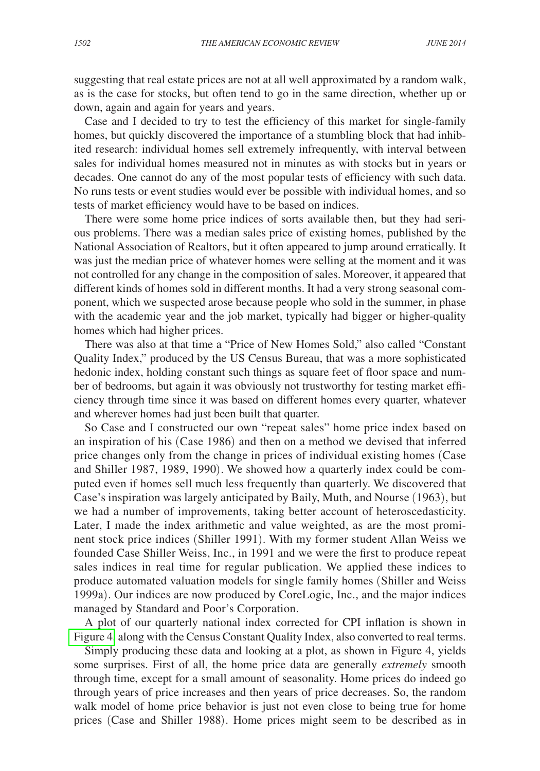suggesting that real estate prices are not at all well approximated by a random walk, as is the case for stocks, but often tend to go in the same direction, whether up or down, again and again for years and years.

Case and I decided to try to test the efficiency of this market for single-family homes, but quickly discovered the importance of a stumbling block that had inhibited research: individual homes sell extremely infrequently, with interval between sales for individual homes measured not in minutes as with stocks but in years or decades. One cannot do any of the most popular tests of efficiency with such data. No runs tests or event studies would ever be possible with individual homes, and so tests of market efficiency would have to be based on indices.

There were some home price indices of sorts available then, but they had serious problems. There was a median sales price of existing homes, published by the National Association of Realtors, but it often appeared to jump around erratically. It was just the median price of whatever homes were selling at the moment and it was not controlled for any change in the composition of sales. Moreover, it appeared that different kinds of homes sold in different months. It had a very strong seasonal component, which we suspected arose because people who sold in the summer, in phase with the academic year and the job market, typically had bigger or higher-quality homes which had higher prices.

There was also at that time a "Price of New Homes Sold," also called "Constant Quality Index," produced by the US Census Bureau, that was a more sophisticated hedonic index, holding constant such things as square feet of floor space and number of bedrooms, but again it was obviously not trustworthy for testing market efficiency through time since it was based on different homes every quarter, whatever and wherever homes had just been built that quarter.

So Case and I constructed our own "repeat sales" home price index based on an inspiration of his (Case 1986) and then on a method we devised that inferred price changes only from the change in prices of individual existing homes (Case and Shiller 1987, 1989, 1990). We showed how a quarterly index could be computed even if homes sell much less frequently than quarterly. We discovered that Case's inspiration was largely anticipated by Baily, Muth, and Nourse (1963), but we had a number of improvements, taking better account of heteroscedasticity. Later, I made the index arithmetic and value weighted, as are the most prominent stock price indices (Shiller 1991). With my former student Allan Weiss we founded Case Shiller Weiss, Inc., in 1991 and we were the first to produce repeat sales indices in real time for regular publication. We applied these indices to produce automated valuation models for single family homes (Shiller and Weiss 1999a). Our indices are now produced by CoreLogic, Inc., and the major indices managed by Standard and Poor's Corporation.

A plot of our quarterly national index corrected for CPI inflation is shown in Figure 4 along with the Census Constant Quality Index, also converted to real terms.

Simply producing these data and looking at a plot, as shown in Figure 4, yields some surprises. First of all, the home price data are generally *extremely* smooth through time, except for a small amount of seasonality. Home prices do indeed go through years of price increases and then years of price decreases. So, the random walk model of home price behavior is just not even close to being true for home prices (Case and Shiller 1988). Home prices might seem to be described as in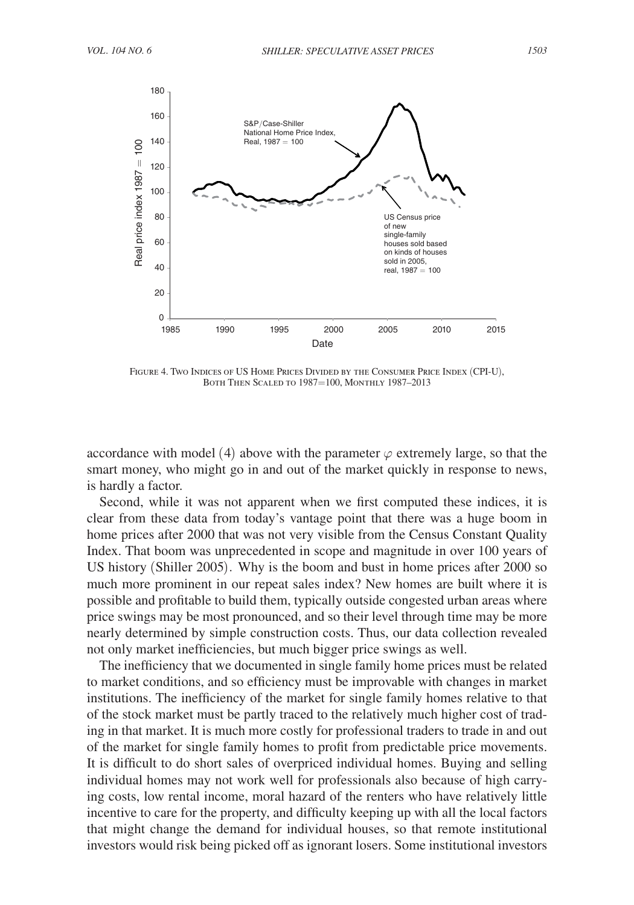Figure 4. Two Indices of US Home Prices Divided by the Consumer Price Index (CPI-U), Both Then Scaled to 1987=100, Monthly 1987–2013

accordance with model (4) above with the parameter $\varphi$ extremely large, so that the smart money, who might go in and out of the market quickly in response to news, is hardly a factor.

Second, while it was not apparent when we first computed these indices, it is clear from these data from today's vantage point that there was a huge boom in home prices after 2000 that was not very visible from the Census Constant Quality Index. That boom was unprecedented in scope and magnitude in over 100 years of US history (Shiller 2005). Why is the boom and bust in home prices after 2000 so much more prominent in our repeat sales index? New homes are built where it is possible and profitable to build them, typically outside congested urban areas where price swings may be most pronounced, and so their level through time may be more nearly determined by simple construction costs. Thus, our data collection revealed not only market inefficiencies, but much bigger price swings as well.

The inefficiency that we documented in single family home prices must be related to market conditions, and so efficiency must be improvable with changes in market institutions. The inefficiency of the market for single family homes relative to that of the stock market must be partly traced to the relatively much higher cost of trading in that market. It is much more costly for professional traders to trade in and out of the market for single family homes to profit from predictable price movements. It is difficult to do short sales of overpriced individual homes. Buying and selling individual homes may not work well for professionals also because of high carrying costs, low rental income, moral hazard of the renters who have relatively little incentive to care for the property, and difficulty keeping up with all the local factors that might change the demand for individual houses, so that remote institutional investors would risk being picked off as ignorant losers. Some institutional investors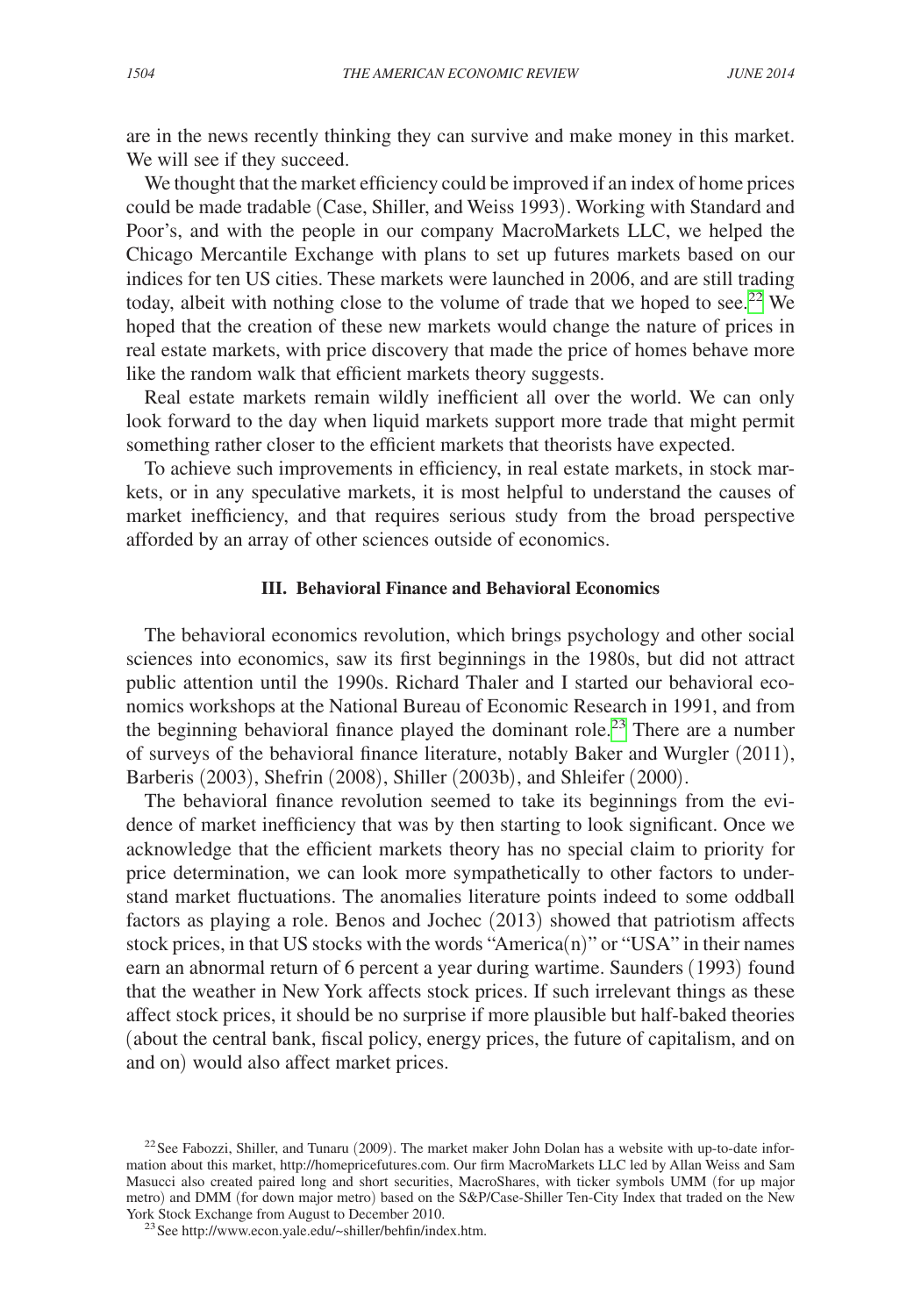are in the news recently thinking they can survive and make money in this market. We will see if they succeed.

We thought that the market efficiency could be improved if an index of home prices could be made tradable (Case, Shiller, and Weiss 1993). Working with Standard and Poor's, and with the people in our company MacroMarkets LLC, we helped the Chicago Mercantile Exchange with plans to set up futures markets based on our indices for ten US cities. These markets were launched in 2006, and are still trading today, albeit with nothing close to the volume of trade that we hoped to see.[22] We hoped that the creation of these new markets would change the nature of prices in real estate markets, with price discovery that made the price of homes behave more like the random walk that efficient markets theory suggests.

Real estate markets remain wildly inefficient all over the world. We can only look forward to the day when liquid markets support more trade that might permit something rather closer to the efficient markets that theorists have expected.

To achieve such improvements in efficiency, in real estate markets, in stock markets, or in any speculative markets, it is most helpful to understand the causes of market inefficiency, and that requires serious study from the broad perspective afforded by an array of other sciences outside of economics.

## III. Behavioral Finance and Behavioral Economics

The behavioral economics revolution, which brings psychology and other social sciences into economics, saw its first beginnings in the 1980s, but did not attract public attention until the 1990s. Richard Thaler and I started our behavioral economics workshops at the National Bureau of Economic Research in 1991, and from the beginning behavioral finance played the dominant role.[23] There are a number of surveys of the behavioral finance literature, notably Baker and Wurgler (2011), Barberis (2003), Shefrin (2008), Shiller (2003b), and Shleifer (2000).

The behavioral finance revolution seemed to take its beginnings from the evidence of market inefficiency that was by then starting to look significant. Once we acknowledge that the efficient markets theory has no special claim to priority for price determination, we can look more sympathetically to other factors to understand market fluctuations. The anomalies literature points indeed to some oddball factors as playing a role. Benos and Jochec (2013) showed that patriotism affects stock prices, in that US stocks with the words "America(n)" or "USA" in their names earn an abnormal return of 6 percent a year during wartime. Saunders (1993) found that the weather in New York affects stock prices. If such irrelevant things as these affect stock prices, it should be no surprise if more plausible but half-baked theories (about the central bank, fiscal policy, energy prices, the future of capitalism, and on and on) would also affect market prices.

---

[22] See Fabozzi, Shiller, and Tunaru (2009). The market maker John Dolan has a website with up-to-date information about this market, http://homepricefutures.com. Our firm MacroMarkets LLC led by Allan Weiss and Sam Masucci also created paired long and short securities, MacroShares, with ticker symbols UMM (for up major metro) and DMM (for down major metro) based on the S&P/Case-Shiller Ten-City Index that traded on the New York Stock Exchange from August to December 2010.

[23] See http://www.econ.yale.edu/~shiller/behfin/index.htm.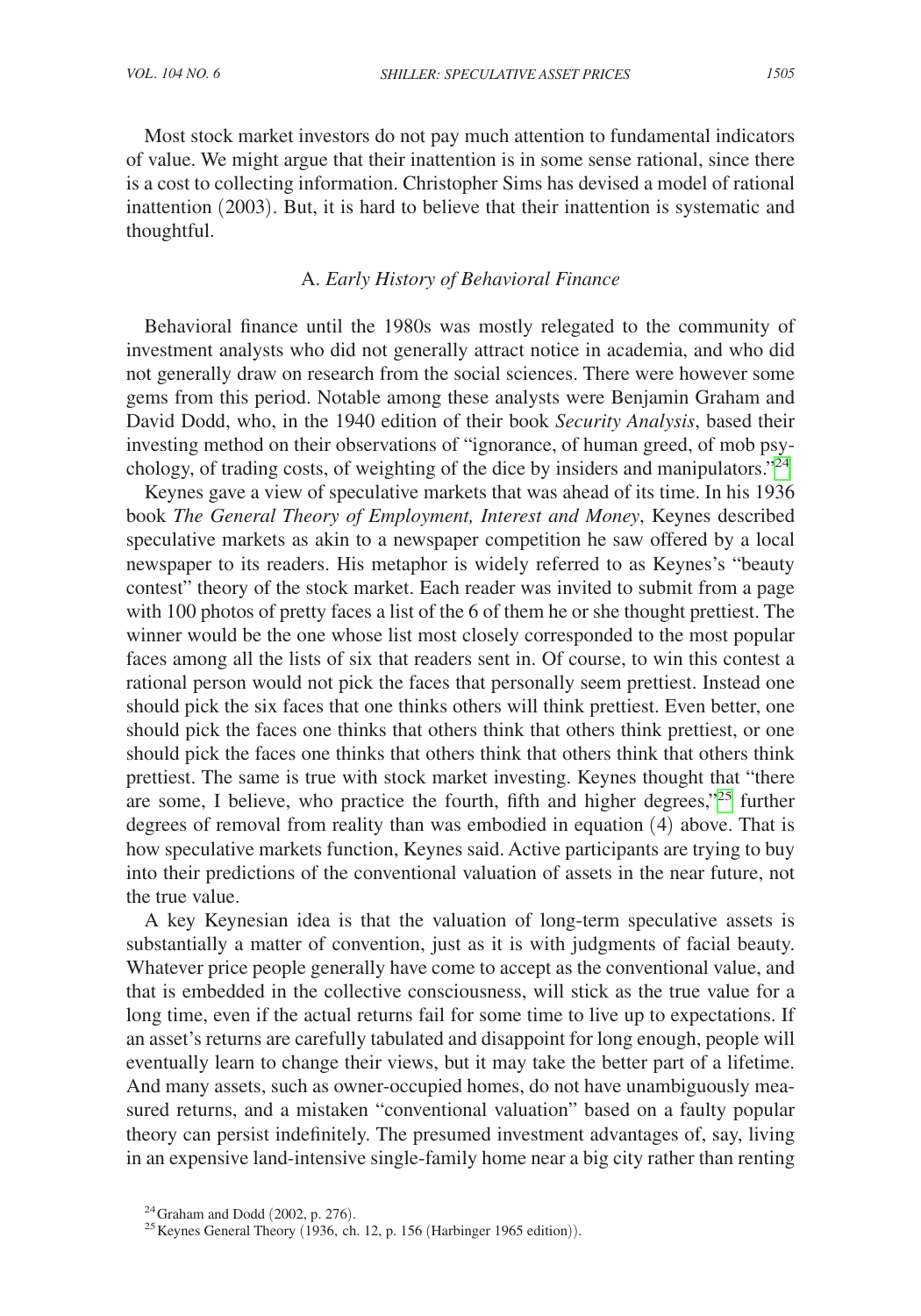Most stock market investors do not pay much attention to fundamental indicators of value. We might argue that their inattention is in some sense rational, since there is a cost to collecting information. Christopher Sims has devised a model of rational inattention (2003). But, it is hard to believe that their inattention is systematic and thoughtful.

### A. *Early History of Behavioral Finance*

Behavioral finance until the 1980s was mostly relegated to the community of investment analysts who did not generally attract notice in academia, and who did not generally draw on research from the social sciences. There were however some gems from this period. Notable among these analysts were Benjamin Graham and David Dodd, who, in the 1940 edition of their book *Security Analysis*, based their investing method on their observations of "ignorance, of human greed, of mob psychology, of trading costs, of weighting of the dice by insiders and manipulators."[24]

Keynes gave a view of speculative markets that was ahead of its time. In his 1936 book *The General Theory of Employment, Interest and Money*, Keynes described speculative markets as akin to a newspaper competition he saw offered by a local newspaper to its readers. His metaphor is widely referred to as Keynes's "beauty contest" theory of the stock market. Each reader was invited to submit from a page with 100 photos of pretty faces a list of the 6 of them he or she thought prettiest. The winner would be the one whose list most closely corresponded to the most popular faces among all the lists of six that readers sent in. Of course, to win this contest a rational person would not pick the faces that personally seem prettiest. Instead one should pick the six faces that one thinks others will think prettiest. Even better, one should pick the faces one thinks that others think that others think prettiest, or one should pick the faces one thinks that others think that others think that others think prettiest. The same is true with stock market investing. Keynes thought that "there are some, I believe, who practice the fourth, fifth and higher degrees,"[25] further degrees of removal from reality than was embodied in equation (4) above. That is how speculative markets function, Keynes said. Active participants are trying to buy into their predictions of the conventional valuation of assets in the near future, not the true value.

A key Keynesian idea is that the valuation of long-term speculative assets is substantially a matter of convention, just as it is with judgments of facial beauty. Whatever price people generally have come to accept as the conventional value, and that is embedded in the collective consciousness, will stick as the true value for a long time, even if the actual returns fail for some time to live up to expectations. If an asset's returns are carefully tabulated and disappoint for long enough, people will eventually learn to change their views, but it may take the better part of a lifetime. And many assets, such as owner-occupied homes, do not have unambiguously measured returns, and a mistaken "conventional valuation" based on a faulty popular theory can persist indefinitely. The presumed investment advantages of, say, living in an expensive land-intensive single-family home near a big city rather than renting

[24] Graham and Dodd (2002, p. 276).

[25] Keynes General Theory (1936, ch. 12, p. 156 (Harbinger 1965 edition)).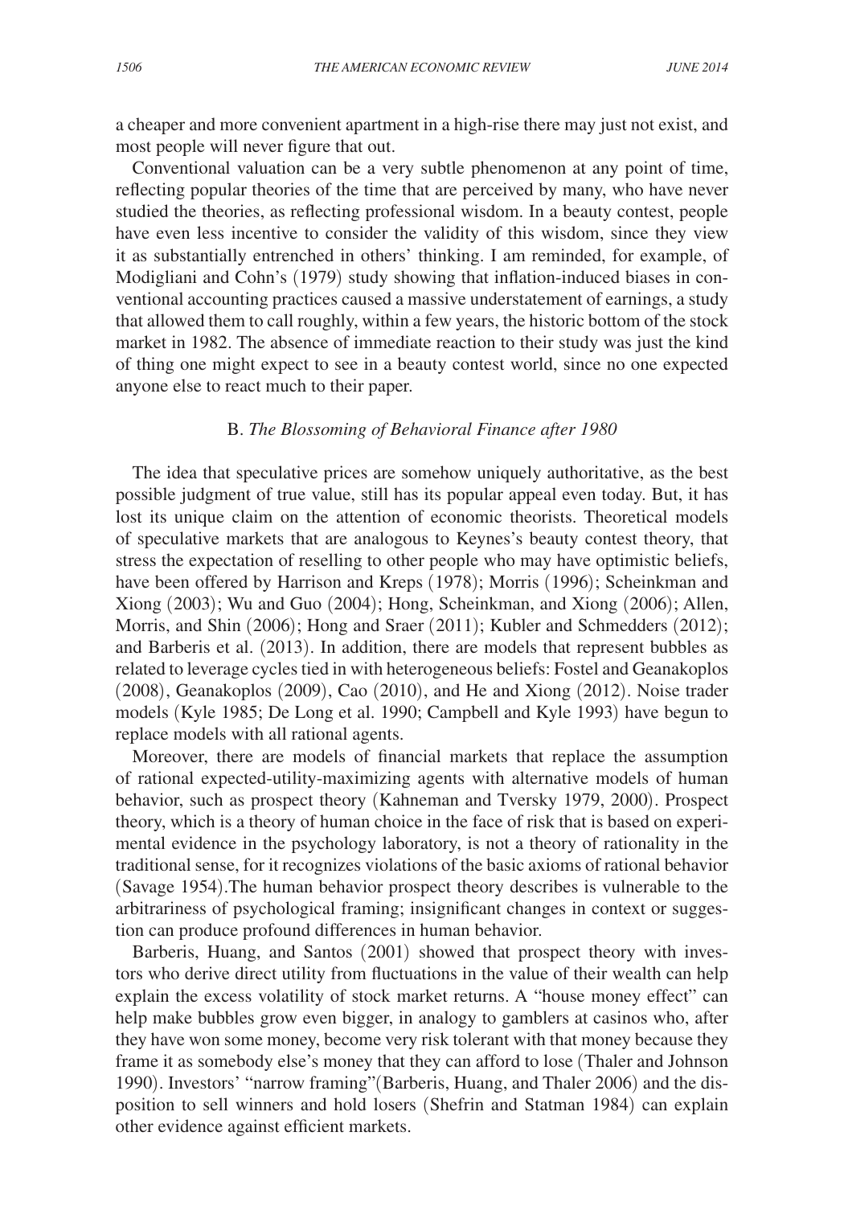a cheaper and more convenient apartment in a high-rise there may just not exist, and most people will never figure that out.

Conventional valuation can be a very subtle phenomenon at any point of time, reflecting popular theories of the time that are perceived by many, who have never studied the theories, as reflecting professional wisdom. In a beauty contest, people have even less incentive to consider the validity of this wisdom, since they view it as substantially entrenched in others' thinking. I am reminded, for example, of Modigliani and Cohn's (1979) study showing that inflation-induced biases in conventional accounting practices caused a massive understatement of earnings, a study that allowed them to call roughly, within a few years, the historic bottom of the stock market in 1982. The absence of immediate reaction to their study was just the kind of thing one might expect to see in a beauty contest world, since no one expected anyone else to react much to their paper.

### B. *The Blossoming of Behavioral Finance after 1980*

The idea that speculative prices are somehow uniquely authoritative, as the best possible judgment of true value, still has its popular appeal even today. But, it has lost its unique claim on the attention of economic theorists. Theoretical models of speculative markets that are analogous to Keynes's beauty contest theory, that stress the expectation of reselling to other people who may have optimistic beliefs, have been offered by Harrison and Kreps (1978); Morris (1996); Scheinkman and Xiong (2003); Wu and Guo (2004); Hong, Scheinkman, and Xiong (2006); Allen, Morris, and Shin (2006); Hong and Sraer (2011); Kubler and Schmedders (2012); and Barberis et al. (2013). In addition, there are models that represent bubbles as related to leverage cycles tied in with heterogeneous beliefs: Fostel and Geanakoplos (2008), Geanakoplos (2009), Cao (2010), and He and Xiong (2012). Noise trader models (Kyle 1985; De Long et al. 1990; Campbell and Kyle 1993) have begun to replace models with all rational agents.

Moreover, there are models of financial markets that replace the assumption of rational expected-utility-maximizing agents with alternative models of human behavior, such as prospect theory (Kahneman and Tversky 1979, 2000). Prospect theory, which is a theory of human choice in the face of risk that is based on experimental evidence in the psychology laboratory, is not a theory of rationality in the traditional sense, for it recognizes violations of the basic axioms of rational behavior (Savage 1954).The human behavior prospect theory describes is vulnerable to the arbitrariness of psychological framing; insignificant changes in context or suggestion can produce profound differences in human behavior.

Barberis, Huang, and Santos (2001) showed that prospect theory with investors who derive direct utility from fluctuations in the value of their wealth can help explain the excess volatility of stock market returns. A "house money effect" can help make bubbles grow even bigger, in analogy to gamblers at casinos who, after they have won some money, become very risk tolerant with that money because they frame it as somebody else's money that they can afford to lose (Thaler and Johnson 1990). Investors' "narrow framing"(Barberis, Huang, and Thaler 2006) and the disposition to sell winners and hold losers (Shefrin and Statman 1984) can explain other evidence against efficient markets.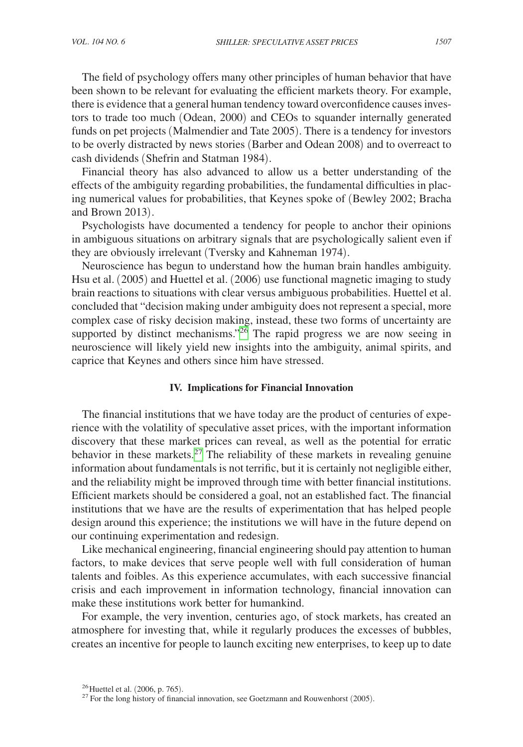The field of psychology offers many other principles of human behavior that have been shown to be relevant for evaluating the efficient markets theory. For example, there is evidence that a general human tendency toward overconfidence causes investors to trade too much (Odean, 2000) and CEOs to squander internally generated funds on pet projects (Malmendier and Tate 2005). There is a tendency for investors to be overly distracted by news stories (Barber and Odean 2008) and to overreact to cash dividends (Shefrin and Statman 1984).

Financial theory has also advanced to allow us a better understanding of the effects of the ambiguity regarding probabilities, the fundamental difficulties in placing numerical values for probabilities, that Keynes spoke of (Bewley 2002; Bracha and Brown 2013).

Psychologists have documented a tendency for people to anchor their opinions in ambiguous situations on arbitrary signals that are psychologically salient even if they are obviously irrelevant (Tversky and Kahneman 1974).

Neuroscience has begun to understand how the human brain handles ambiguity. Hsu et al. (2005) and Huettel et al. (2006) use functional magnetic imaging to study brain reactions to situations with clear versus ambiguous probabilities. Huettel et al. concluded that "decision making under ambiguity does not represent a special, more complex case of risky decision making, instead, these two forms of uncertainty are supported by distinct mechanisms."[26] The rapid progress we are now seeing in neuroscience will likely yield new insights into the ambiguity, animal spirits, and caprice that Keynes and others since him have stressed.

## IV. Implications for Financial Innovation

The financial institutions that we have today are the product of centuries of experience with the volatility of speculative asset prices, with the important information discovery that these market prices can reveal, as well as the potential for erratic behavior in these markets.[27] The reliability of these markets in revealing genuine information about fundamentals is not terrific, but it is certainly not negligible either, and the reliability might be improved through time with better financial institutions. Efficient markets should be considered a goal, not an established fact. The financial institutions that we have are the results of experimentation that has helped people design around this experience; the institutions we will have in the future depend on our continuing experimentation and redesign.

Like mechanical engineering, financial engineering should pay attention to human factors, to make devices that serve people well with full consideration of human talents and foibles. As this experience accumulates, with each successive financial crisis and each improvement in information technology, financial innovation can make these institutions work better for humankind.

For example, the very invention, centuries ago, of stock markets, has created an atmosphere for investing that, while it regularly produces the excesses of bubbles, creates an incentive for people to launch exciting new enterprises, to keep up to date

[26] Huettel et al. (2006, p. 765).

[27] For the long history of financial innovation, see Goetzmann and Rouwenhorst (2005).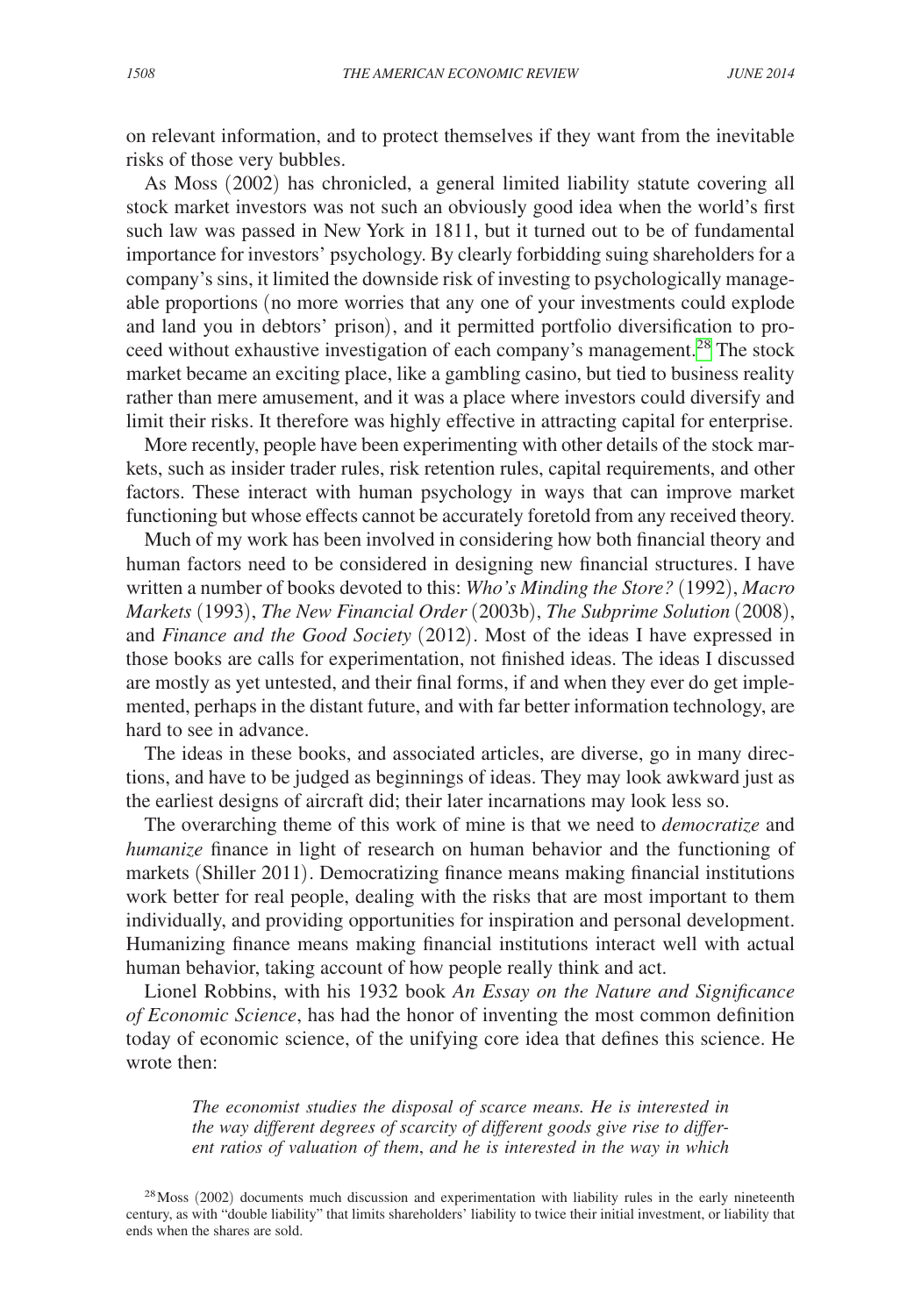on relevant information, and to protect themselves if they want from the inevitable risks of those very bubbles.

As Moss (2002) has chronicled, a general limited liability statute covering all stock market investors was not such an obviously good idea when the world's first such law was passed in New York in 1811, but it turned out to be of fundamental importance for investors' psychology. By clearly forbidding suing shareholders for a company's sins, it limited the downside risk of investing to psychologically manageable proportions (no more worries that any one of your investments could explode and land you in debtors' prison), and it permitted portfolio diversification to proceed without exhaustive investigation of each company's management.[28] The stock market became an exciting place, like a gambling casino, but tied to business reality rather than mere amusement, and it was a place where investors could diversify and limit their risks. It therefore was highly effective in attracting capital for enterprise.

More recently, people have been experimenting with other details of the stock markets, such as insider trader rules, risk retention rules, capital requirements, and other factors. These interact with human psychology in ways that can improve market functioning but whose effects cannot be accurately foretold from any received theory.

Much of my work has been involved in considering how both financial theory and human factors need to be considered in designing new financial structures. I have written a number of books devoted to this: *Who's Minding the Store?* (1992), *Macro Markets* (1993), *The New Financial Order* (2003b), *The Subprime Solution* (2008), and *Finance and the Good Society* (2012). Most of the ideas I have expressed in those books are calls for experimentation, not finished ideas. The ideas I discussed are mostly as yet untested, and their final forms, if and when they ever do get implemented, perhaps in the distant future, and with far better information technology, are hard to see in advance.

The ideas in these books, and associated articles, are diverse, go in many directions, and have to be judged as beginnings of ideas. They may look awkward just as the earliest designs of aircraft did; their later incarnations may look less so.

The overarching theme of this work of mine is that we need to *democratize* and *humanize* finance in light of research on human behavior and the functioning of markets (Shiller 2011). Democratizing finance means making financial institutions work better for real people, dealing with the risks that are most important to them individually, and providing opportunities for inspiration and personal development. Humanizing finance means making financial institutions interact well with actual human behavior, taking account of how people really think and act.

Lionel Robbins, with his 1932 book *An Essay on the Nature and Significance of Economic Science*, has had the honor of inventing the most common definition today of economic science, of the unifying core idea that defines this science. He wrote then:

> *The economist studies the disposal of scarce means. He is interested in the way different degrees of scarcity of different goods give rise to different ratios of valuation of them, and he is interested in the way in which*

[28] Moss (2002) documents much discussion and experimentation with liability rules in the early nineteenth century, as with "double liability" that limits shareholders' liability to twice their initial investment, or liability that ends when the shares are sold.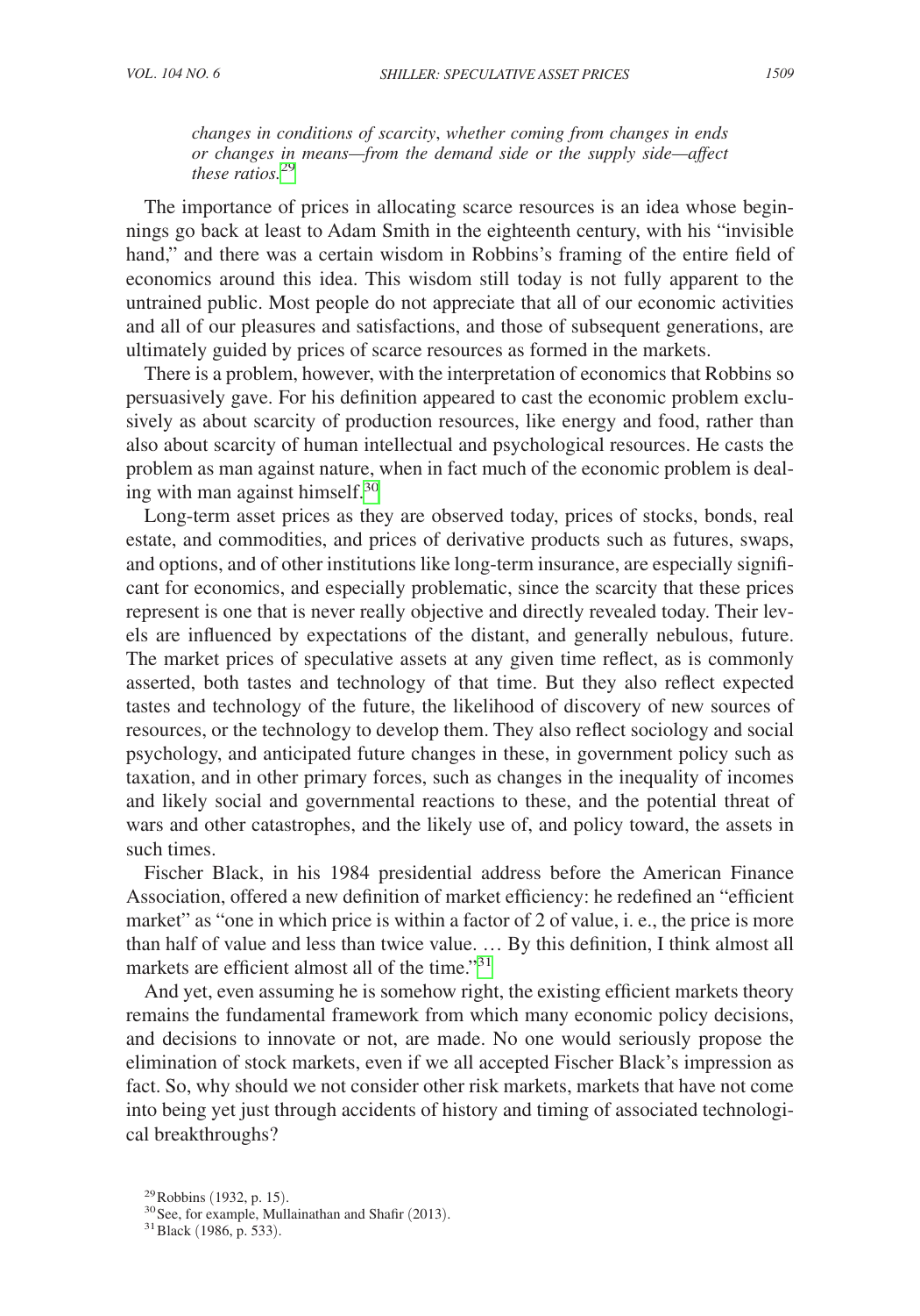*changes in conditions of scarcity*, *whether coming from changes in ends or changes in means—from the demand side or the supply side—affect these ratios.*[29]

The importance of prices in allocating scarce resources is an idea whose beginnings go back at least to Adam Smith in the eighteenth century, with his "invisible hand," and there was a certain wisdom in Robbins's framing of the entire field of economics around this idea. This wisdom still today is not fully apparent to the untrained public. Most people do not appreciate that all of our economic activities and all of our pleasures and satisfactions, and those of subsequent generations, are ultimately guided by prices of scarce resources as formed in the markets.

There is a problem, however, with the interpretation of economics that Robbins so persuasively gave. For his definition appeared to cast the economic problem exclusively as about scarcity of production resources, like energy and food, rather than also about scarcity of human intellectual and psychological resources. He casts the problem as man against nature, when in fact much of the economic problem is dealing with man against himself.[30]

Long-term asset prices as they are observed today, prices of stocks, bonds, real estate, and commodities, and prices of derivative products such as futures, swaps, and options, and of other institutions like long-term insurance, are especially significant for economics, and especially problematic, since the scarcity that these prices represent is one that is never really objective and directly revealed today. Their levels are influenced by expectations of the distant, and generally nebulous, future. The market prices of speculative assets at any given time reflect, as is commonly asserted, both tastes and technology of that time. But they also reflect expected tastes and technology of the future, the likelihood of discovery of new sources of resources, or the technology to develop them. They also reflect sociology and social psychology, and anticipated future changes in these, in government policy such as taxation, and in other primary forces, such as changes in the inequality of incomes and likely social and governmental reactions to these, and the potential threat of wars and other catastrophes, and the likely use of, and policy toward, the assets in such times.

Fischer Black, in his 1984 presidential address before the American Finance Association, offered a new definition of market efficiency: he redefined an "efficient market" as "one in which price is within a factor of 2 of value, i. e., the price is more than half of value and less than twice value. … By this definition, I think almost all markets are efficient almost all of the time."[31]

And yet, even assuming he is somehow right, the existing efficient markets theory remains the fundamental framework from which many economic policy decisions, and decisions to innovate or not, are made. No one would seriously propose the elimination of stock markets, even if we all accepted Fischer Black's impression as fact. So, why should we not consider other risk markets, markets that have not come into being yet just through accidents of history and timing of associated technological breakthroughs?

[29] Robbins (1932, p. 15).

[30] See, for example, Mullainathan and Shafir (2013).

[31] Black (1986, p. 533).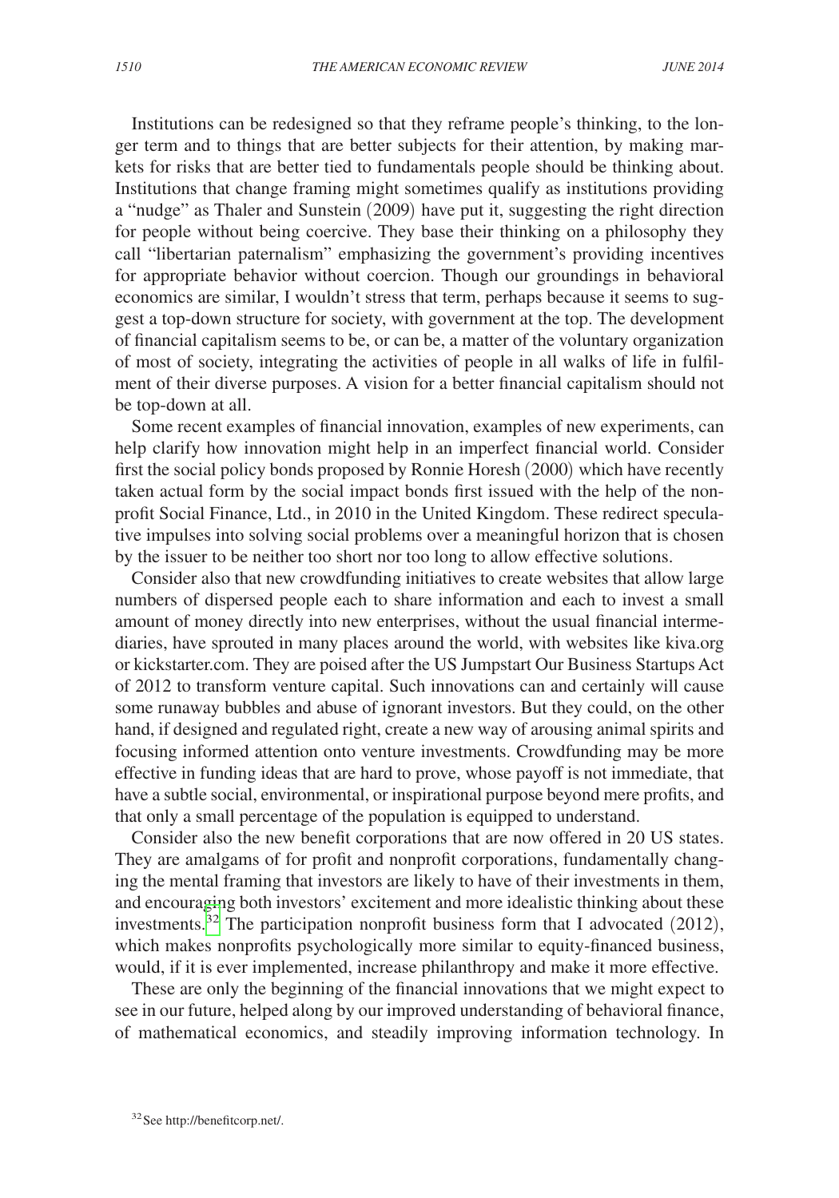Institutions can be redesigned so that they reframe people's thinking, to the longer term and to things that are better subjects for their attention, by making markets for risks that are better tied to fundamentals people should be thinking about. Institutions that change framing might sometimes qualify as institutions providing a "nudge" as Thaler and Sunstein (2009) have put it, suggesting the right direction for people without being coercive. They base their thinking on a philosophy they call "libertarian paternalism" emphasizing the government's providing incentives for appropriate behavior without coercion. Though our groundings in behavioral economics are similar, I wouldn't stress that term, perhaps because it seems to suggest a top-down structure for society, with government at the top. The development of financial capitalism seems to be, or can be, a matter of the voluntary organization of most of society, integrating the activities of people in all walks of life in fulfillment of their diverse purposes. A vision for a better financial capitalism should not be top-down at all.

Some recent examples of financial innovation, examples of new experiments, can help clarify how innovation might help in an imperfect financial world. Consider first the social policy bonds proposed by Ronnie Horesh (2000) which have recently taken actual form by the social impact bonds first issued with the help of the nonprofit Social Finance, Ltd., in 2010 in the United Kingdom. These redirect speculative impulses into solving social problems over a meaningful horizon that is chosen by the issuer to be neither too short nor too long to allow effective solutions.

Consider also that new crowdfunding initiatives to create websites that allow large numbers of dispersed people each to share information and each to invest a small amount of money directly into new enterprises, without the usual financial intermediaries, have sprouted in many places around the world, with websites like kiva.org or kickstarter.com. They are poised after the US Jumpstart Our Business Startups Act of 2012 to transform venture capital. Such innovations can and certainly will cause some runaway bubbles and abuse of ignorant investors. But they could, on the other hand, if designed and regulated right, create a new way of arousing animal spirits and focusing informed attention onto venture investments. Crowdfunding may be more effective in funding ideas that are hard to prove, whose payoff is not immediate, that have a subtle social, environmental, or inspirational purpose beyond mere profits, and that only a small percentage of the population is equipped to understand.

Consider also the new benefit corporations that are now offered in 20 US states. They are amalgams of for profit and nonprofit corporations, fundamentally changing the mental framing that investors are likely to have of their investments in them, and encouraging both investors' excitement and more idealistic thinking about these investments.[32] The participation nonprofit business form that I advocated (2012), which makes nonprofits psychologically more similar to equity-financed business, would, if it is ever implemented, increase philanthropy and make it more effective.

These are only the beginning of the financial innovations that we might expect to see in our future, helped along by our improved understanding of behavioral finance, of mathematical economics, and steadily improving information technology. In

[32] See http://benefitcorp.net/.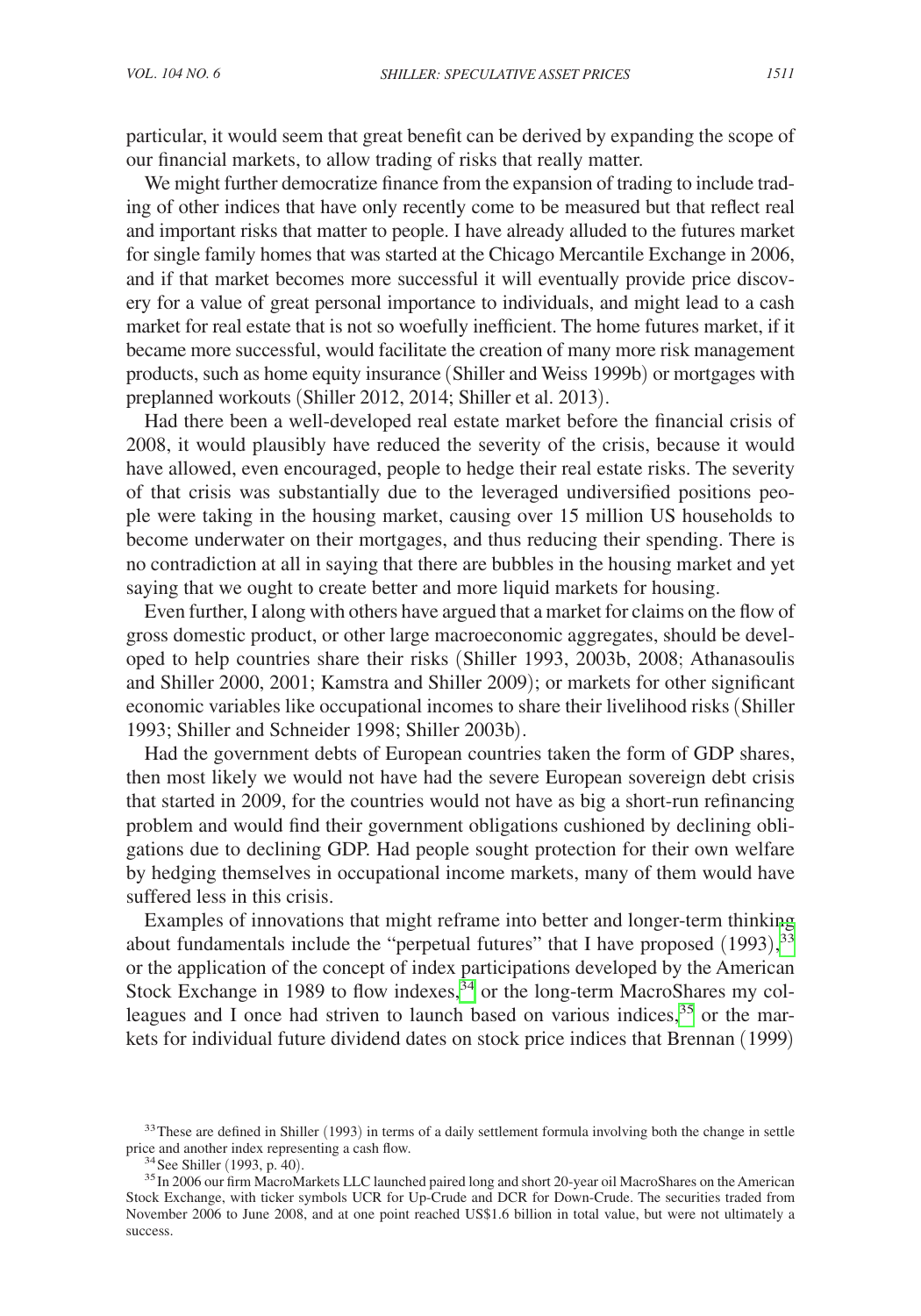particular, it would seem that great benefit can be derived by expanding the scope of our financial markets, to allow trading of risks that really matter.

We might further democratize finance from the expansion of trading to include trading of other indices that have only recently come to be measured but that reflect real and important risks that matter to people. I have already alluded to the futures market for single family homes that was started at the Chicago Mercantile Exchange in 2006, and if that market becomes more successful it will eventually provide price discovery for a value of great personal importance to individuals, and might lead to a cash market for real estate that is not so woefully inefficient. The home futures market, if it became more successful, would facilitate the creation of many more risk management products, such as home equity insurance (Shiller and Weiss 1999b) or mortgages with preplanned workouts (Shiller 2012, 2014; Shiller et al. 2013).

Had there been a well-developed real estate market before the financial crisis of 2008, it would plausibly have reduced the severity of the crisis, because it would have allowed, even encouraged, people to hedge their real estate risks. The severity of that crisis was substantially due to the leveraged undiversified positions people were taking in the housing market, causing over 15 million US households to become underwater on their mortgages, and thus reducing their spending. There is no contradiction at all in saying that there are bubbles in the housing market and yet saying that we ought to create better and more liquid markets for housing.

Even further, I along with others have argued that a market for claims on the flow of gross domestic product, or other large macroeconomic aggregates, should be developed to help countries share their risks (Shiller 1993, 2003b, 2008; Athanasoulis and Shiller 2000, 2001; Kamstra and Shiller 2009); or markets for other significant economic variables like occupational incomes to share their livelihood risks (Shiller 1993; Shiller and Schneider 1998; Shiller 2003b).

Had the government debts of European countries taken the form of GDP shares, then most likely we would not have had the severe European sovereign debt crisis that started in 2009, for the countries would not have as big a short-run refinancing problem and would find their government obligations cushioned by declining obligations due to declining GDP. Had people sought protection for their own welfare by hedging themselves in occupational income markets, many of them would have suffered less in this crisis.

Examples of innovations that might reframe into better and longer-term thinking about fundamentals include the "perpetual futures" that I have proposed (1993),[33] or the application of the concept of index participations developed by the American Stock Exchange in 1989 to flow indexes,[34] or the long-term MacroShares my colleagues and I once had striven to launch based on various indices,[35] or the markets for individual future dividend dates on stock price indices that Brennan (1999)

[33] These are defined in Shiller (1993) in terms of a daily settlement formula involving both the change in settle price and another index representing a cash flow.

[34] See Shiller (1993, p. 40).

[35] In 2006 our firm MacroMarkets LLC launched paired long and short 20-year oil MacroShares on the American Stock Exchange, with ticker symbols UCR for Up-Crude and DCR for Down-Crude. The securities traded from November 2006 to June 2008, and at one point reached US$1.6 billion in total value, but were not ultimately a success.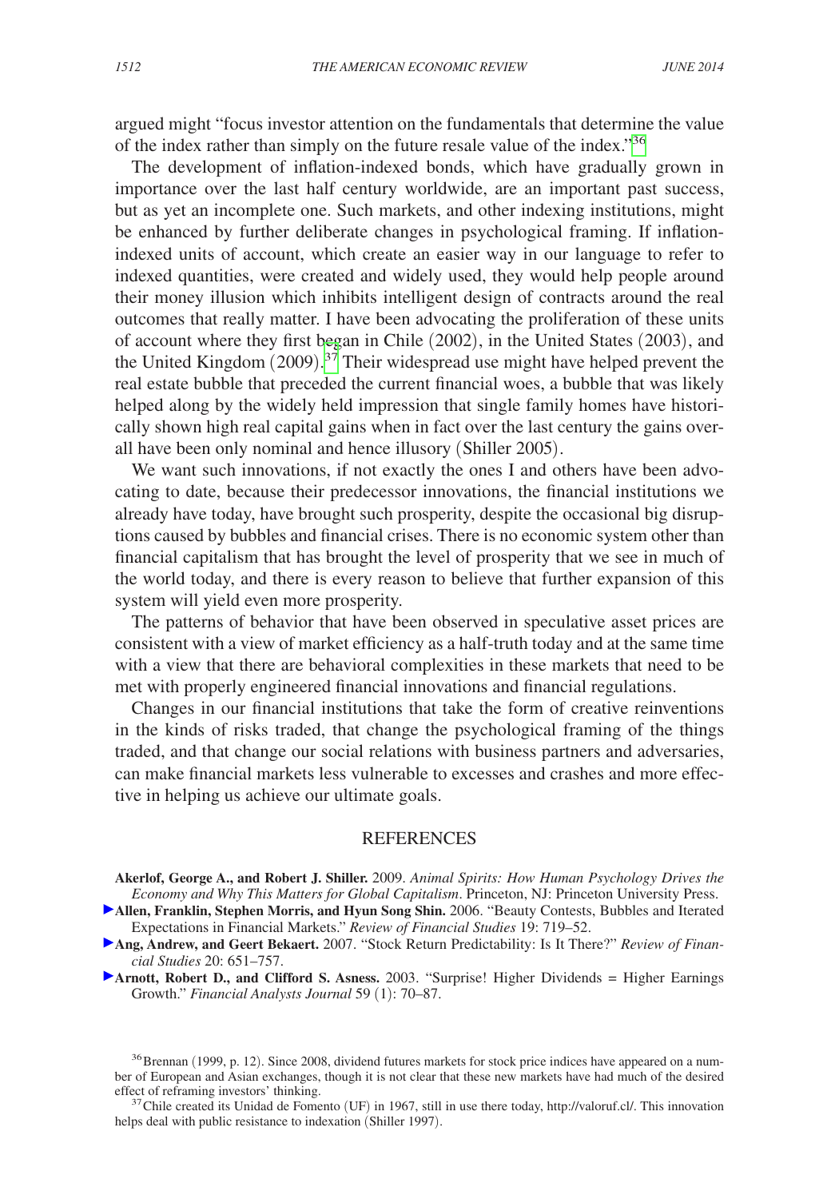argued might "focus investor attention on the fundamentals that determine the value of the index rather than simply on the future resale value of the index."[36]

The development of inflation-indexed bonds, which have gradually grown in importance over the last half century worldwide, are an important past success, but as yet an incomplete one. Such markets, and other indexing institutions, might be enhanced by further deliberate changes in psychological framing. If inflation-indexed units of account, which create an easier way in our language to refer to indexed quantities, were created and widely used, they would help people around their money illusion which inhibits intelligent design of contracts around the real outcomes that really matter. I have been advocating the proliferation of these units of account where they first began in Chile (2002), in the United States (2003), and the United Kingdom (2009).[37] Their widespread use might have helped prevent the real estate bubble that preceded the current financial woes, a bubble that was likely helped along by the widely held impression that single family homes have historically shown high real capital gains when in fact over the last century the gains overall have been only nominal and hence illusory (Shiller 2005).

We want such innovations, if not exactly the ones I and others have been advocating to date, because their predecessor innovations, the financial institutions we already have today, have brought such prosperity, despite the occasional big disruptions caused by bubbles and financial crises. There is no economic system other than financial capitalism that has brought the level of prosperity that we see in much of the world today, and there is every reason to believe that further expansion of this system will yield even more prosperity.

The patterns of behavior that have been observed in speculative asset prices are consistent with a view of market efficiency as a half-truth today and at the same time with a view that there are behavioral complexities in these markets that need to be met with properly engineered financial innovations and financial regulations.

Changes in our financial institutions that take the form of creative reinventions in the kinds of risks traded, that change the psychological framing of the things traded, and that change our social relations with business partners and adversaries, can make financial markets less vulnerable to excesses and crashes and more effective in helping us achieve our ultimate goals.

## REFERENCES

**Akerlof, George A., and Robert J. Shiller.** 2009. *Animal Spirits: How Human Psychology Drives the Economy and Why This Matters for Global Capitalism*. Princeton, NJ: Princeton University Press.

**Allen, Franklin, Stephen Morris, and Hyun Song Shin.** 2006. "Beauty Contests, Bubbles and Iterated Expectations in Financial Markets." *Review of Financial Studies* 19: 719–52.

**Ang, Andrew, and Geert Bekaert.** 2007. "Stock Return Predictability: Is It There?" *Review of Financial Studies* 20: 651–757.

**Arnott, Robert D., and Clifford S. Asness.** 2003. "Surprise! Higher Dividends = Higher Earnings Growth." *Financial Analysts Journal* 59 (1): 70–87.

---

[36] Brennan (1999, p. 12). Since 2008, dividend futures markets for stock price indices have appeared on a number of European and Asian exchanges, though it is not clear that these new markets have had much of the desired effect of reframing investors' thinking.

[37] Chile created its Unidad de Fomento (UF) in 1967, still in use there today, http://valoruf.cl/. This innovation helps deal with public resistance to indexation (Shiller 1997).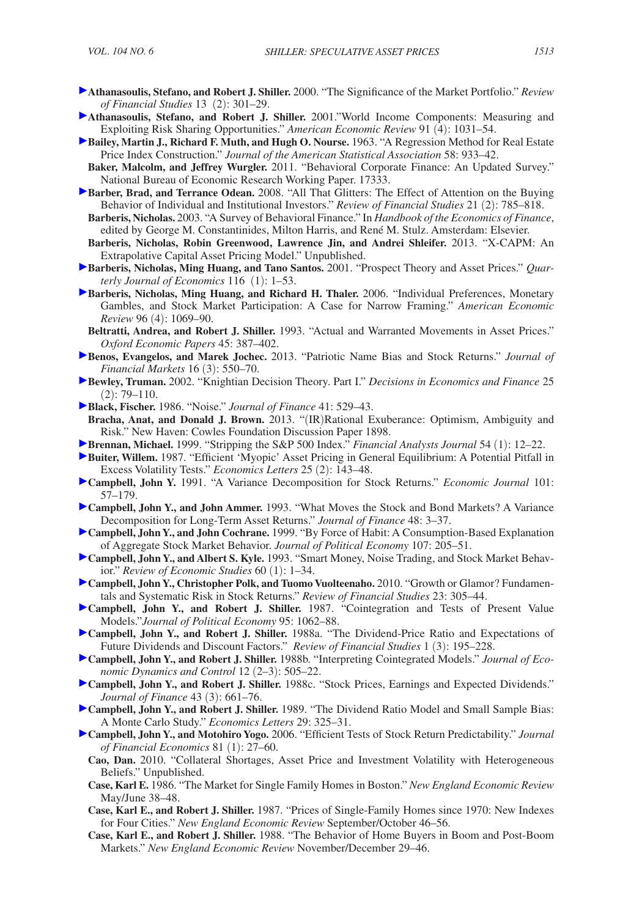**Athanasoulis, Stefano, and Robert J. Shiller.** 2000. "The Significance of the Market Portfolio." *Review of Financial Studies* 13 (2): 301–29.

**Athanasoulis, Stefano, and Robert J. Shiller.** 2001."World Income Components: Measuring and Exploiting Risk Sharing Opportunities." *American Economic Review* 91 (4): 1031–54.

**Bailey, Martin J., Richard F. Muth, and Hugh O. Nourse.** 1963. "A Regression Method for Real Estate Price Index Construction." *Journal of the American Statistical Association* 58: 933–42.

**Baker, Malcolm, and Jeffrey Wurgler.** 2011. "Behavioral Corporate Finance: An Updated Survey." National Bureau of Economic Research Working Paper. 17333.

**Barber, Brad, and Terrance Odean.** 2008. "All That Glitters: The Effect of Attention on the Buying Behavior of Individual and Institutional Investors." *Review of Financial Studies* 21 (2): 785–818.

**Barberis, Nicholas.** 2003. "A Survey of Behavioral Finance." In *Handbook of the Economics of Finance*, edited by George M. Constantinides, Milton Harris, and René M. Stulz. Amsterdam: Elsevier.

**Barberis, Nicholas, Robin Greenwood, Lawrence Jin, and Andrei Shleifer.** 2013. "X-CAPM: An Extrapolative Capital Asset Pricing Model." Unpublished.

**Barberis, Nicholas, Ming Huang, and Tano Santos.** 2001. "Prospect Theory and Asset Prices." *Quarterly Journal of Economics* 116 (1): 1–53.

**Barberis, Nicholas, Ming Huang, and Richard H. Thaler.** 2006. "Individual Preferences, Monetary Gambles, and Stock Market Participation: A Case for Narrow Framing." *American Economic Review* 96 (4): 1069–90.

**Beltratti, Andrea, and Robert J. Shiller.** 1993. "Actual and Warranted Movements in Asset Prices." *Oxford Economic Papers* 45: 387–402.

**Benos, Evangelos, and Marek Jochec.** 2013. "Patriotic Name Bias and Stock Returns." *Journal of Financial Markets* 16 (3): 550–70.

**Bewley, Truman.** 2002. "Knightian Decision Theory. Part I." *Decisions in Economics and Finance* 25 (2): 79–110.

**Black, Fischer.** 1986. "Noise." *Journal of Finance* 41: 529–43.

**Bracha, Anat, and Donald J. Brown.** 2013. "(IR)Rational Exuberance: Optimism, Ambiguity and Risk." New Haven: Cowles Foundation Discussion Paper 1898.

**Brennan, Michael.** 1999. "Stripping the S&P 500 Index." *Financial Analysts Journal* 54 (1): 12–22.

**Buiter, Willem.** 1987. "Efficient 'Myopic' Asset Pricing in General Equilibrium: A Potential Pitfall in Excess Volatility Tests." *Economics Letters* 25 (2): 143–48.

**Campbell, John Y.** 1991. "A Variance Decomposition for Stock Returns." *Economic Journal* 101: 57–179.

**Campbell, John Y., and John Ammer.** 1993. "What Moves the Stock and Bond Markets? A Variance Decomposition for Long-Term Asset Returns." *Journal of Finance* 48: 3–37.

**Campbell, John Y., and John Cochrane.** 1999. "By Force of Habit: A Consumption-Based Explanation of Aggregate Stock Market Behavior. *Journal of Political Economy* 107: 205–51.

**Campbell, John Y., and Albert S. Kyle.** 1993. "Smart Money, Noise Trading, and Stock Market Behavior." *Review of Economic Studies* 60 (1): 1–34.

**Campbell, John Y., Christopher Polk, and Tuomo Vuolteenaho.** 2010. "Growth or Glamor? Fundamentals and Systematic Risk in Stock Returns." *Review of Financial Studies* 23: 305–44.

**Campbell, John Y., and Robert J. Shiller.** 1987. "Cointegration and Tests of Present Value Models."*Journal of Political Economy* 95: 1062–88.

**Campbell, John Y., and Robert J. Shiller.** 1988a. "The Dividend-Price Ratio and Expectations of Future Dividends and Discount Factors." *Review of Financial Studies* 1 (3): 195–228.

**Campbell, John Y., and Robert J. Shiller.** 1988b. "Interpreting Cointegrated Models." *Journal of Economic Dynamics and Control* 12 (2–3): 505–22.

**Campbell, John Y., and Robert J. Shiller.** 1988c. "Stock Prices, Earnings and Expected Dividends." *Journal of Finance* 43 (3): 661–76.

**Campbell, John Y., and Robert J. Shiller.** 1989. "The Dividend Ratio Model and Small Sample Bias: A Monte Carlo Study." *Economics Letters* 29: 325–31.

**Campbell, John Y., and Motohiro Yogo.** 2006. "Efficient Tests of Stock Return Predictability." *Journal of Financial Economics* 81 (1): 27–60.

**Cao, Dan.** 2010. "Collateral Shortages, Asset Price and Investment Volatility with Heterogeneous Beliefs." Unpublished.

**Case, Karl E.** 1986. "The Market for Single Family Homes in Boston." *New England Economic Review* May/June 38–48.

**Case, Karl E., and Robert J. Shiller.** 1987. "Prices of Single-Family Homes since 1970: New Indexes for Four Cities." *New England Economic Review* September/October 46–56.

**Case, Karl E., and Robert J. Shiller.** 1988. "The Behavior of Home Buyers in Boom and Post-Boom Markets." *New England Economic Review* November/December 29–46.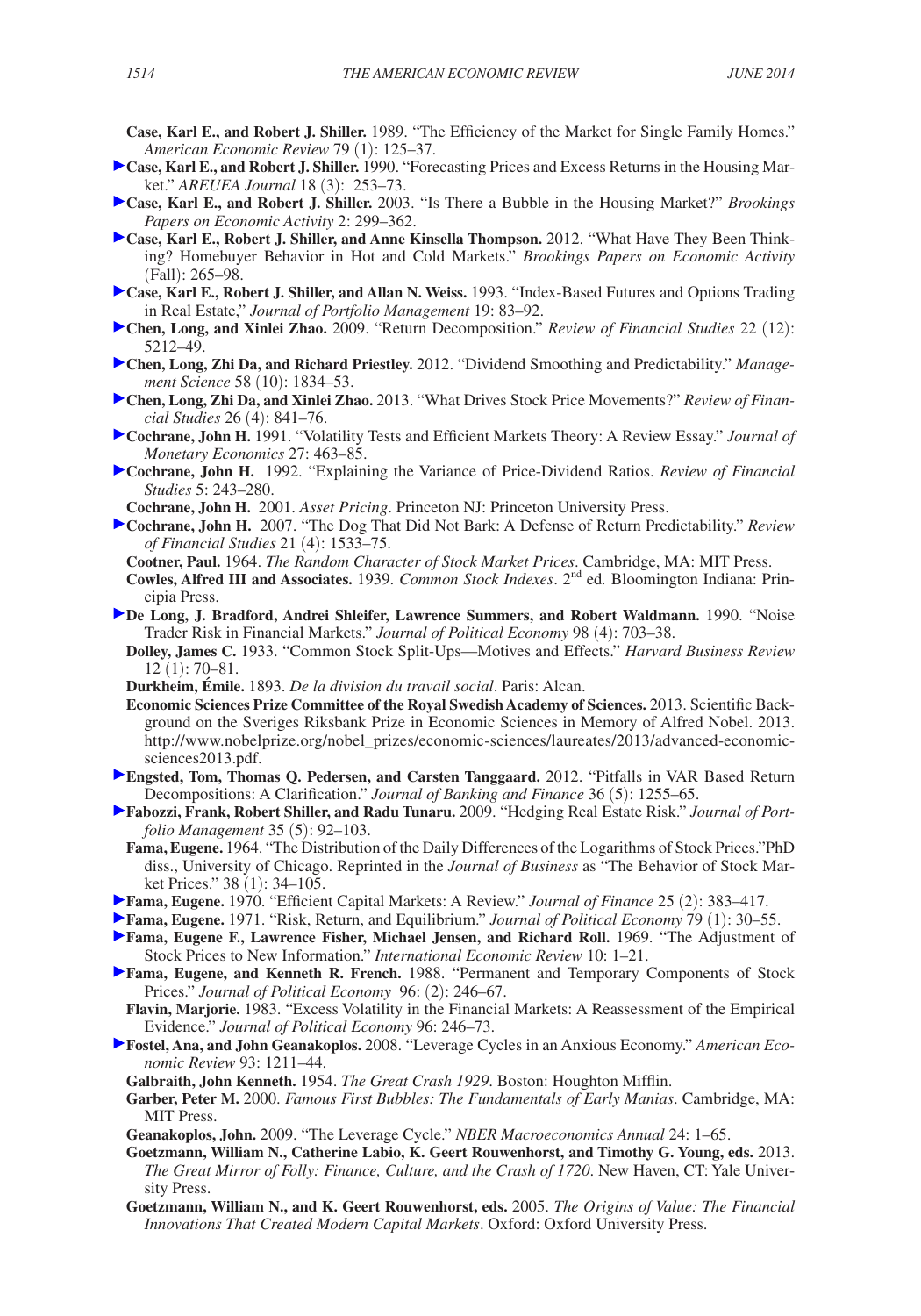**Case, Karl E., and Robert J. Shiller.** 1989. "The Efficiency of the Market for Single Family Homes." *American Economic Review* 79 (1): 125–37.

**Case, Karl E., and Robert J. Shiller.** 1990. "Forecasting Prices and Excess Returns in the Housing Market." *AREUEA Journal* 18 (3): 253–73.

**Case, Karl E., and Robert J. Shiller.** 2003. "Is There a Bubble in the Housing Market?" *Brookings Papers on Economic Activity* 2: 299–362.

**Case, Karl E., Robert J. Shiller, and Anne Kinsella Thompson.** 2012. "What Have They Been Thinking? Homebuyer Behavior in Hot and Cold Markets." *Brookings Papers on Economic Activity* (Fall): 265–98.

**Case, Karl E., Robert J. Shiller, and Allan N. Weiss.** 1993. "Index-Based Futures and Options Trading in Real Estate," *Journal of Portfolio Management* 19: 83–92.

**Chen, Long, and Xinlei Zhao.** 2009. "Return Decomposition." *Review of Financial Studies* 22 (12): 5212–49.

**Chen, Long, Zhi Da, and Richard Priestley.** 2012. "Dividend Smoothing and Predictability." *Management Science* 58 (10): 1834–53.

**Chen, Long, Zhi Da, and Xinlei Zhao.** 2013. "What Drives Stock Price Movements?" *Review of Financial Studies* 26 (4): 841–76.

**Cochrane, John H.** 1991. "Volatility Tests and Efficient Markets Theory: A Review Essay." *Journal of Monetary Economics* 27: 463–85.

**Cochrane, John H.** 1992. "Explaining the Variance of Price-Dividend Ratios. *Review of Financial Studies* 5: 243–280.

**Cochrane, John H.** 2001. *Asset Pricing*. Princeton NJ: Princeton University Press.

**Cochrane, John H.** 2007. "The Dog That Did Not Bark: A Defense of Return Predictability." *Review of Financial Studies* 21 (4): 1533–75.

**Cootner, Paul.** 1964. *The Random Character of Stock Market Prices*. Cambridge, MA: MIT Press.

**Cowles, Alfred III and Associates.** 1939. *Common Stock Indexes*. 2nd ed. Bloomington Indiana: Principia Press.

**De Long, J. Bradford, Andrei Shleifer, Lawrence Summers, and Robert Waldmann.** 1990. "Noise Trader Risk in Financial Markets." *Journal of Political Economy* 98 (4): 703–38.

**Dolley, James C.** 1933. "Common Stock Split-Ups—Motives and Effects." *Harvard Business Review* 12 (1): 70–81.

**Durkheim, Émile.** 1893. *De la division du travail social*. Paris: Alcan.

**Economic Sciences Prize Committee of the Royal Swedish Academy of Sciences.** 2013. Scientific Background on the Sveriges Riksbank Prize in Economic Sciences in Memory of Alfred Nobel. 2013. http://www.nobelprize.org/nobel_prizes/economic-sciences/laureates/2013/advanced-economicsciences2013.pdf.

**Engsted, Tom, Thomas Q. Pedersen, and Carsten Tanggaard.** 2012. "Pitfalls in VAR Based Return Decompositions: A Clarification." *Journal of Banking and Finance* 36 (5): 1255–65.

**Fabozzi, Frank, Robert Shiller, and Radu Tunaru.** 2009. "Hedging Real Estate Risk." *Journal of Portfolio Management* 35 (5): 92–103.

**Fama, Eugene.** 1964. "The Distribution of the Daily Differences of the Logarithms of Stock Prices."PhD diss., University of Chicago. Reprinted in the *Journal of Business* as "The Behavior of Stock Market Prices." 38 (1): 34–105.

**Fama, Eugene.** 1970. "Efficient Capital Markets: A Review." *Journal of Finance* 25 (2): 383–417.

**Fama, Eugene.** 1971. "Risk, Return, and Equilibrium." *Journal of Political Economy* 79 (1): 30–55.

**Fama, Eugene F., Lawrence Fisher, Michael Jensen, and Richard Roll.** 1969. "The Adjustment of Stock Prices to New Information." *International Economic Review* 10: 1–21.

**Fama, Eugene, and Kenneth R. French.** 1988. "Permanent and Temporary Components of Stock Prices." *Journal of Political Economy* 96: (2): 246–67.

**Flavin, Marjorie.** 1983. "Excess Volatility in the Financial Markets: A Reassessment of the Empirical Evidence." *Journal of Political Economy* 96: 246–73.

**Fostel, Ana, and John Geanakoplos.** 2008. "Leverage Cycles in an Anxious Economy." *American Economic Review* 93: 1211–44.

**Galbraith, John Kenneth.** 1954. *The Great Crash 1929*. Boston: Houghton Mifflin.

**Garber, Peter M.** 2000. *Famous First Bubbles: The Fundamentals of Early Manias*. Cambridge, MA: MIT Press.

**Geanakoplos, John.** 2009. "The Leverage Cycle." *NBER Macroeconomics Annual* 24: 1–65.

**Goetzmann, William N., Catherine Labio, K. Geert Rouwenhorst, and Timothy G. Young, eds.** 2013. *The Great Mirror of Folly: Finance, Culture, and the Crash of 1720*. New Haven, CT: Yale University Press.

**Goetzmann, William N., and K. Geert Rouwenhorst, eds.** 2005. *The Origins of Value: The Financial Innovations That Created Modern Capital Markets*. Oxford: Oxford University Press.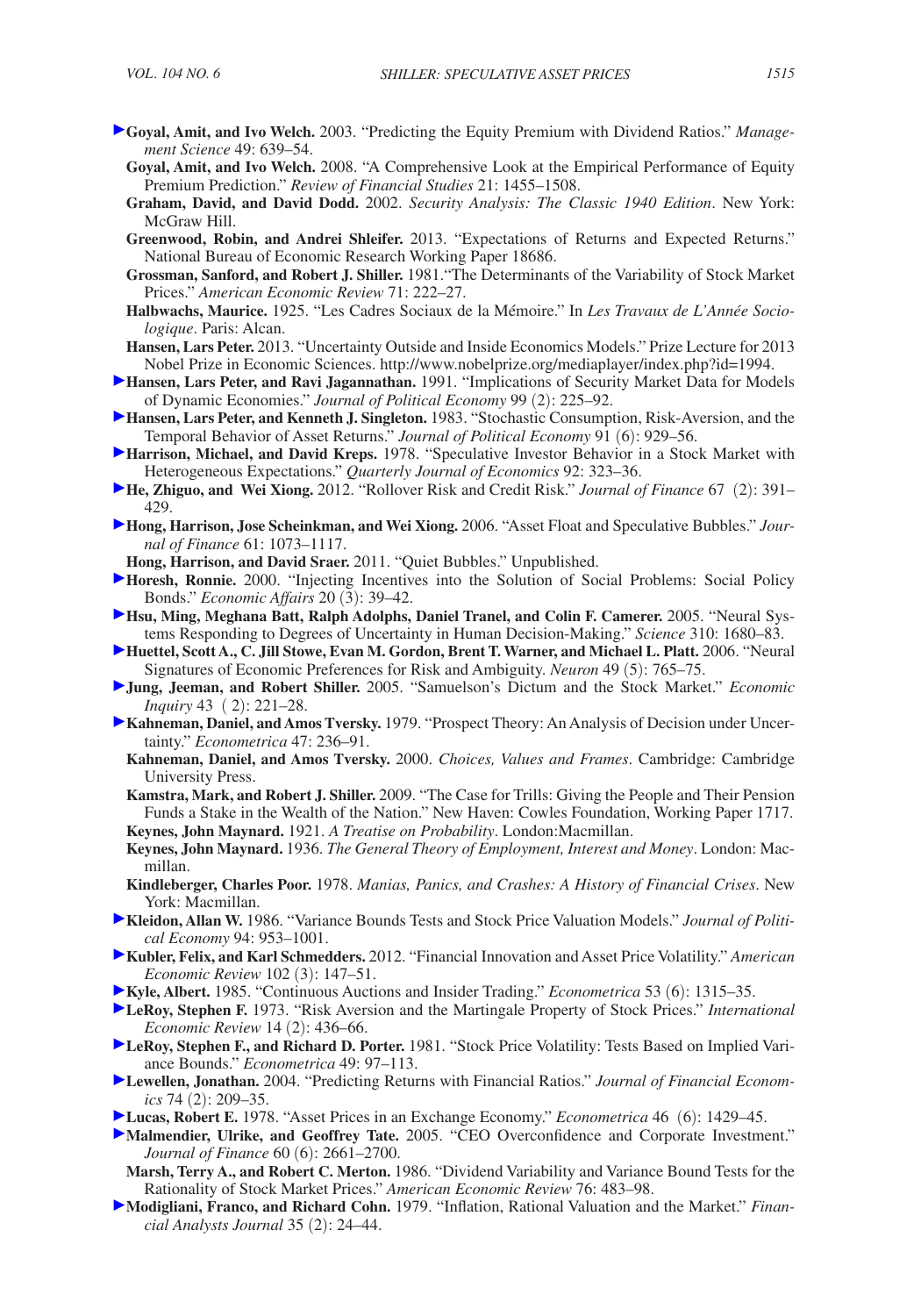**Goyal, Amit, and Ivo Welch.** 2003. "Predicting the Equity Premium with Dividend Ratios." *Management Science* 49: 639–54.

**Goyal, Amit, and Ivo Welch.** 2008. "A Comprehensive Look at the Empirical Performance of Equity Premium Prediction." *Review of Financial Studies* 21: 1455–1508.

**Graham, David, and David Dodd.** 2002. *Security Analysis: The Classic 1940 Edition*. New York: McGraw Hill.

**Greenwood, Robin, and Andrei Shleifer.** 2013. "Expectations of Returns and Expected Returns." National Bureau of Economic Research Working Paper 18686.

**Grossman, Sanford, and Robert J. Shiller.** 1981."The Determinants of the Variability of Stock Market Prices." *American Economic Review* 71: 222–27.

**Halbwachs, Maurice.** 1925. "Les Cadres Sociaux de la Mémoire." In *Les Travaux de L'Année Sociologique*. Paris: Alcan.

**Hansen, Lars Peter.** 2013. "Uncertainty Outside and Inside Economics Models." Prize Lecture for 2013 Nobel Prize in Economic Sciences. http://www.nobelprize.org/mediaplayer/index.php?id=1994.

**Hansen, Lars Peter, and Ravi Jagannathan.** 1991. "Implications of Security Market Data for Models of Dynamic Economies." *Journal of Political Economy* 99 (2): 225–92.

**Hansen, Lars Peter, and Kenneth J. Singleton.** 1983. "Stochastic Consumption, Risk-Aversion, and the Temporal Behavior of Asset Returns." *Journal of Political Economy* 91 (6): 929–56.

**Harrison, Michael, and David Kreps.** 1978. "Speculative Investor Behavior in a Stock Market with Heterogeneous Expectations." *Quarterly Journal of Economics* 92: 323–36.

**He, Zhiguo, and Wei Xiong.** 2012. "Rollover Risk and Credit Risk." *Journal of Finance* 67 (2): 391–429.

**Hong, Harrison, Jose Scheinkman, and Wei Xiong.** 2006. "Asset Float and Speculative Bubbles." *Journal of Finance* 61: 1073–1117.

**Hong, Harrison, and David Sraer.** 2011. "Quiet Bubbles." Unpublished.

**Horesh, Ronnie.** 2000. "Injecting Incentives into the Solution of Social Problems: Social Policy Bonds." *Economic Affairs* 20 (3): 39–42.

**Hsu, Ming, Meghana Batt, Ralph Adolphs, Daniel Tranel, and Colin F. Camerer.** 2005. "Neural Systems Responding to Degrees of Uncertainty in Human Decision-Making." *Science* 310: 1680–83.

**Huettel, Scott A., C. Jill Stowe, Evan M. Gordon, Brent T. Warner, and Michael L. Platt.** 2006. "Neural Signatures of Economic Preferences for Risk and Ambiguity. *Neuron* 49 (5): 765–75.

**Jung, Jeeman, and Robert Shiller.** 2005. "Samuelson's Dictum and the Stock Market." *Economic Inquiry* 43 (2): 221–28.

**Kahneman, Daniel, and Amos Tversky.** 1979. "Prospect Theory: An Analysis of Decision under Uncertainty." *Econometrica* 47: 236–91.

**Kahneman, Daniel, and Amos Tversky.** 2000. *Choices, Values and Frames*. Cambridge: Cambridge University Press.

**Kamstra, Mark, and Robert J. Shiller.** 2009. "The Case for Trills: Giving the People and Their Pension Funds a Stake in the Wealth of the Nation." New Haven: Cowles Foundation, Working Paper 1717.

**Keynes, John Maynard.** 1921. *A Treatise on Probability*. London:Macmillan.

**Keynes, John Maynard.** 1936. *The General Theory of Employment, Interest and Money*. London: Macmillan.

**Kindleberger, Charles Poor.** 1978. *Manias, Panics, and Crashes: A History of Financial Crises*. New York: Macmillan.

**Kleidon, Allan W.** 1986. "Variance Bounds Tests and Stock Price Valuation Models." *Journal of Political Economy* 94: 953–1001.

**Kubler, Felix, and Karl Schmedders.** 2012. "Financial Innovation and Asset Price Volatility." *American Economic Review* 102 (3): 147–51.

**Kyle, Albert.** 1985. "Continuous Auctions and Insider Trading." *Econometrica* 53 (6): 1315–35.

**LeRoy, Stephen F.** 1973. "Risk Aversion and the Martingale Property of Stock Prices." *International Economic Review* 14 (2): 436–66.

**LeRoy, Stephen F., and Richard D. Porter.** 1981. "Stock Price Volatility: Tests Based on Implied Variance Bounds." *Econometrica* 49: 97–113.

**Lewellen, Jonathan.** 2004. "Predicting Returns with Financial Ratios." *Journal of Financial Economics* 74 (2): 209–35.

**Lucas, Robert E.** 1978. "Asset Prices in an Exchange Economy." *Econometrica* 46 (6): 1429–45.

**Malmendier, Ulrike, and Geoffrey Tate.** 2005. "CEO Overconfidence and Corporate Investment." *Journal of Finance* 60 (6): 2661–2700.

**Marsh, Terry A., and Robert C. Merton.** 1986. "Dividend Variability and Variance Bound Tests for the Rationality of Stock Market Prices." *American Economic Review* 76: 483–98.

**Modigliani, Franco, and Richard Cohn.** 1979. "Inflation, Rational Valuation and the Market." *Financial Analysts Journal* 35 (2): 24–44.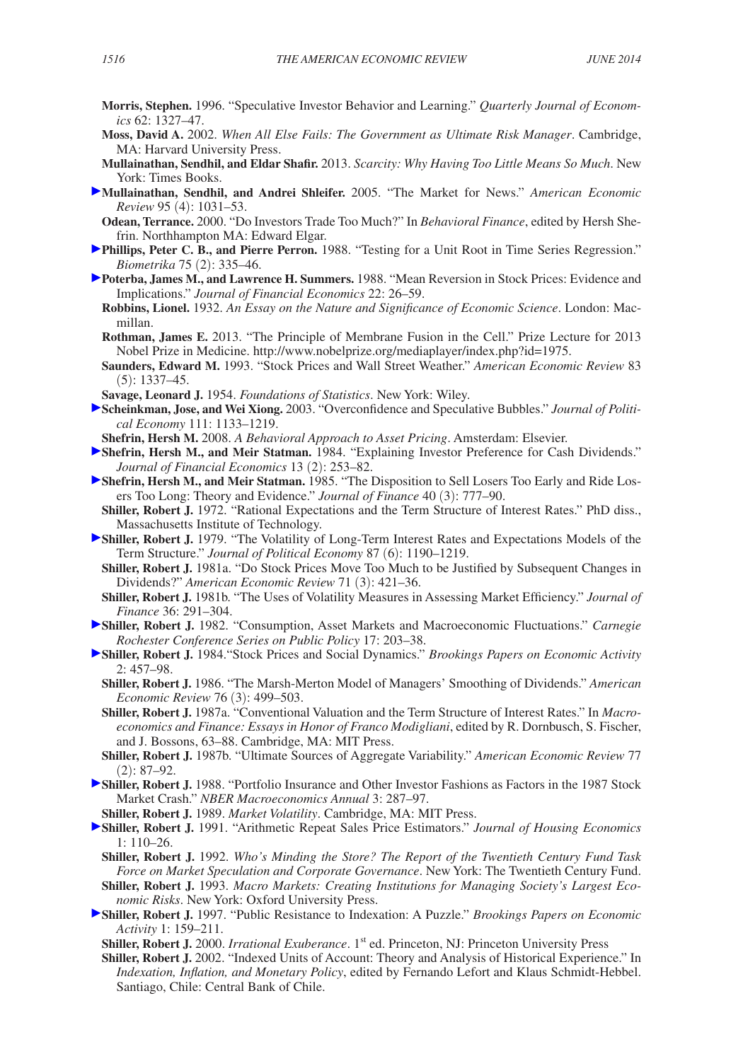**Morris, Stephen.** 1996. "Speculative Investor Behavior and Learning." *Quarterly Journal of Economics* 62: 1327–47.

**Moss, David A.** 2002. *When All Else Fails: The Government as Ultimate Risk Manager*. Cambridge, MA: Harvard University Press.

**Mullainathan, Sendhil, and Eldar Shafir.** 2013. *Scarcity: Why Having Too Little Means So Much*. New York: Times Books.

**Mullainathan, Sendhil, and Andrei Shleifer.** 2005. "The Market for News." *American Economic Review* 95 (4): 1031–53.

**Odean, Terrance.** 2000. "Do Investors Trade Too Much?" In *Behavioral Finance*, edited by Hersh Shefrin. Northhampton MA: Edward Elgar.

**Phillips, Peter C. B., and Pierre Perron.** 1988. "Testing for a Unit Root in Time Series Regression." *Biometrika* 75 (2): 335–46.

**Poterba, James M., and Lawrence H. Summers.** 1988. "Mean Reversion in Stock Prices: Evidence and Implications." *Journal of Financial Economics* 22: 26–59.

**Robbins, Lionel.** 1932. *An Essay on the Nature and Significance of Economic Science*. London: Macmillan.

**Rothman, James E.** 2013. "The Principle of Membrane Fusion in the Cell." Prize Lecture for 2013 Nobel Prize in Medicine. http://www.nobelprize.org/mediaplayer/index.php?id=1975.

**Saunders, Edward M.** 1993. "Stock Prices and Wall Street Weather." *American Economic Review* 83 (5): 1337–45.

**Savage, Leonard J.** 1954. *Foundations of Statistics*. New York: Wiley.

**Scheinkman, Jose, and Wei Xiong.** 2003. "Overconfidence and Speculative Bubbles." *Journal of Political Economy* 111: 1133–1219.

**Shefrin, Hersh M.** 2008. *A Behavioral Approach to Asset Pricing*. Amsterdam: Elsevier.

**Shefrin, Hersh M., and Meir Statman.** 1984. "Explaining Investor Preference for Cash Dividends." *Journal of Financial Economics* 13 (2): 253–82.

**Shefrin, Hersh M., and Meir Statman.** 1985. "The Disposition to Sell Losers Too Early and Ride Losers Too Long: Theory and Evidence." *Journal of Finance* 40 (3): 777–90.

**Shiller, Robert J.** 1972. "Rational Expectations and the Term Structure of Interest Rates." PhD diss., Massachusetts Institute of Technology.

**Shiller, Robert J.** 1979. "The Volatility of Long-Term Interest Rates and Expectations Models of the Term Structure." *Journal of Political Economy* 87 (6): 1190–1219.

**Shiller, Robert J.** 1981a. "Do Stock Prices Move Too Much to be Justified by Subsequent Changes in Dividends?" *American Economic Review* 71 (3): 421–36.

**Shiller, Robert J.** 1981b. "The Uses of Volatility Measures in Assessing Market Efficiency." *Journal of Finance* 36: 291–304.

**Shiller, Robert J.** 1982. "Consumption, Asset Markets and Macroeconomic Fluctuations." *Carnegie Rochester Conference Series on Public Policy* 17: 203–38.

**Shiller, Robert J.** 1984."Stock Prices and Social Dynamics." *Brookings Papers on Economic Activity* 2: 457–98.

**Shiller, Robert J.** 1986. "The Marsh-Merton Model of Managers' Smoothing of Dividends." *American Economic Review* 76 (3): 499–503.

**Shiller, Robert J.** 1987a. "Conventional Valuation and the Term Structure of Interest Rates." In *Macroeconomics and Finance: Essays in Honor of Franco Modigliani*, edited by R. Dornbusch, S. Fischer, and J. Bossons, 63–88. Cambridge, MA: MIT Press.

**Shiller, Robert J.** 1987b. "Ultimate Sources of Aggregate Variability." *American Economic Review* 77 (2): 87–92.

**Shiller, Robert J.** 1988. "Portfolio Insurance and Other Investor Fashions as Factors in the 1987 Stock Market Crash." *NBER Macroeconomics Annual* 3: 287–97.

**Shiller, Robert J.** 1989. *Market Volatility*. Cambridge, MA: MIT Press.

**Shiller, Robert J.** 1991. "Arithmetic Repeat Sales Price Estimators." *Journal of Housing Economics* 1: 110–26.

**Shiller, Robert J.** 1992. *Who's Minding the Store? The Report of the Twentieth Century Fund Task Force on Market Speculation and Corporate Governance*. New York: The Twentieth Century Fund.

**Shiller, Robert J.** 1993. *Macro Markets: Creating Institutions for Managing Society's Largest Economic Risks*. New York: Oxford University Press.

**Shiller, Robert J.** 1997. "Public Resistance to Indexation: A Puzzle." *Brookings Papers on Economic Activity* 1: 159–211.

**Shiller, Robert J.** 2000. *Irrational Exuberance*. 1st ed. Princeton, NJ: Princeton University Press

**Shiller, Robert J.** 2002. "Indexed Units of Account: Theory and Analysis of Historical Experience." In *Indexation, Inflation, and Monetary Policy*, edited by Fernando Lefort and Klaus Schmidt-Hebbel. Santiago, Chile: Central Bank of Chile.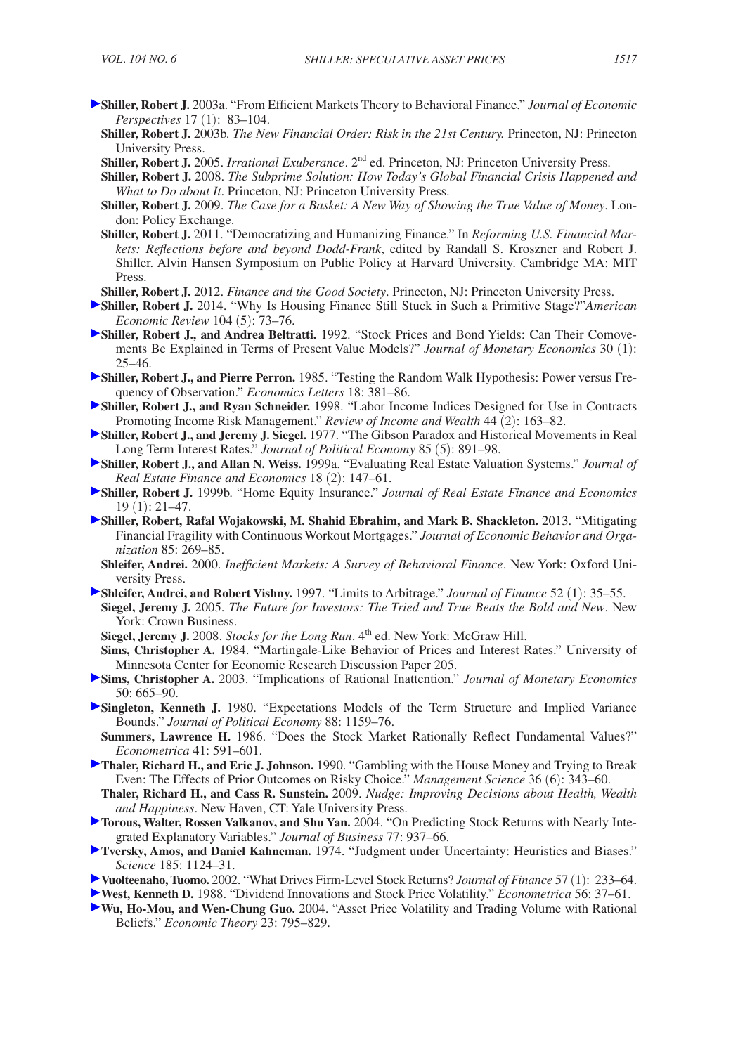**Shiller, Robert J.** 2003a. "From Efficient Markets Theory to Behavioral Finance." *Journal of Economic Perspectives* 17 (1): 83–104.

**Shiller, Robert J.** 2003b. *The New Financial Order: Risk in the 21st Century.* Princeton, NJ: Princeton University Press.

**Shiller, Robert J.** 2005. *Irrational Exuberance*. 2nd ed. Princeton, NJ: Princeton University Press.

**Shiller, Robert J.** 2008. *The Subprime Solution: How Today's Global Financial Crisis Happened and What to Do about It*. Princeton, NJ: Princeton University Press.

**Shiller, Robert J.** 2009. *The Case for a Basket: A New Way of Showing the True Value of Money*. London: Policy Exchange.

**Shiller, Robert J.** 2011. "Democratizing and Humanizing Finance." In *Reforming U.S. Financial Markets: Reflections before and beyond Dodd-Frank*, edited by Randall S. Kroszner and Robert J. Shiller. Alvin Hansen Symposium on Public Policy at Harvard University. Cambridge MA: MIT Press.

**Shiller, Robert J.** 2012. *Finance and the Good Society*. Princeton, NJ: Princeton University Press.

**Shiller, Robert J.** 2014. "Why Is Housing Finance Still Stuck in Such a Primitive Stage?" *American Economic Review* 104 (5): 73–76.

**Shiller, Robert J., and Andrea Beltratti.** 1992. "Stock Prices and Bond Yields: Can Their Comovements Be Explained in Terms of Present Value Models?" *Journal of Monetary Economics* 30 (1): 25–46.

**Shiller, Robert J., and Pierre Perron.** 1985. "Testing the Random Walk Hypothesis: Power versus Frequency of Observation." *Economics Letters* 18: 381–86.

**Shiller, Robert J., and Ryan Schneider.** 1998. "Labor Income Indices Designed for Use in Contracts Promoting Income Risk Management." *Review of Income and Wealth* 44 (2): 163–82.

**Shiller, Robert J., and Jeremy J. Siegel.** 1977. "The Gibson Paradox and Historical Movements in Real Long Term Interest Rates." *Journal of Political Economy* 85 (5): 891–98.

**Shiller, Robert J., and Allan N. Weiss.** 1999a. "Evaluating Real Estate Valuation Systems." *Journal of Real Estate Finance and Economics* 18 (2): 147–61.

**Shiller, Robert J.** 1999b. "Home Equity Insurance." *Journal of Real Estate Finance and Economics* 19 (1): 21–47.

**Shiller, Robert, Rafal Wojakowski, M. Shahid Ebrahim, and Mark B. Shackleton.** 2013. "Mitigating Financial Fragility with Continuous Workout Mortgages." *Journal of Economic Behavior and Organization* 85: 269–85.

**Shleifer, Andrei.** 2000. *Inefficient Markets: A Survey of Behavioral Finance*. New York: Oxford University Press.

**Shleifer, Andrei, and Robert Vishny.** 1997. "Limits to Arbitrage." *Journal of Finance* 52 (1): 35–55.

**Siegel, Jeremy J.** 2005. *The Future for Investors: The Tried and True Beats the Bold and New*. New York: Crown Business.

**Siegel, Jeremy J.** 2008. *Stocks for the Long Run*. 4th ed. New York: McGraw Hill.

**Sims, Christopher A.** 1984. "Martingale-Like Behavior of Prices and Interest Rates." University of Minnesota Center for Economic Research Discussion Paper 205.

**Sims, Christopher A.** 2003. "Implications of Rational Inattention." *Journal of Monetary Economics* 50: 665–90.

**Singleton, Kenneth J.** 1980. "Expectations Models of the Term Structure and Implied Variance Bounds." *Journal of Political Economy* 88: 1159–76.

**Summers, Lawrence H.** 1986. "Does the Stock Market Rationally Reflect Fundamental Values?" *Econometrica* 41: 591–601.

**Thaler, Richard H., and Eric J. Johnson.** 1990. "Gambling with the House Money and Trying to Break Even: The Effects of Prior Outcomes on Risky Choice." *Management Science* 36 (6): 343–60.

**Thaler, Richard H., and Cass R. Sunstein.** 2009. *Nudge: Improving Decisions about Health, Wealth and Happiness*. New Haven, CT: Yale University Press.

**Torous, Walter, Rossen Valkanov, and Shu Yan.** 2004. "On Predicting Stock Returns with Nearly Integrated Explanatory Variables." *Journal of Business* 77: 937–66.

**Tversky, Amos, and Daniel Kahneman.** 1974. "Judgment under Uncertainty: Heuristics and Biases." *Science* 185: 1124–31.

**Vuolteenaho, Tuomo.** 2002. "What Drives Firm-Level Stock Returns? *Journal of Finance* 57 (1): 233–64.

**West, Kenneth D.** 1988. "Dividend Innovations and Stock Price Volatility." *Econometrica* 56: 37–61.

**Wu, Ho-Mou, and Wen-Chung Guo.** 2004. "Asset Price Volatility and Trading Volume with Rational Beliefs." *Economic Theory* 23: 795–829.